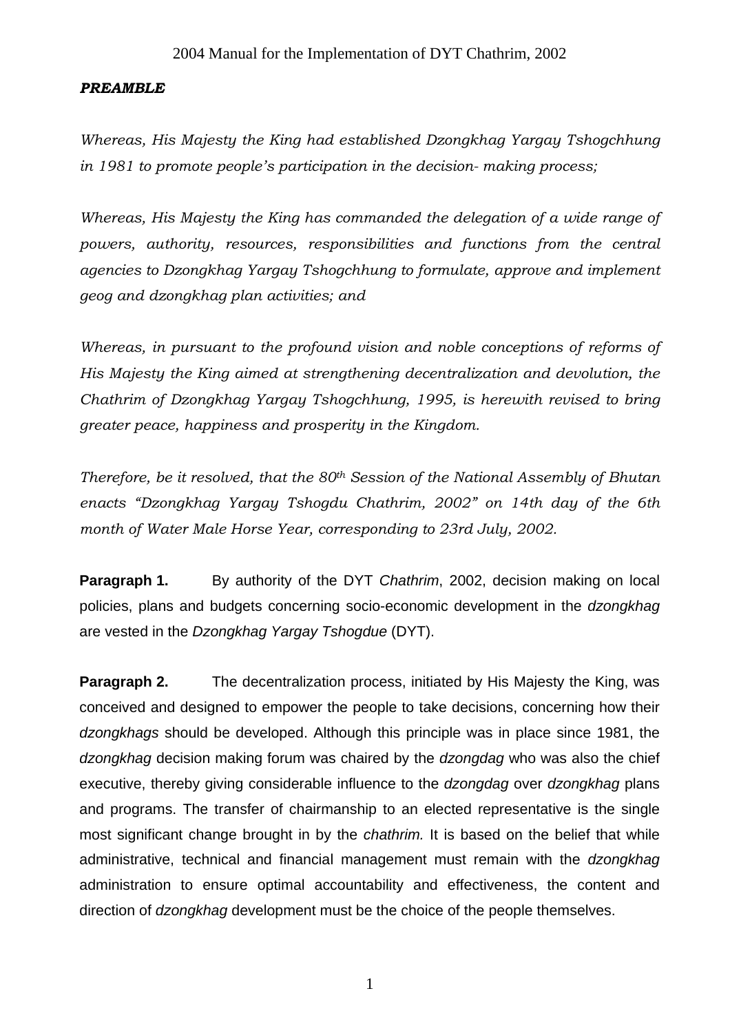***PREAMBLE***

*Whereas, His Majesty the King had established Dzongkhag Yargay Tshogchhung in 1981 to promote people's participation in the decision- making process;*

*Whereas, His Majesty the King has commanded the delegation of a wide range of powers, authority, resources, responsibilities and functions from the central agencies to Dzongkhag Yargay Tshogchhung to formulate, approve and implement geog and dzongkhag plan activities; and*

*Whereas, in pursuant to the profound vision and noble conceptions of reforms of His Majesty the King aimed at strengthening decentralization and devolution, the Chathrim of Dzongkhag Yargay Tshogchhung, 1995, is herewith revised to bring greater peace, happiness and prosperity in the Kingdom.*

*Therefore, be it resolved, that the 80th Session of the National Assembly of Bhutan enacts "Dzongkhag Yargay Tshogdu Chathrim, 2002" on 14th day of the 6th month of Water Male Horse Year, corresponding to 23rd July, 2002.*

**Paragraph 1.** By authority of the DYT *Chathrim*, 2002, decision making on local policies, plans and budgets concerning socio-economic development in the *dzongkhag* are vested in the *Dzongkhag Yargay Tshogdue* (DYT).

**Paragraph 2.** The decentralization process, initiated by His Majesty the King, was conceived and designed to empower the people to take decisions, concerning how their *dzongkhags* should be developed. Although this principle was in place since 1981, the *dzongkhag* decision making forum was chaired by the *dzongdag* who was also the chief executive, thereby giving considerable influence to the *dzongdag* over *dzongkhag* plans and programs. The transfer of chairmanship to an elected representative is the single most significant change brought in by the *chathrim.* It is based on the belief that while administrative, technical and financial management must remain with the *dzongkhag* administration to ensure optimal accountability and effectiveness, the content and direction of *dzongkhag* development must be the choice of the people themselves.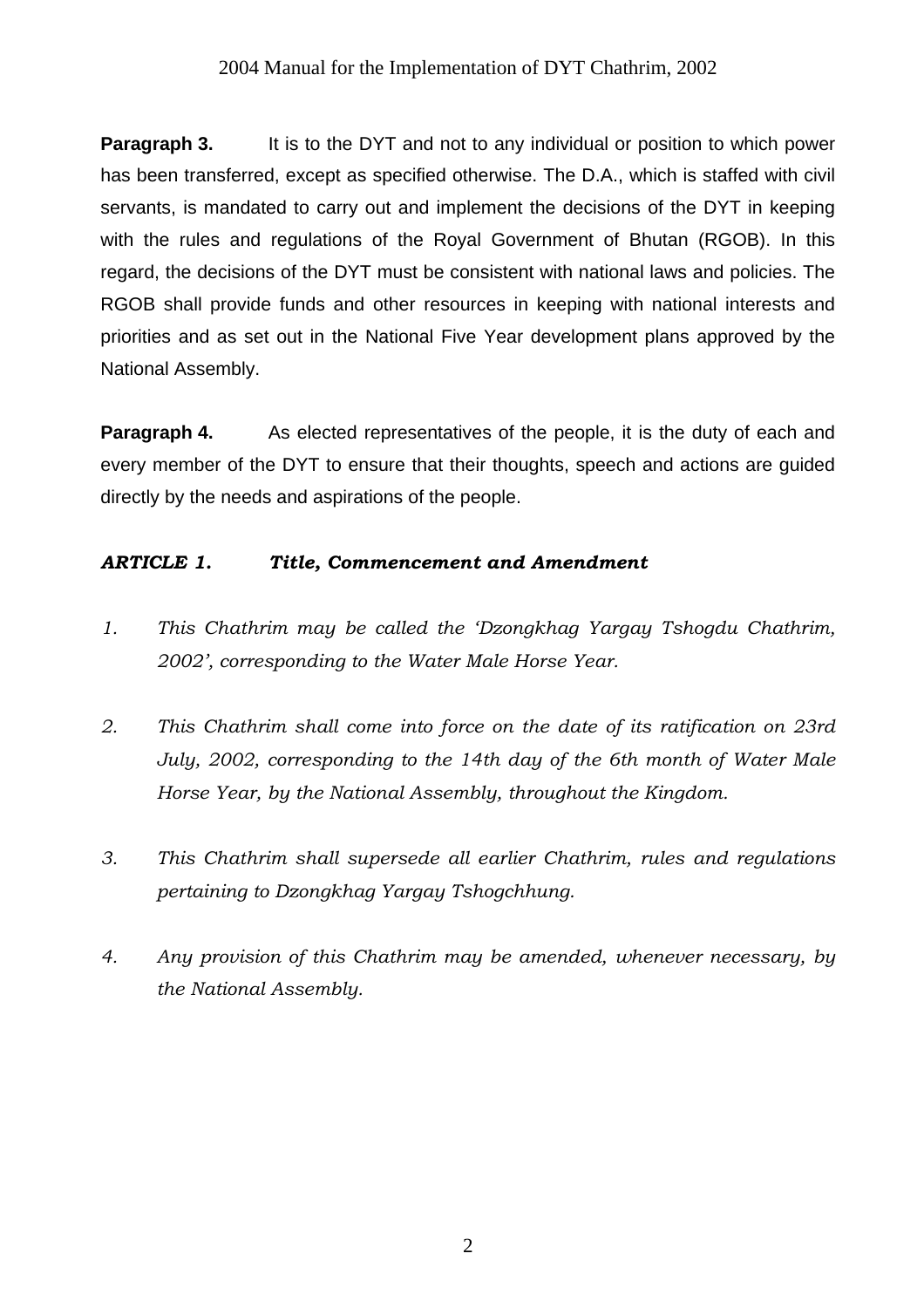**Paragraph 3.** It is to the DYT and not to any individual or position to which power has been transferred, except as specified otherwise. The D.A., which is staffed with civil servants, is mandated to carry out and implement the decisions of the DYT in keeping with the rules and regulations of the Royal Government of Bhutan (RGOB). In this regard, the decisions of the DYT must be consistent with national laws and policies. The RGOB shall provide funds and other resources in keeping with national interests and priorities and as set out in the National Five Year development plans approved by the National Assembly.

**Paragraph 4.** As elected representatives of the people, it is the duty of each and every member of the DYT to ensure that their thoughts, speech and actions are guided directly by the needs and aspirations of the people.

***ARTICLE 1. Title, Commencement and Amendment***

1. *This Chathrim may be called the 'Dzongkhag Yargay Tshogdu Chathrim, 2002', corresponding to the Water Male Horse Year.*

2. *This Chathrim shall come into force on the date of its ratification on 23rd July, 2002, corresponding to the 14th day of the 6th month of Water Male Horse Year, by the National Assembly, throughout the Kingdom.*

3. *This Chathrim shall supersede all earlier Chathrim, rules and regulations pertaining to Dzongkhag Yargay Tshogchhung.*

4. *Any provision of this Chathrim may be amended, whenever necessary, by the National Assembly.*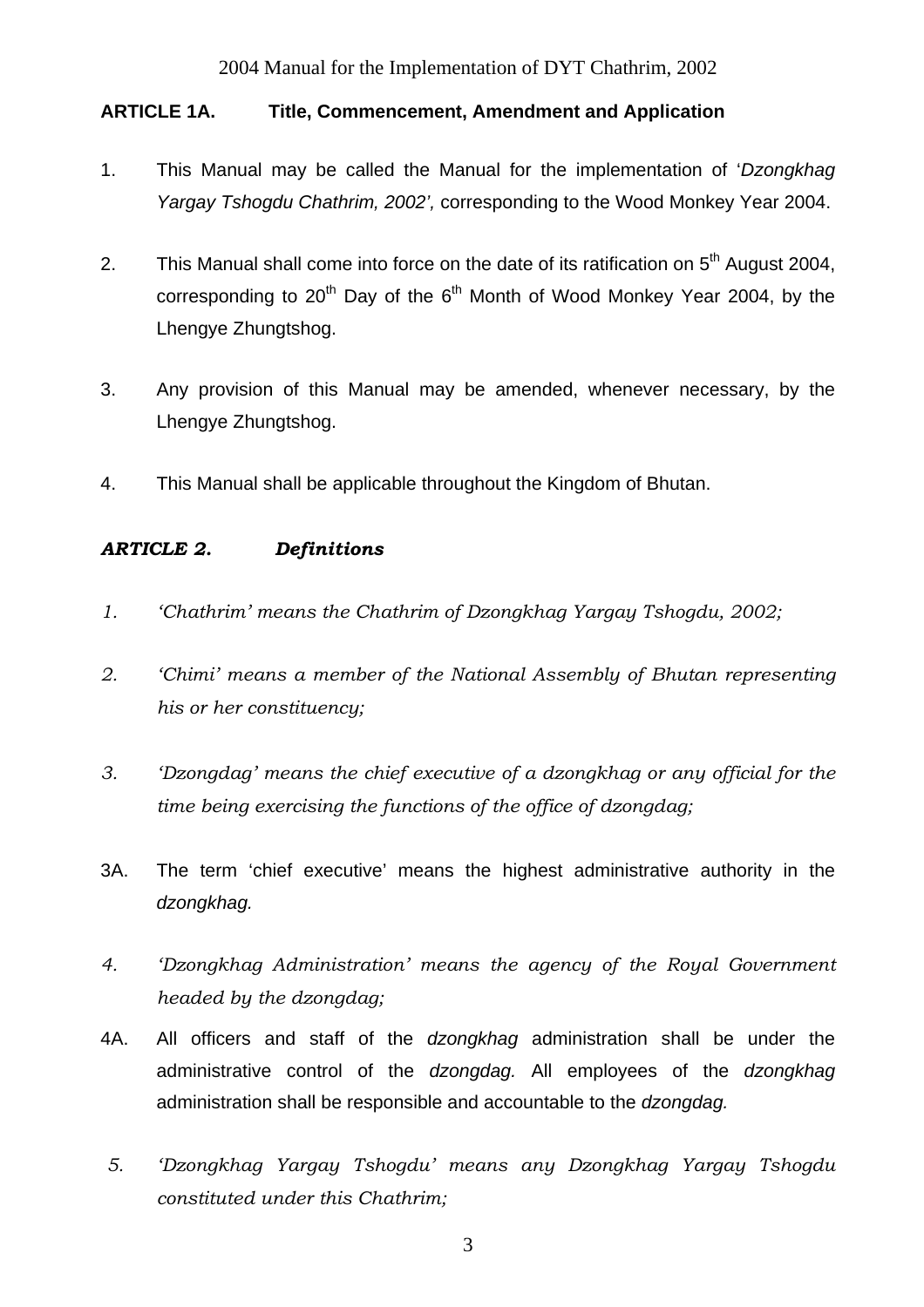**ARTICLE 1A. Title, Commencement, Amendment and Application**

1. This Manual may be called the Manual for the implementation of '*Dzongkhag Yargay Tshogdu Chathrim, 2002',* corresponding to the Wood Monkey Year 2004.

2. This Manual shall come into force on the date of its ratification on 5th August 2004, corresponding to 20th Day of the 6th Month of Wood Monkey Year 2004, by the Lhengye Zhungtshog.

3. Any provision of this Manual may be amended, whenever necessary, by the Lhengye Zhungtshog.

4. This Manual shall be applicable throughout the Kingdom of Bhutan.

***ARTICLE 2. Definitions***

*1. 'Chathrim' means the Chathrim of Dzongkhag Yargay Tshogdu, 2002;*

*2. 'Chimi' means a member of the National Assembly of Bhutan representing his or her constituency;*

*3. 'Dzongdag' means the chief executive of a dzongkhag or any official for the time being exercising the functions of the office of dzongdag;*

3A. The term 'chief executive' means the highest administrative authority in the *dzongkhag.*

*4. 'Dzongkhag Administration' means the agency of the Royal Government headed by the dzongdag;*

4A. All officers and staff of the *dzongkhag* administration shall be under the administrative control of the *dzongdag.* All employees of the *dzongkhag* administration shall be responsible and accountable to the *dzongdag.*

*5. 'Dzongkhag Yargay Tshogdu' means any Dzongkhag Yargay Tshogdu constituted under this Chathrim;*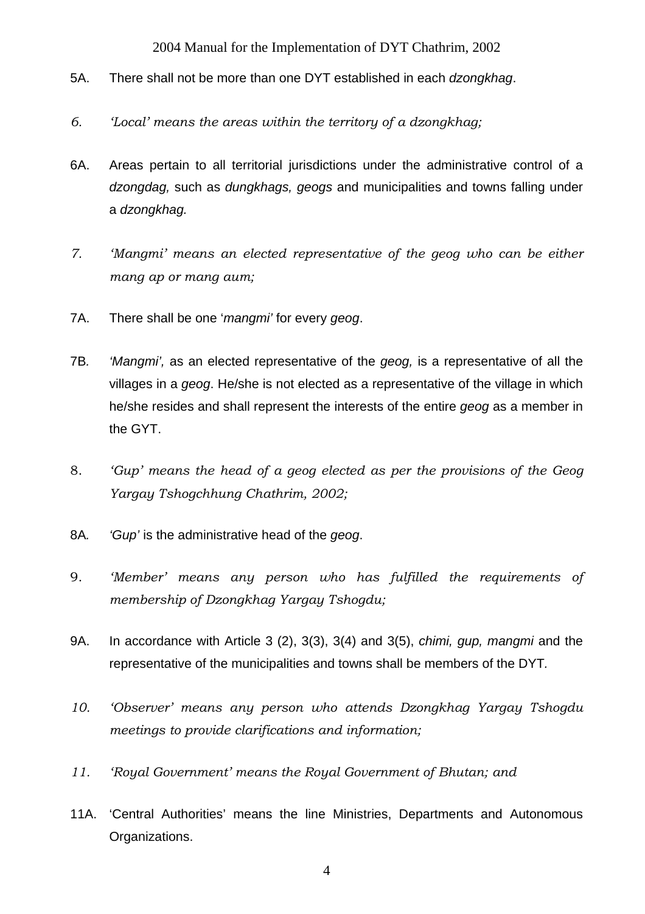5A. There shall not be more than one DYT established in each *dzongkhag*.

*6. 'Local' means the areas within the territory of a dzongkhag;*

6A. Areas pertain to all territorial jurisdictions under the administrative control of a *dzongdag,* such as *dungkhags, geogs* and municipalities and towns falling under a *dzongkhag.*

*7. 'Mangmi' means an elected representative of the geog who can be either mang ap or mang aum;*

7A. There shall be one '*mangmi'* for every *geog*.

7B. *'Mangmi',* as an elected representative of the *geog,* is a representative of all the villages in a *geog*. He/she is not elected as a representative of the village in which he/she resides and shall represent the interests of the entire *geog* as a member in the GYT.

8. *'Gup' means the head of a geog elected as per the provisions of the Geog Yargay Tshogchhung Chathrim, 2002;*

8A. *'Gup'* is the administrative head of the *geog*.

9. *'Member' means any person who has fulfilled the requirements of membership of Dzongkhag Yargay Tshogdu;*

9A. In accordance with Article 3 (2), 3(3), 3(4) and 3(5), *chimi, gup, mangmi* and the representative of the municipalities and towns shall be members of the DYT.

*10. 'Observer' means any person who attends Dzongkhag Yargay Tshogdu meetings to provide clarifications and information;*

*11. 'Royal Government' means the Royal Government of Bhutan; and*

11A. 'Central Authorities' means the line Ministries, Departments and Autonomous Organizations.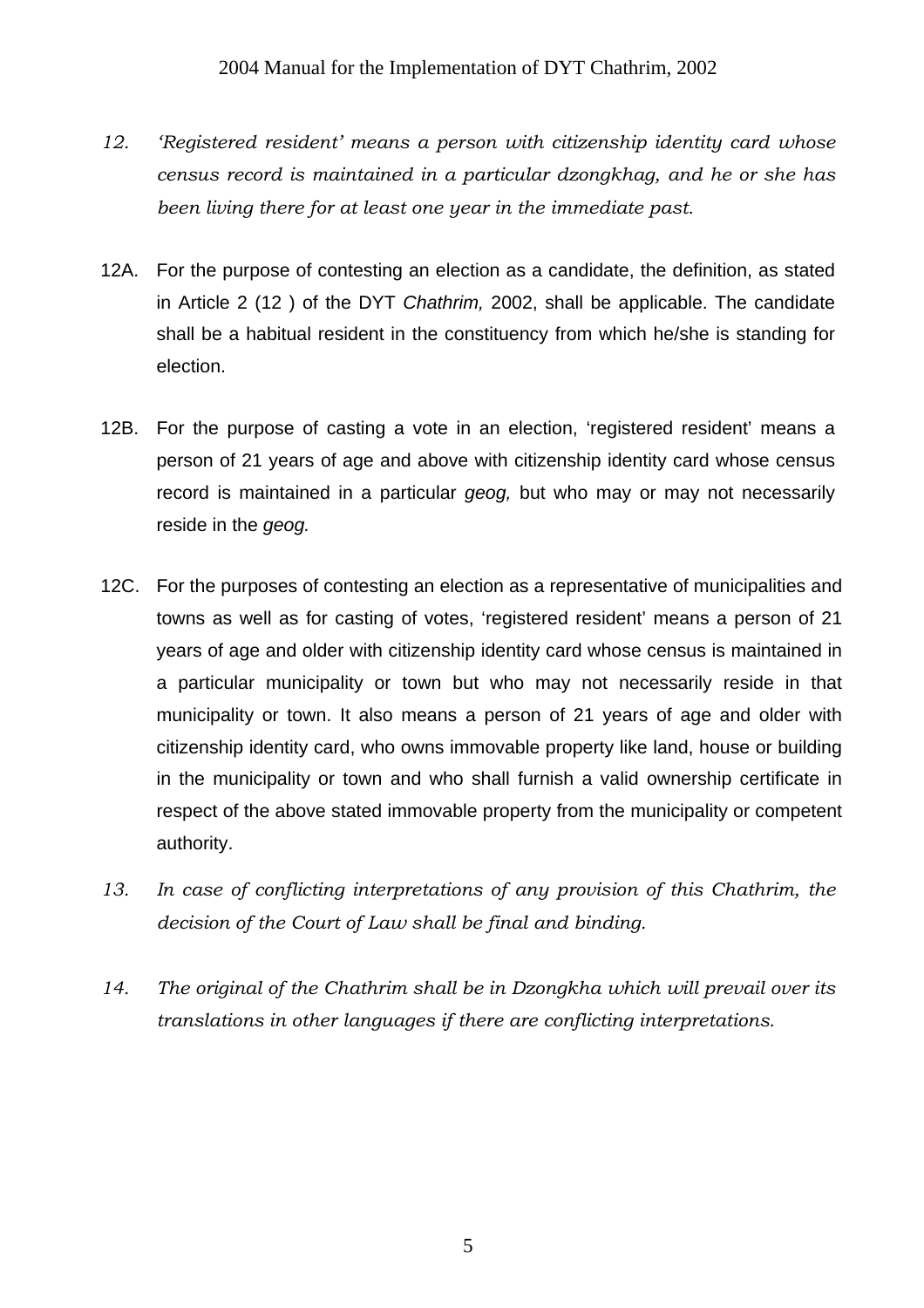12. *'Registered resident' means a person with citizenship identity card whose census record is maintained in a particular dzongkhag, and he or she has been living there for at least one year in the immediate past.*

12A. For the purpose of contesting an election as a candidate, the definition, as stated in Article 2 (12 ) of the DYT *Chathrim,* 2002, shall be applicable. The candidate shall be a habitual resident in the constituency from which he/she is standing for election.

12B. For the purpose of casting a vote in an election, 'registered resident' means a person of 21 years of age and above with citizenship identity card whose census record is maintained in a particular *geog,* but who may or may not necessarily reside in the *geog.*

12C. For the purposes of contesting an election as a representative of municipalities and towns as well as for casting of votes, 'registered resident' means a person of 21 years of age and older with citizenship identity card whose census is maintained in a particular municipality or town but who may not necessarily reside in that municipality or town. It also means a person of 21 years of age and older with citizenship identity card, who owns immovable property like land, house or building in the municipality or town and who shall furnish a valid ownership certificate in respect of the above stated immovable property from the municipality or competent authority.

13. *In case of conflicting interpretations of any provision of this Chathrim, the decision of the Court of Law shall be final and binding.*

14. *The original of the Chathrim shall be in Dzongkha which will prevail over its translations in other languages if there are conflicting interpretations.*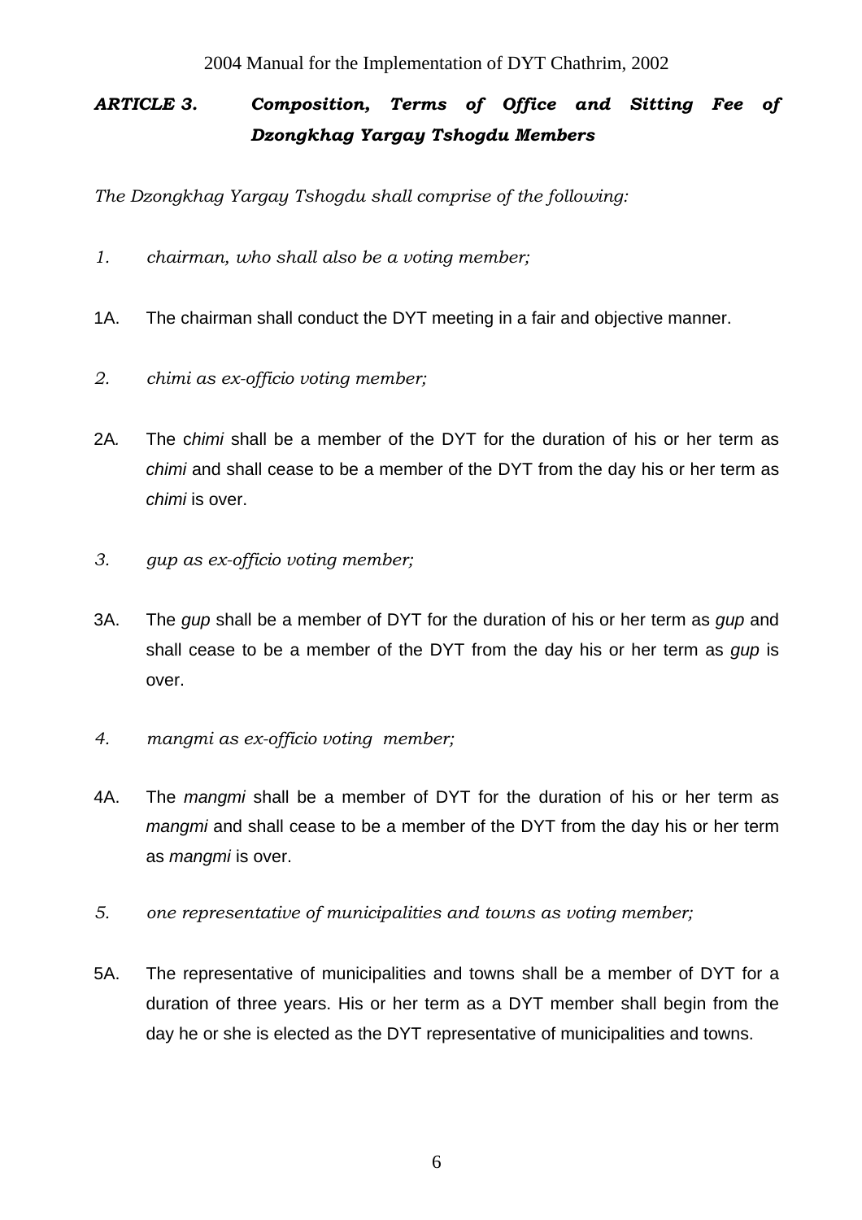### ***ARTICLE 3. Composition, Terms of Office and Sitting Fee of Dzongkhag Yargay Tshogdu Members***

*The Dzongkhag Yargay Tshogdu shall comprise of the following:*

*1. chairman, who shall also be a voting member;*

1A. The chairman shall conduct the DYT meeting in a fair and objective manner.

*2. chimi as ex-officio voting member;*

2A. The c*himi* shall be a member of the DYT for the duration of his or her term as *chimi* and shall cease to be a member of the DYT from the day his or her term as *chimi* is over.

*3. gup as ex-officio voting member;*

3A. The *gup* shall be a member of DYT for the duration of his or her term as *gup* and shall cease to be a member of the DYT from the day his or her term as *gup* is over.

*4. mangmi as ex-officio voting member;*

4A. The *mangmi* shall be a member of DYT for the duration of his or her term as *mangmi* and shall cease to be a member of the DYT from the day his or her term as *mangmi* is over.

*5. one representative of municipalities and towns as voting member;*

5A. The representative of municipalities and towns shall be a member of DYT for a duration of three years. His or her term as a DYT member shall begin from the day he or she is elected as the DYT representative of municipalities and towns.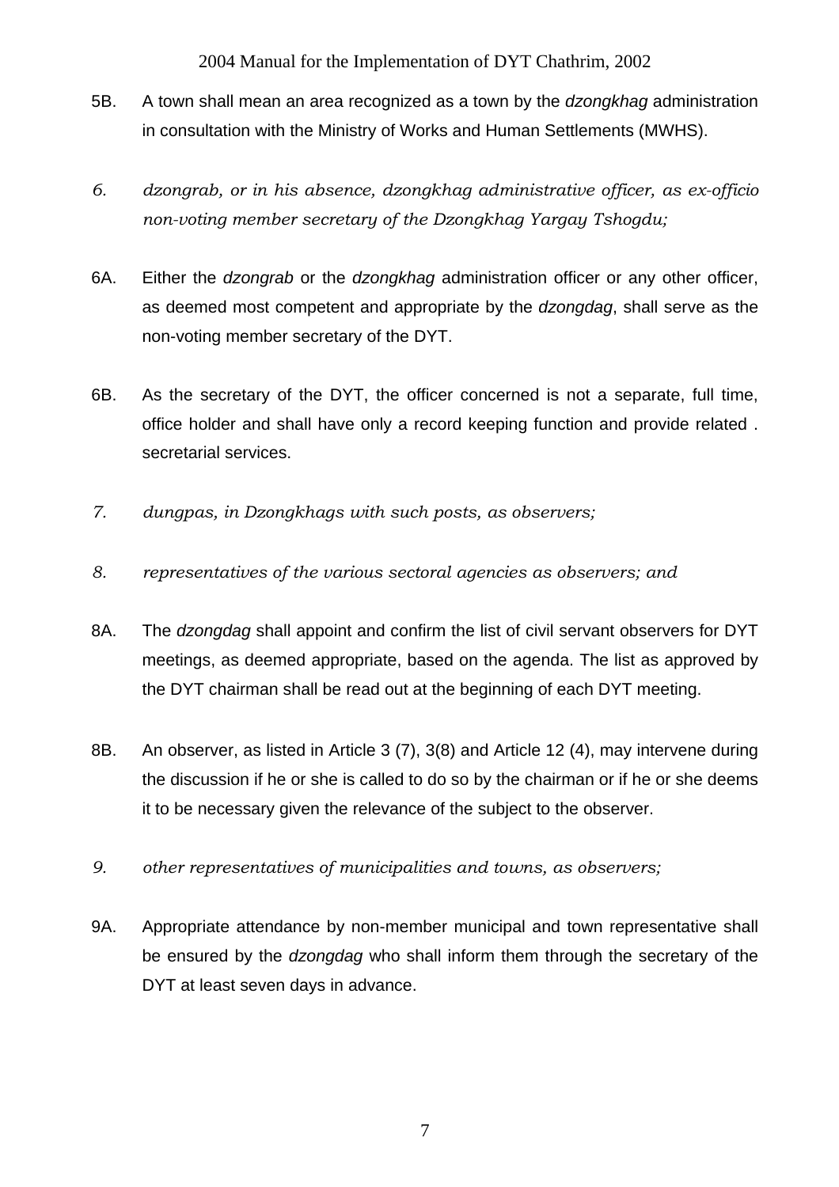5B. A town shall mean an area recognized as a town by the *dzongkhag* administration in consultation with the Ministry of Works and Human Settlements (MWHS).

*6. dzongrab, or in his absence, dzongkhag administrative officer, as ex-officio non-voting member secretary of the Dzongkhag Yargay Tshogdu;*

6A. Either the *dzongrab* or the *dzongkhag* administration officer or any other officer, as deemed most competent and appropriate by the *dzongdag*, shall serve as the non-voting member secretary of the DYT.

6B. As the secretary of the DYT, the officer concerned is not a separate, full time, office holder and shall have only a record keeping function and provide related . secretarial services.

*7. dungpas, in Dzongkhags with such posts, as observers;*

*8. representatives of the various sectoral agencies as observers; and*

8A. The *dzongdag* shall appoint and confirm the list of civil servant observers for DYT meetings, as deemed appropriate, based on the agenda. The list as approved by the DYT chairman shall be read out at the beginning of each DYT meeting.

8B. An observer, as listed in Article 3 (7), 3(8) and Article 12 (4), may intervene during the discussion if he or she is called to do so by the chairman or if he or she deems it to be necessary given the relevance of the subject to the observer.

*9. other representatives of municipalities and towns, as observers;*

9A. Appropriate attendance by non-member municipal and town representative shall be ensured by the *dzongdag* who shall inform them through the secretary of the DYT at least seven days in advance.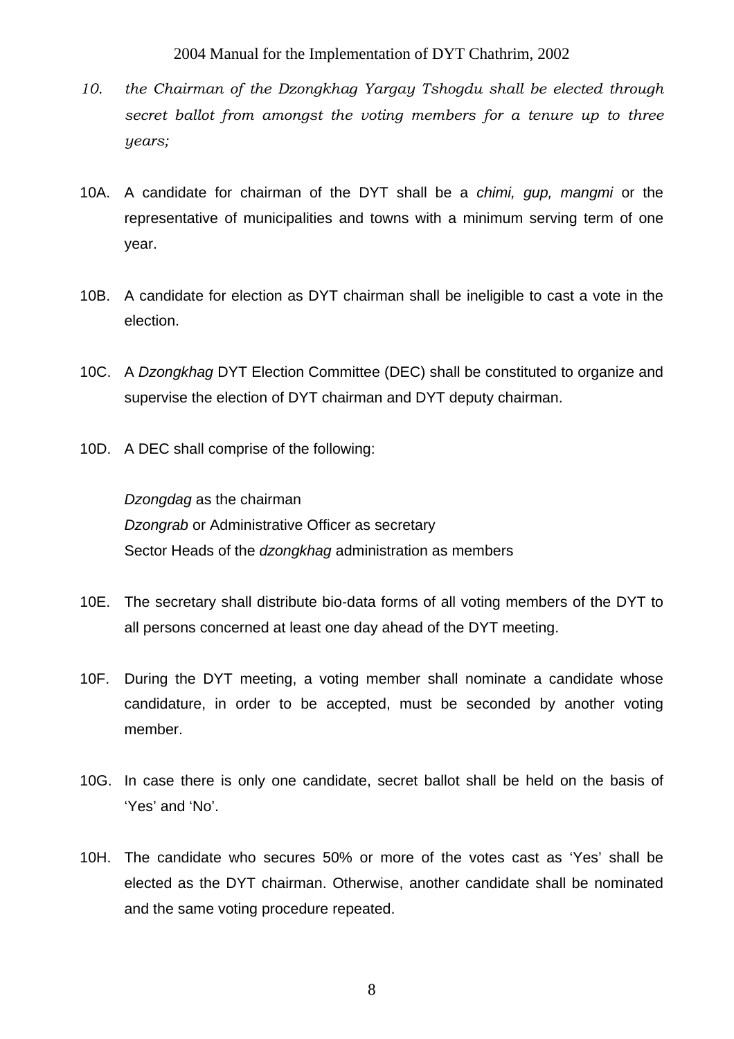*10. the Chairman of the Dzongkhag Yargay Tshogdu shall be elected through secret ballot from amongst the voting members for a tenure up to three years;*

10A. A candidate for chairman of the DYT shall be a *chimi, gup, mangmi* or the representative of municipalities and towns with a minimum serving term of one year.

10B. A candidate for election as DYT chairman shall be ineligible to cast a vote in the election.

10C. A *Dzongkhag* DYT Election Committee (DEC) shall be constituted to organize and supervise the election of DYT chairman and DYT deputy chairman.

10D. A DEC shall comprise of the following:

*Dzongdag* as the chairman
*Dzongrab* or Administrative Officer as secretary
Sector Heads of the *dzongkhag* administration as members

10E. The secretary shall distribute bio-data forms of all voting members of the DYT to all persons concerned at least one day ahead of the DYT meeting.

10F. During the DYT meeting, a voting member shall nominate a candidate whose candidature, in order to be accepted, must be seconded by another voting member.

10G. In case there is only one candidate, secret ballot shall be held on the basis of 'Yes' and 'No'.

10H. The candidate who secures 50% or more of the votes cast as 'Yes' shall be elected as the DYT chairman. Otherwise, another candidate shall be nominated and the same voting procedure repeated.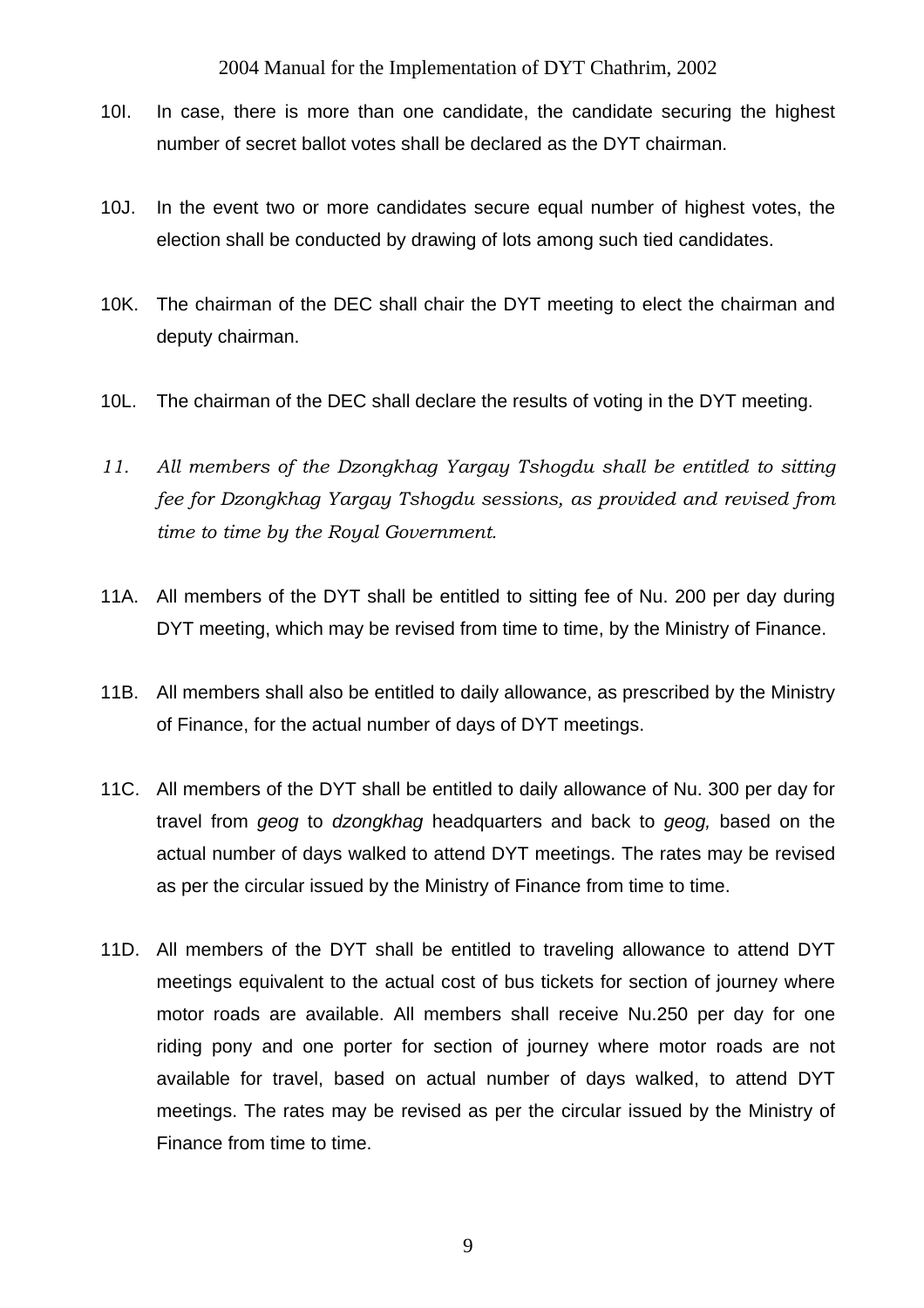10I. In case, there is more than one candidate, the candidate securing the highest number of secret ballot votes shall be declared as the DYT chairman.

10J. In the event two or more candidates secure equal number of highest votes, the election shall be conducted by drawing of lots among such tied candidates.

10K. The chairman of the DEC shall chair the DYT meeting to elect the chairman and deputy chairman.

10L. The chairman of the DEC shall declare the results of voting in the DYT meeting.

*11. All members of the Dzongkhag Yargay Tshogdu shall be entitled to sitting fee for Dzongkhag Yargay Tshogdu sessions, as provided and revised from time to time by the Royal Government.*

11A. All members of the DYT shall be entitled to sitting fee of Nu. 200 per day during DYT meeting, which may be revised from time to time, by the Ministry of Finance.

11B. All members shall also be entitled to daily allowance, as prescribed by the Ministry of Finance, for the actual number of days of DYT meetings.

11C. All members of the DYT shall be entitled to daily allowance of Nu. 300 per day for travel from *geog* to *dzongkhag* headquarters and back to *geog,* based on the actual number of days walked to attend DYT meetings. The rates may be revised as per the circular issued by the Ministry of Finance from time to time.

11D. All members of the DYT shall be entitled to traveling allowance to attend DYT meetings equivalent to the actual cost of bus tickets for section of journey where motor roads are available. All members shall receive Nu.250 per day for one riding pony and one porter for section of journey where motor roads are not available for travel, based on actual number of days walked, to attend DYT meetings. The rates may be revised as per the circular issued by the Ministry of Finance from time to time.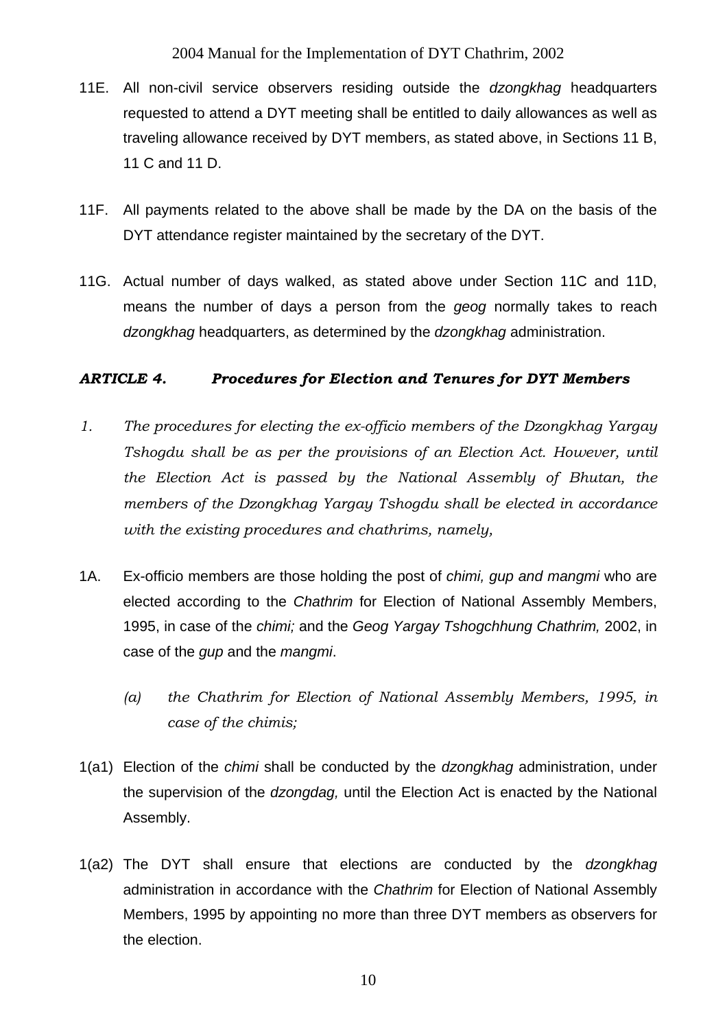11E. All non-civil service observers residing outside the *dzongkhag* headquarters requested to attend a DYT meeting shall be entitled to daily allowances as well as traveling allowance received by DYT members, as stated above, in Sections 11 B, 11 C and 11 D.

11F. All payments related to the above shall be made by the DA on the basis of the DYT attendance register maintained by the secretary of the DYT.

11G. Actual number of days walked, as stated above under Section 11C and 11D, means the number of days a person from the *geog* normally takes to reach *dzongkhag* headquarters, as determined by the *dzongkhag* administration.

### *ARTICLE 4. Procedures for Election and Tenures for DYT Members*

*1. The procedures for electing the ex-officio members of the Dzongkhag Yargay Tshogdu shall be as per the provisions of an Election Act. However, until the Election Act is passed by the National Assembly of Bhutan, the members of the Dzongkhag Yargay Tshogdu shall be elected in accordance with the existing procedures and chathrims, namely,*

1A. Ex-officio members are those holding the post of *chimi, gup and mangmi* who are elected according to the *Chathrim* for Election of National Assembly Members, 1995, in case of the *chimi;* and the *Geog Yargay Tshogchhung Chathrim,* 2002, in case of the *gup* and the *mangmi*.

*(a) the Chathrim for Election of National Assembly Members, 1995, in case of the chimis;*

1(a1) Election of the *chimi* shall be conducted by the *dzongkhag* administration, under the supervision of the *dzongdag,* until the Election Act is enacted by the National Assembly.

1(a2) The DYT shall ensure that elections are conducted by the *dzongkhag* administration in accordance with the *Chathrim* for Election of National Assembly Members, 1995 by appointing no more than three DYT members as observers for the election.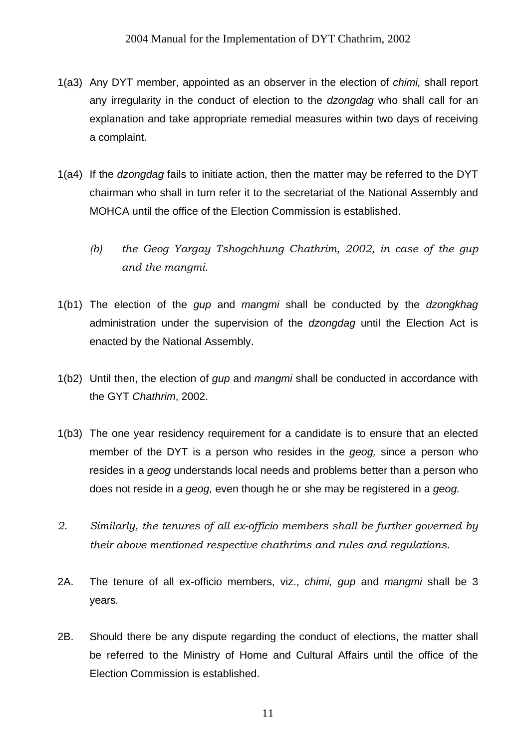1(a3) Any DYT member, appointed as an observer in the election of *chimi,* shall report any irregularity in the conduct of election to the *dzongdag* who shall call for an explanation and take appropriate remedial measures within two days of receiving a complaint.

1(a4) If the *dzongdag* fails to initiate action, then the matter may be referred to the DYT chairman who shall in turn refer it to the secretariat of the National Assembly and MOHCA until the office of the Election Commission is established.

*(b) the Geog Yargay Tshogchhung Chathrim, 2002, in case of the gup and the mangmi.*

1(b1) The election of the *gup* and *mangmi* shall be conducted by the *dzongkhag* administration under the supervision of the *dzongdag* until the Election Act is enacted by the National Assembly.

1(b2) Until then, the election of *gup* and *mangmi* shall be conducted in accordance with the GYT *Chathrim*, 2002.

1(b3) The one year residency requirement for a candidate is to ensure that an elected member of the DYT is a person who resides in the *geog,* since a person who resides in a *geog* understands local needs and problems better than a person who does not reside in a *geog,* even though he or she may be registered in a *geog.*

*2. Similarly, the tenures of all ex-officio members shall be further governed by their above mentioned respective chathrims and rules and regulations.*

2A. The tenure of all ex-officio members, viz., *chimi, gup* and *mangmi* shall be 3 years.

2B. Should there be any dispute regarding the conduct of elections, the matter shall be referred to the Ministry of Home and Cultural Affairs until the office of the Election Commission is established.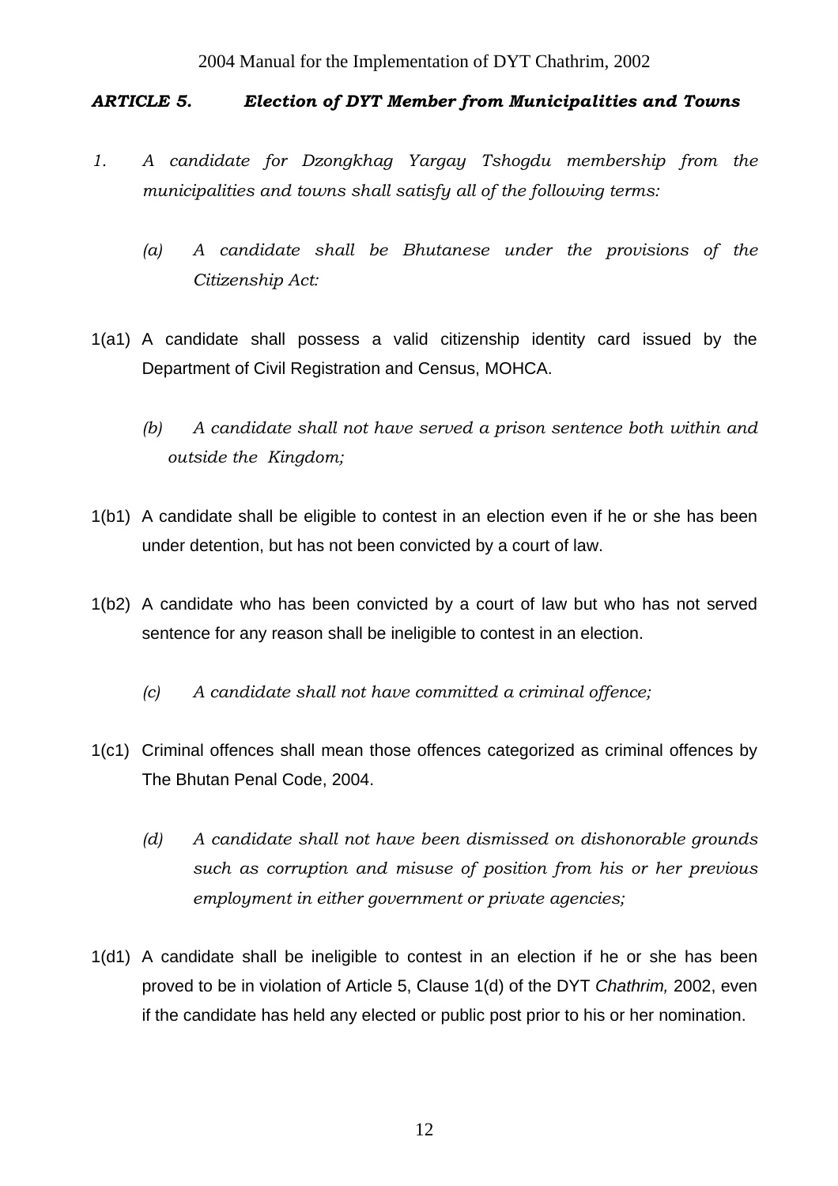### *ARTICLE 5. Election of DYT Member from Municipalities and Towns*

*1. A candidate for Dzongkhag Yargay Tshogdu membership from the municipalities and towns shall satisfy all of the following terms:*

*(a) A candidate shall be Bhutanese under the provisions of the Citizenship Act:*

1(a1) A candidate shall possess a valid citizenship identity card issued by the Department of Civil Registration and Census, MOHCA.

*(b) A candidate shall not have served a prison sentence both within and outside the Kingdom;*

1(b1) A candidate shall be eligible to contest in an election even if he or she has been under detention, but has not been convicted by a court of law.

1(b2) A candidate who has been convicted by a court of law but who has not served sentence for any reason shall be ineligible to contest in an election.

*(c) A candidate shall not have committed a criminal offence;*

1(c1) Criminal offences shall mean those offences categorized as criminal offences by The Bhutan Penal Code, 2004.

*(d) A candidate shall not have been dismissed on dishonorable grounds such as corruption and misuse of position from his or her previous employment in either government or private agencies;*

1(d1) A candidate shall be ineligible to contest in an election if he or she has been proved to be in violation of Article 5, Clause 1(d) of the DYT *Chathrim,* 2002, even if the candidate has held any elected or public post prior to his or her nomination.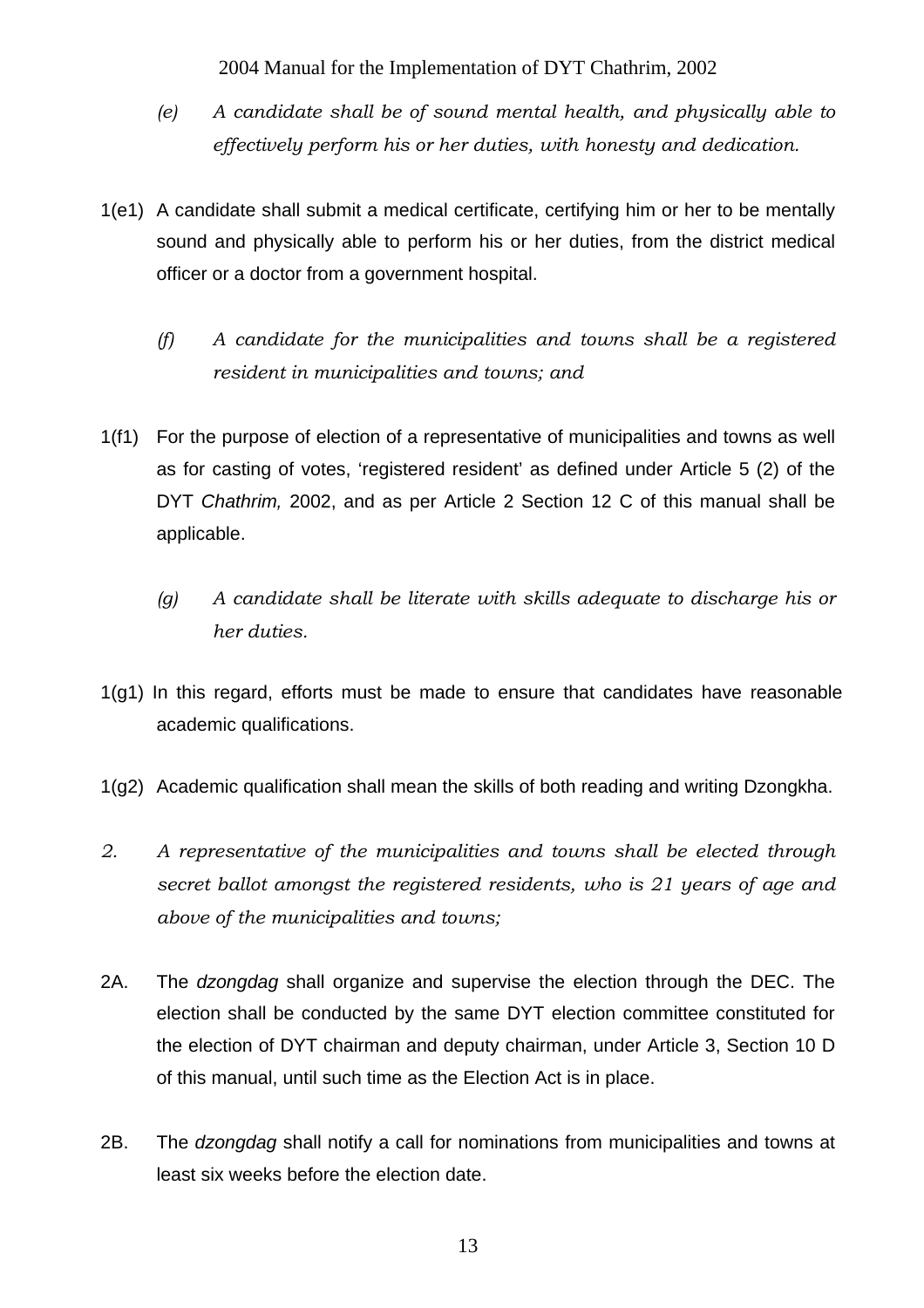*(e) A candidate shall be of sound mental health, and physically able to effectively perform his or her duties, with honesty and dedication.*

1(e1) A candidate shall submit a medical certificate, certifying him or her to be mentally sound and physically able to perform his or her duties, from the district medical officer or a doctor from a government hospital.

*(f) A candidate for the municipalities and towns shall be a registered resident in municipalities and towns; and*

1(f1) For the purpose of election of a representative of municipalities and towns as well as for casting of votes, 'registered resident' as defined under Article 5 (2) of the DYT *Chathrim,* 2002, and as per Article 2 Section 12 C of this manual shall be applicable.

*(g) A candidate shall be literate with skills adequate to discharge his or her duties.*

1(g1) In this regard, efforts must be made to ensure that candidates have reasonable academic qualifications.

1(g2) Academic qualification shall mean the skills of both reading and writing Dzongkha.

*2. A representative of the municipalities and towns shall be elected through secret ballot amongst the registered residents, who is 21 years of age and above of the municipalities and towns;*

2A. The *dzongdag* shall organize and supervise the election through the DEC. The election shall be conducted by the same DYT election committee constituted for the election of DYT chairman and deputy chairman, under Article 3, Section 10 D of this manual, until such time as the Election Act is in place.

2B. The *dzongdag* shall notify a call for nominations from municipalities and towns at least six weeks before the election date.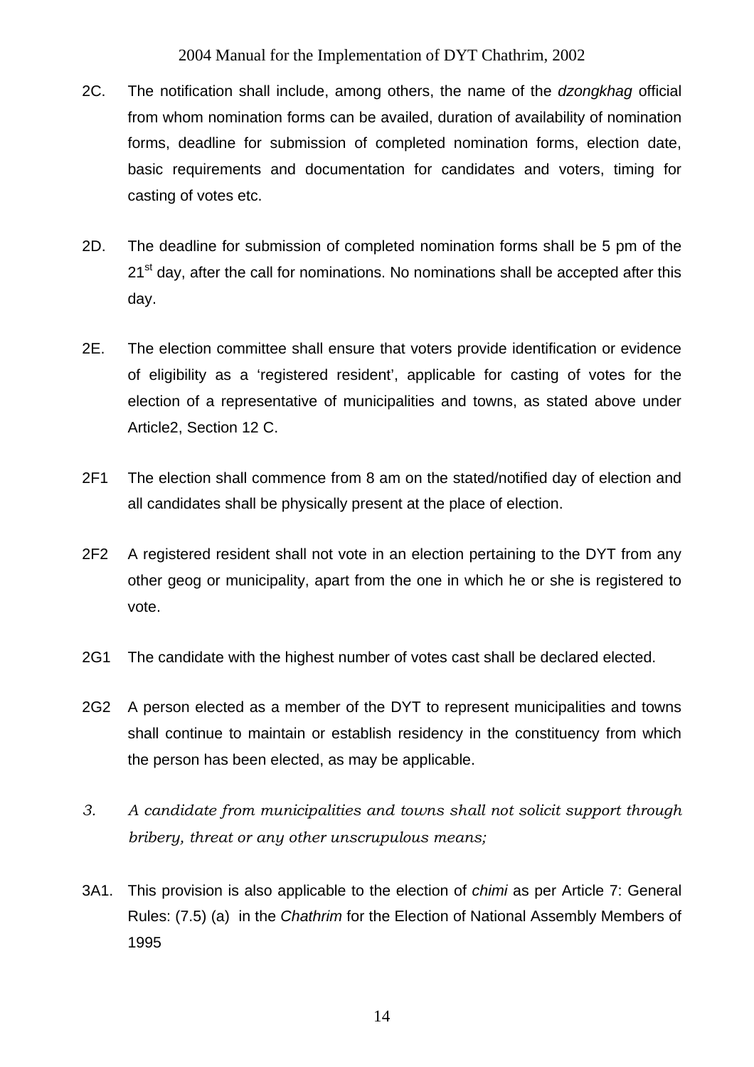2C. The notification shall include, among others, the name of the *dzongkhag* official from whom nomination forms can be availed, duration of availability of nomination forms, deadline for submission of completed nomination forms, election date, basic requirements and documentation for candidates and voters, timing for casting of votes etc.

2D. The deadline for submission of completed nomination forms shall be 5 pm of the 21st day, after the call for nominations. No nominations shall be accepted after this day.

2E. The election committee shall ensure that voters provide identification or evidence of eligibility as a 'registered resident', applicable for casting of votes for the election of a representative of municipalities and towns, as stated above under Article2, Section 12 C.

2F1 The election shall commence from 8 am on the stated/notified day of election and all candidates shall be physically present at the place of election.

2F2 A registered resident shall not vote in an election pertaining to the DYT from any other geog or municipality, apart from the one in which he or she is registered to vote.

2G1 The candidate with the highest number of votes cast shall be declared elected.

2G2 A person elected as a member of the DYT to represent municipalities and towns shall continue to maintain or establish residency in the constituency from which the person has been elected, as may be applicable.

*3. A candidate from municipalities and towns shall not solicit support through bribery, threat or any other unscrupulous means;*

3A1. This provision is also applicable to the election of *chimi* as per Article 7: General Rules: (7.5) (a) in the *Chathrim* for the Election of National Assembly Members of 1995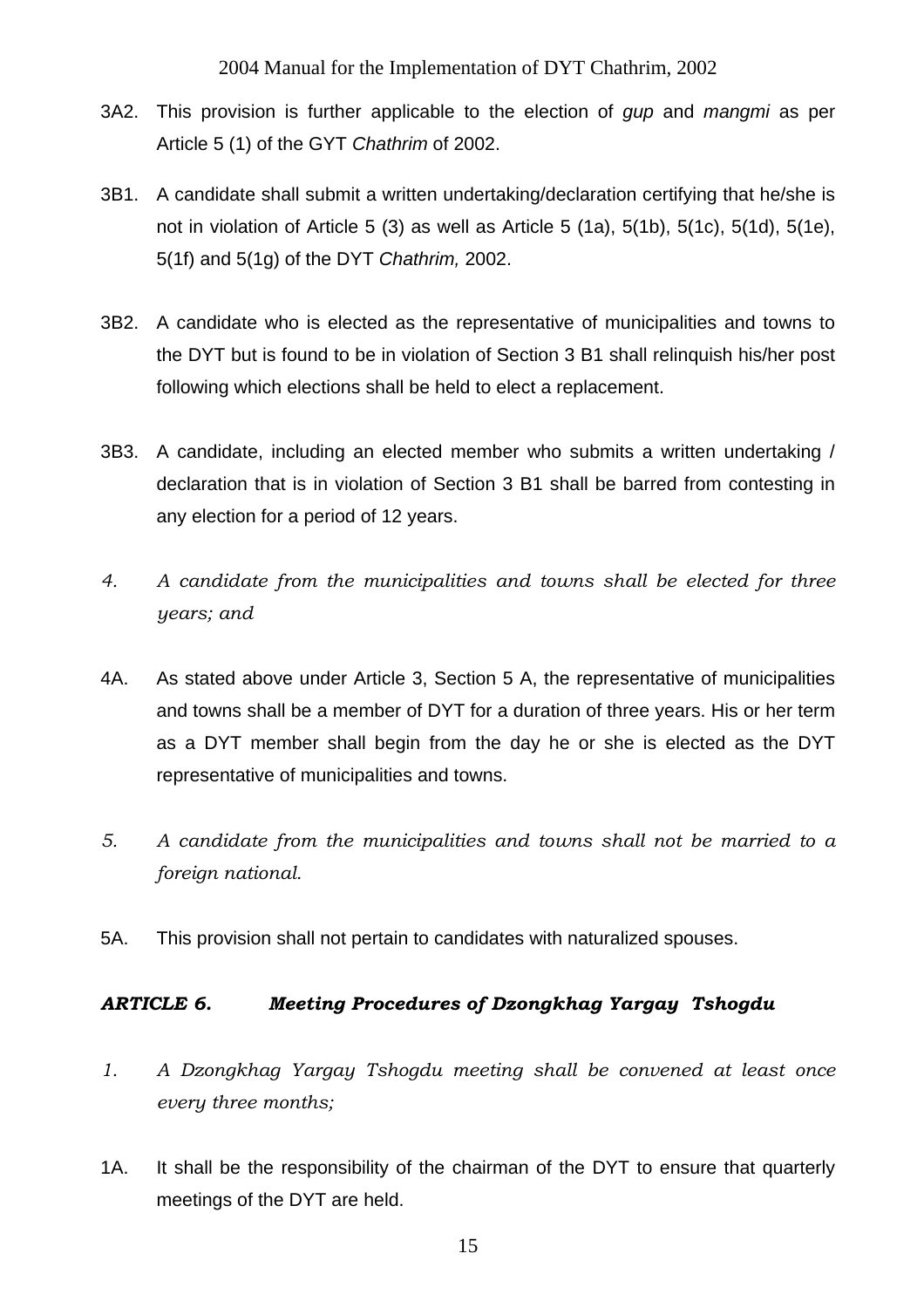3A2. This provision is further applicable to the election of *gup* and *mangmi* as per Article 5 (1) of the GYT *Chathrim* of 2002.

3B1. A candidate shall submit a written undertaking/declaration certifying that he/she is not in violation of Article 5 (3) as well as Article 5 (1a), 5(1b), 5(1c), 5(1d), 5(1e), 5(1f) and 5(1g) of the DYT *Chathrim,* 2002.

3B2. A candidate who is elected as the representative of municipalities and towns to the DYT but is found to be in violation of Section 3 B1 shall relinquish his/her post following which elections shall be held to elect a replacement.

3B3. A candidate, including an elected member who submits a written undertaking / declaration that is in violation of Section 3 B1 shall be barred from contesting in any election for a period of 12 years.

*4. A candidate from the municipalities and towns shall be elected for three years; and*

4A. As stated above under Article 3, Section 5 A, the representative of municipalities and towns shall be a member of DYT for a duration of three years. His or her term as a DYT member shall begin from the day he or she is elected as the DYT representative of municipalities and towns.

*5. A candidate from the municipalities and towns shall not be married to a foreign national.*

5A. This provision shall not pertain to candidates with naturalized spouses.

### *ARTICLE 6. Meeting Procedures of Dzongkhag Yargay Tshogdu*

*1. A Dzongkhag Yargay Tshogdu meeting shall be convened at least once every three months;*

1A. It shall be the responsibility of the chairman of the DYT to ensure that quarterly meetings of the DYT are held.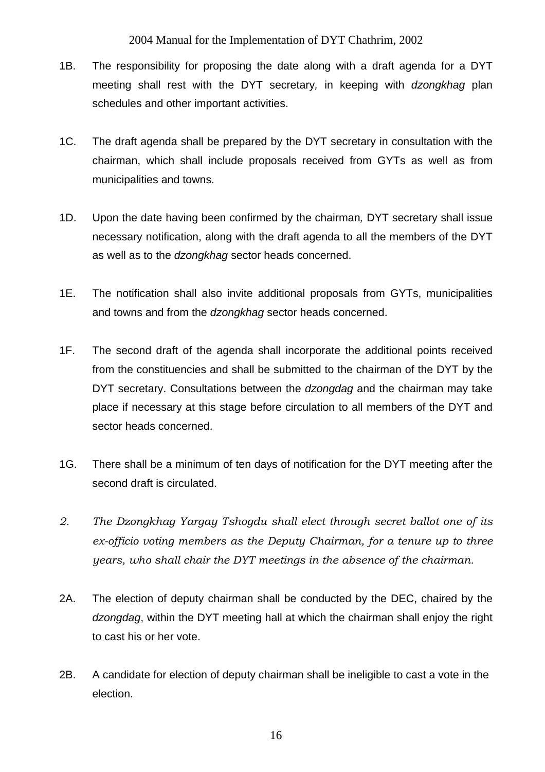1B. The responsibility for proposing the date along with a draft agenda for a DYT meeting shall rest with the DYT secretary, in keeping with *dzongkhag* plan schedules and other important activities.

1C. The draft agenda shall be prepared by the DYT secretary in consultation with the chairman, which shall include proposals received from GYTs as well as from municipalities and towns.

1D. Upon the date having been confirmed by the chairman, DYT secretary shall issue necessary notification, along with the draft agenda to all the members of the DYT as well as to the *dzongkhag* sector heads concerned.

1E. The notification shall also invite additional proposals from GYTs, municipalities and towns and from the *dzongkhag* sector heads concerned.

1F. The second draft of the agenda shall incorporate the additional points received from the constituencies and shall be submitted to the chairman of the DYT by the DYT secretary. Consultations between the *dzongdag* and the chairman may take place if necessary at this stage before circulation to all members of the DYT and sector heads concerned.

1G. There shall be a minimum of ten days of notification for the DYT meeting after the second draft is circulated.

*2. The Dzongkhag Yargay Tshogdu shall elect through secret ballot one of its ex-officio voting members as the Deputy Chairman, for a tenure up to three years, who shall chair the DYT meetings in the absence of the chairman.*

2A. The election of deputy chairman shall be conducted by the DEC, chaired by the *dzongdag*, within the DYT meeting hall at which the chairman shall enjoy the right to cast his or her vote.

2B. A candidate for election of deputy chairman shall be ineligible to cast a vote in the election.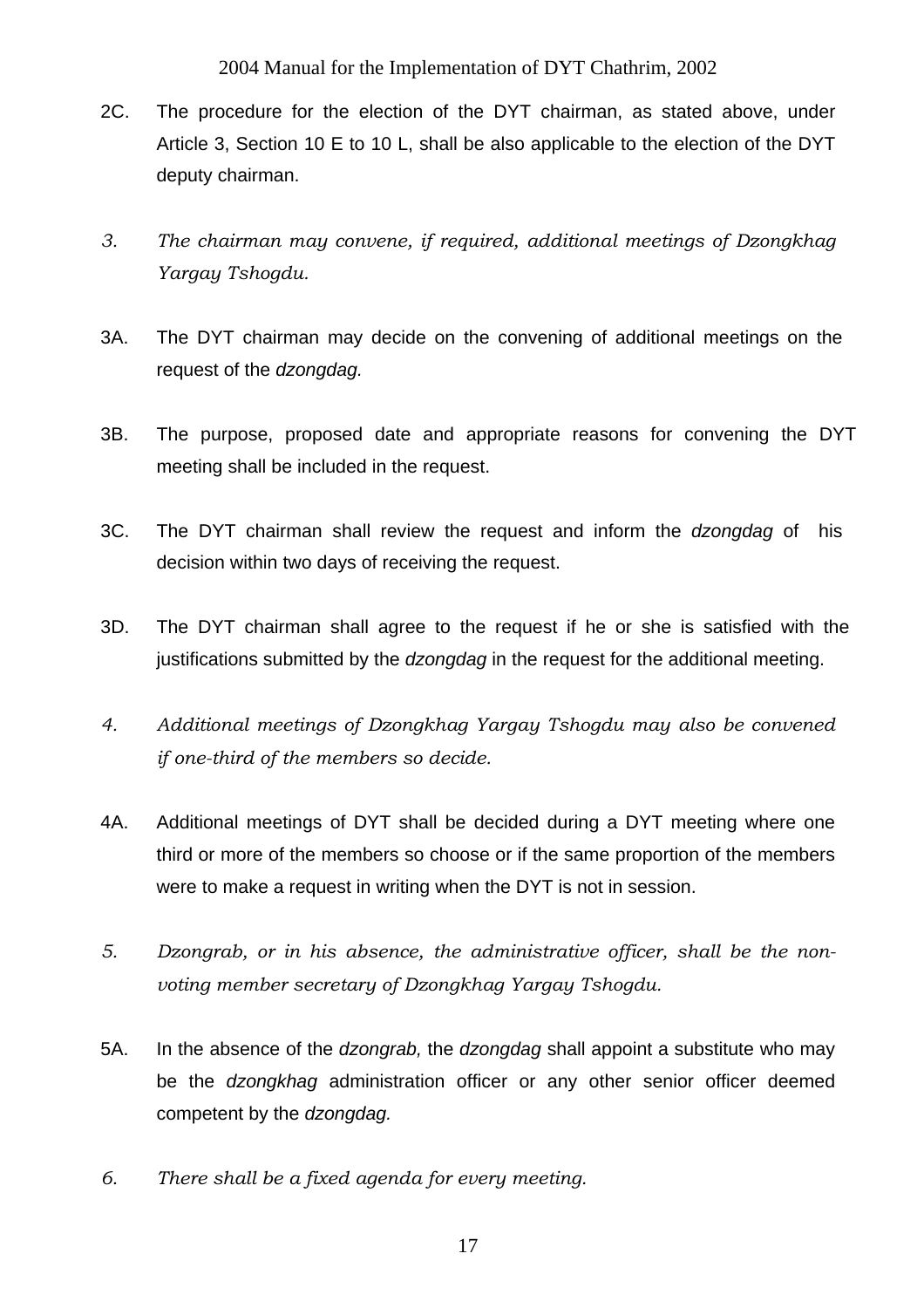2C. The procedure for the election of the DYT chairman, as stated above, under Article 3, Section 10 E to 10 L, shall be also applicable to the election of the DYT deputy chairman.

*3. The chairman may convene, if required, additional meetings of Dzongkhag Yargay Tshogdu.*

3A. The DYT chairman may decide on the convening of additional meetings on the request of the *dzongdag.*

3B. The purpose, proposed date and appropriate reasons for convening the DYT meeting shall be included in the request.

3C. The DYT chairman shall review the request and inform the *dzongdag* of his decision within two days of receiving the request.

3D. The DYT chairman shall agree to the request if he or she is satisfied with the justifications submitted by the *dzongdag* in the request for the additional meeting.

*4. Additional meetings of Dzongkhag Yargay Tshogdu may also be convened if one-third of the members so decide.*

4A. Additional meetings of DYT shall be decided during a DYT meeting where one third or more of the members so choose or if the same proportion of the members were to make a request in writing when the DYT is not in session.

*5. Dzongrab, or in his absence, the administrative officer, shall be the non-voting member secretary of Dzongkhag Yargay Tshogdu.*

5A. In the absence of the *dzongrab,* the *dzongdag* shall appoint a substitute who may be the *dzongkhag* administration officer or any other senior officer deemed competent by the *dzongdag.*

*6. There shall be a fixed agenda for every meeting.*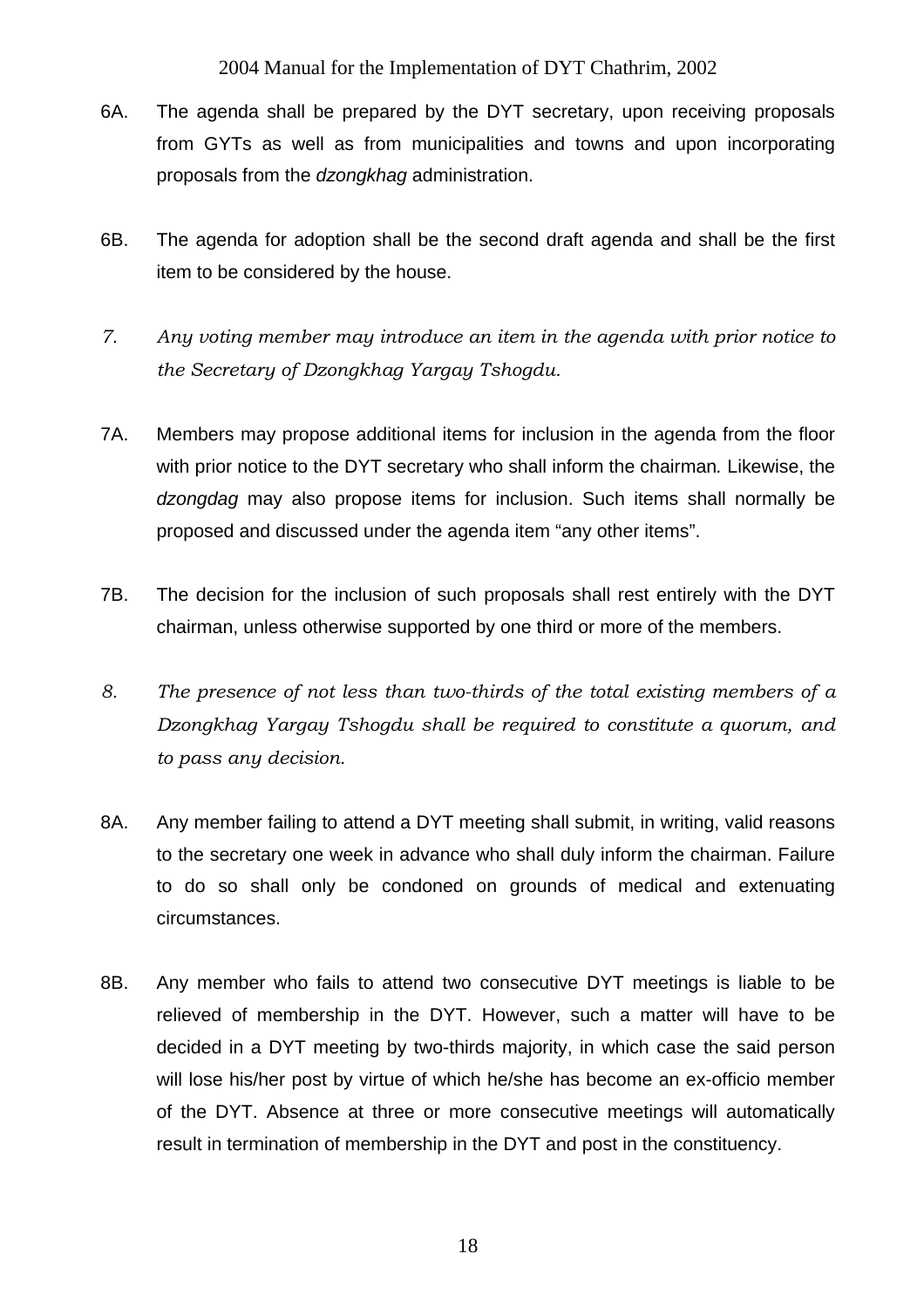6A. The agenda shall be prepared by the DYT secretary, upon receiving proposals from GYTs as well as from municipalities and towns and upon incorporating proposals from the *dzongkhag* administration.

6B. The agenda for adoption shall be the second draft agenda and shall be the first item to be considered by the house.

*7. Any voting member may introduce an item in the agenda with prior notice to the Secretary of Dzongkhag Yargay Tshogdu.*

7A. Members may propose additional items for inclusion in the agenda from the floor with prior notice to the DYT secretary who shall inform the chairman. Likewise, the *dzongdag* may also propose items for inclusion. Such items shall normally be proposed and discussed under the agenda item "any other items".

7B. The decision for the inclusion of such proposals shall rest entirely with the DYT chairman, unless otherwise supported by one third or more of the members.

*8. The presence of not less than two-thirds of the total existing members of a Dzongkhag Yargay Tshogdu shall be required to constitute a quorum, and to pass any decision.*

8A. Any member failing to attend a DYT meeting shall submit, in writing, valid reasons to the secretary one week in advance who shall duly inform the chairman. Failure to do so shall only be condoned on grounds of medical and extenuating circumstances.

8B. Any member who fails to attend two consecutive DYT meetings is liable to be relieved of membership in the DYT. However, such a matter will have to be decided in a DYT meeting by two-thirds majority, in which case the said person will lose his/her post by virtue of which he/she has become an ex-officio member of the DYT. Absence at three or more consecutive meetings will automatically result in termination of membership in the DYT and post in the constituency.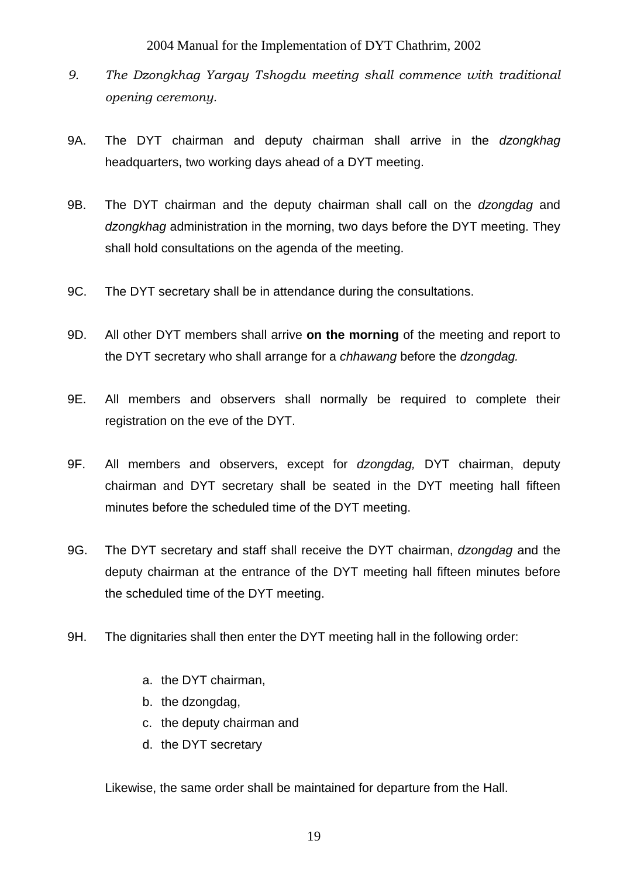*9. The Dzongkhag Yargay Tshogdu meeting shall commence with traditional opening ceremony.*

9A. The DYT chairman and deputy chairman shall arrive in the *dzongkhag* headquarters, two working days ahead of a DYT meeting.

9B. The DYT chairman and the deputy chairman shall call on the *dzongdag* and *dzongkhag* administration in the morning, two days before the DYT meeting. They shall hold consultations on the agenda of the meeting.

9C. The DYT secretary shall be in attendance during the consultations.

9D. All other DYT members shall arrive **on the morning** of the meeting and report to the DYT secretary who shall arrange for a *chhawang* before the *dzongdag.*

9E. All members and observers shall normally be required to complete their registration on the eve of the DYT.

9F. All members and observers, except for *dzongdag,* DYT chairman, deputy chairman and DYT secretary shall be seated in the DYT meeting hall fifteen minutes before the scheduled time of the DYT meeting.

9G. The DYT secretary and staff shall receive the DYT chairman, *dzongdag* and the deputy chairman at the entrance of the DYT meeting hall fifteen minutes before the scheduled time of the DYT meeting.

9H. The dignitaries shall then enter the DYT meeting hall in the following order:

a. the DYT chairman,
b. the dzongdag,
c. the deputy chairman and
d. the DYT secretary

Likewise, the same order shall be maintained for departure from the Hall.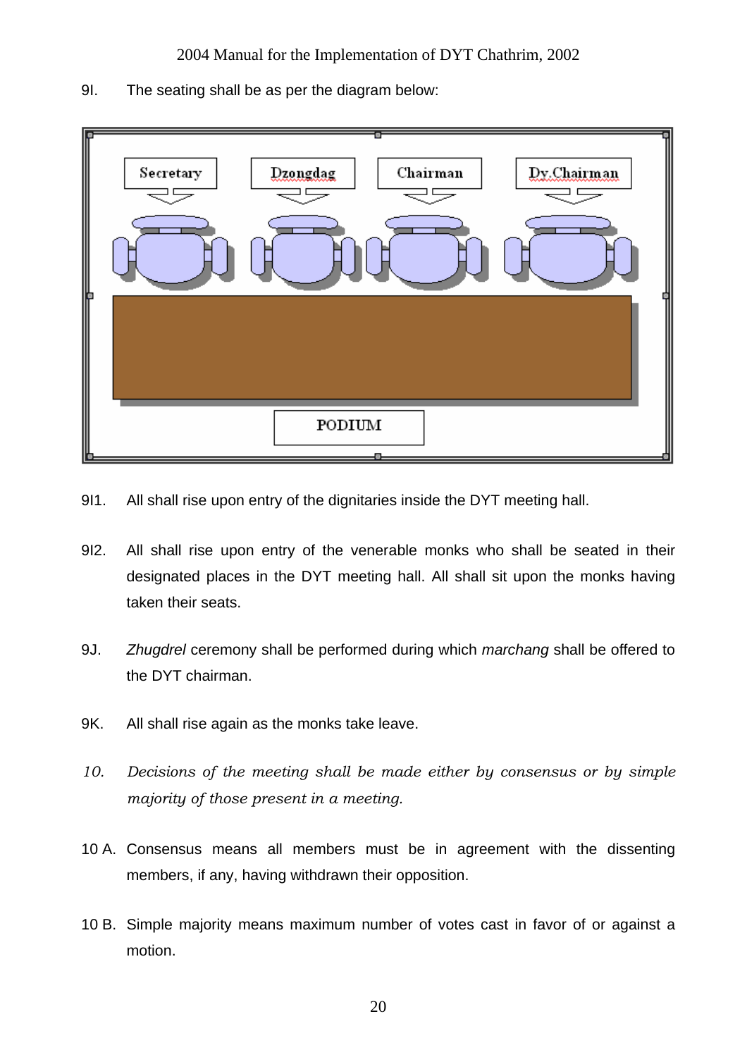9I. The seating shall be as per the diagram below:

Secretary
Dzongdag
Chairman
Dy.Chairman
PODIUM

9I1. All shall rise upon entry of the dignitaries inside the DYT meeting hall.

9I2. All shall rise upon entry of the venerable monks who shall be seated in their designated places in the DYT meeting hall. All shall sit upon the monks having taken their seats.

9J. *Zhugdrel* ceremony shall be performed during which *marchang* shall be offered to the DYT chairman.

9K. All shall rise again as the monks take leave.

*10. Decisions of the meeting shall be made either by consensus or by simple majority of those present in a meeting.*

10 A. Consensus means all members must be in agreement with the dissenting members, if any, having withdrawn their opposition.

10 B. Simple majority means maximum number of votes cast in favor of or against a motion.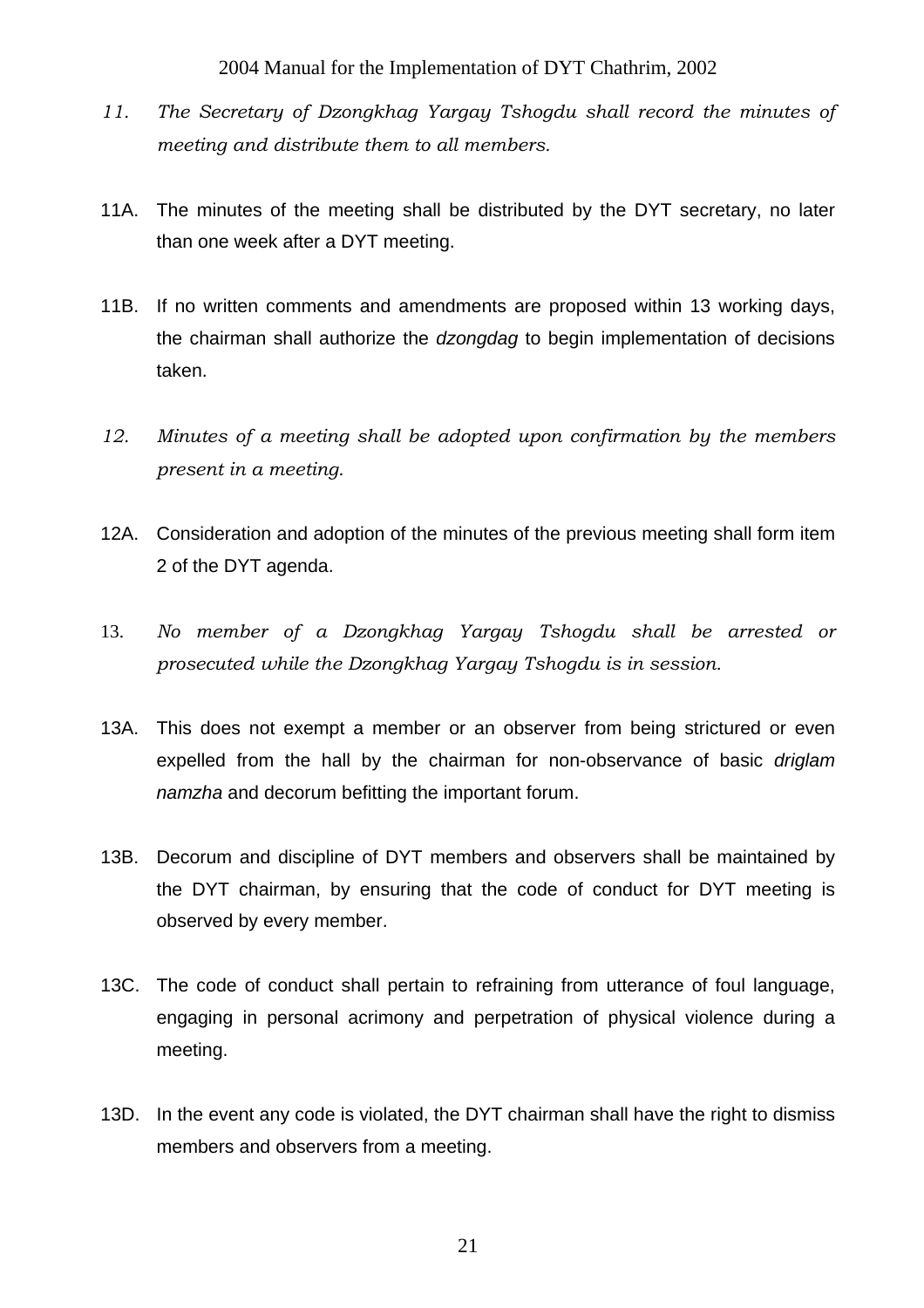11. *The Secretary of Dzongkhag Yargay Tshogdu shall record the minutes of meeting and distribute them to all members.*

11A. The minutes of the meeting shall be distributed by the DYT secretary, no later than one week after a DYT meeting.

11B. If no written comments and amendments are proposed within 13 working days, the chairman shall authorize the *dzongdag* to begin implementation of decisions taken.

12. *Minutes of a meeting shall be adopted upon confirmation by the members present in a meeting.*

12A. Consideration and adoption of the minutes of the previous meeting shall form item 2 of the DYT agenda.

13. *No member of a Dzongkhag Yargay Tshogdu shall be arrested or prosecuted while the Dzongkhag Yargay Tshogdu is in session.*

13A. This does not exempt a member or an observer from being strictured or even expelled from the hall by the chairman for non-observance of basic *driglam namzha* and decorum befitting the important forum.

13B. Decorum and discipline of DYT members and observers shall be maintained by the DYT chairman, by ensuring that the code of conduct for DYT meeting is observed by every member.

13C. The code of conduct shall pertain to refraining from utterance of foul language, engaging in personal acrimony and perpetration of physical violence during a meeting.

13D. In the event any code is violated, the DYT chairman shall have the right to dismiss members and observers from a meeting.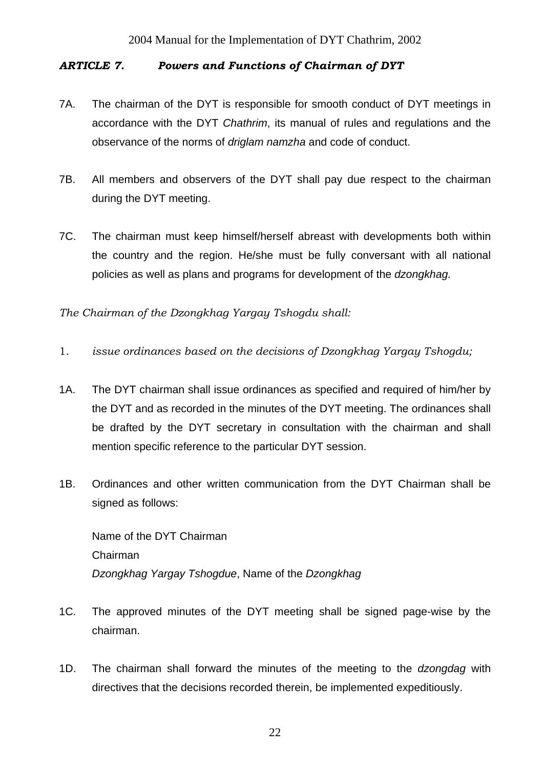### *ARTICLE 7. Powers and Functions of Chairman of DYT*

7A. The chairman of the DYT is responsible for smooth conduct of DYT meetings in accordance with the DYT *Chathrim*, its manual of rules and regulations and the observance of the norms of *driglam namzha* and code of conduct.

7B. All members and observers of the DYT shall pay due respect to the chairman during the DYT meeting.

7C. The chairman must keep himself/herself abreast with developments both within the country and the region. He/she must be fully conversant with all national policies as well as plans and programs for development of the *dzongkhag.*

*The Chairman of the Dzongkhag Yargay Tshogdu shall:*

1. *issue ordinances based on the decisions of Dzongkhag Yargay Tshogdu;*

1A. The DYT chairman shall issue ordinances as specified and required of him/her by the DYT and as recorded in the minutes of the DYT meeting. The ordinances shall be drafted by the DYT secretary in consultation with the chairman and shall mention specific reference to the particular DYT session.

1B. Ordinances and other written communication from the DYT Chairman shall be signed as follows:

Name of the DYT Chairman
Chairman
*Dzongkhag Yargay Tshogdue*, Name of the *Dzongkhag*

1C. The approved minutes of the DYT meeting shall be signed page-wise by the chairman.

1D. The chairman shall forward the minutes of the meeting to the *dzongdag* with directives that the decisions recorded therein, be implemented expeditiously.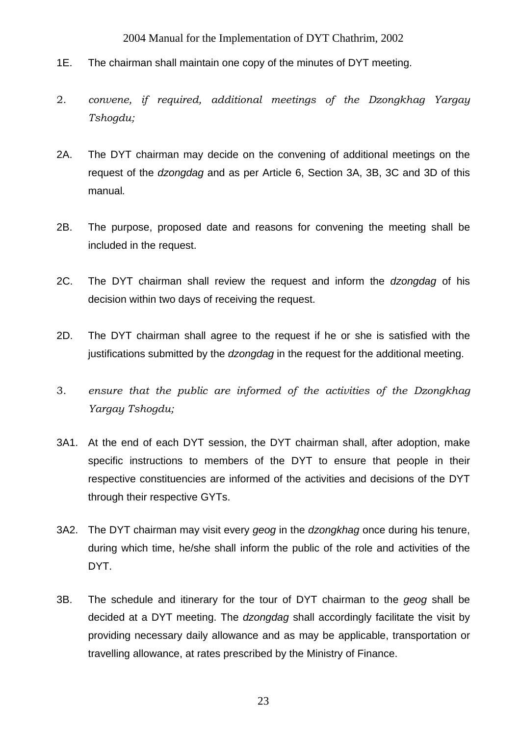1E. The chairman shall maintain one copy of the minutes of DYT meeting.

2. *convene, if required, additional meetings of the Dzongkhag Yargay Tshogdu;*

2A. The DYT chairman may decide on the convening of additional meetings on the request of the *dzongdag* and as per Article 6, Section 3A, 3B, 3C and 3D of this manual.

2B. The purpose, proposed date and reasons for convening the meeting shall be included in the request.

2C. The DYT chairman shall review the request and inform the *dzongdag* of his decision within two days of receiving the request.

2D. The DYT chairman shall agree to the request if he or she is satisfied with the justifications submitted by the *dzongdag* in the request for the additional meeting.

3. *ensure that the public are informed of the activities of the Dzongkhag Yargay Tshogdu;*

3A1. At the end of each DYT session, the DYT chairman shall, after adoption, make specific instructions to members of the DYT to ensure that people in their respective constituencies are informed of the activities and decisions of the DYT through their respective GYTs.

3A2. The DYT chairman may visit every *geog* in the *dzongkhag* once during his tenure, during which time, he/she shall inform the public of the role and activities of the DYT.

3B. The schedule and itinerary for the tour of DYT chairman to the *geog* shall be decided at a DYT meeting. The *dzongdag* shall accordingly facilitate the visit by providing necessary daily allowance and as may be applicable, transportation or travelling allowance, at rates prescribed by the Ministry of Finance.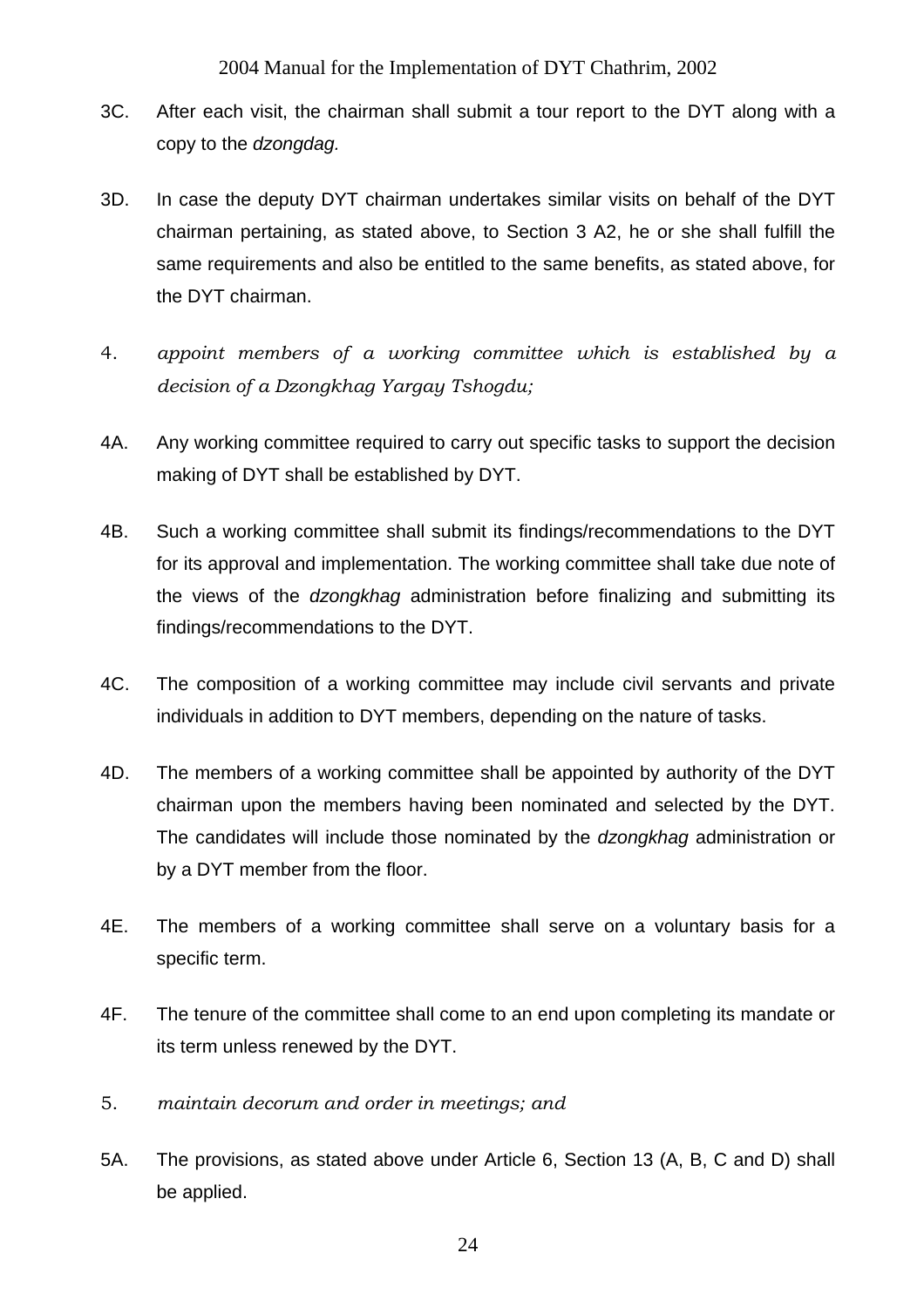3C. After each visit, the chairman shall submit a tour report to the DYT along with a copy to the *dzongdag.*

3D. In case the deputy DYT chairman undertakes similar visits on behalf of the DYT chairman pertaining, as stated above, to Section 3 A2, he or she shall fulfill the same requirements and also be entitled to the same benefits, as stated above, for the DYT chairman.

4. *appoint members of a working committee which is established by a decision of a Dzongkhag Yargay Tshogdu;*

4A. Any working committee required to carry out specific tasks to support the decision making of DYT shall be established by DYT.

4B. Such a working committee shall submit its findings/recommendations to the DYT for its approval and implementation. The working committee shall take due note of the views of the *dzongkhag* administration before finalizing and submitting its findings/recommendations to the DYT.

4C. The composition of a working committee may include civil servants and private individuals in addition to DYT members, depending on the nature of tasks.

4D. The members of a working committee shall be appointed by authority of the DYT chairman upon the members having been nominated and selected by the DYT. The candidates will include those nominated by the *dzongkhag* administration or by a DYT member from the floor.

4E. The members of a working committee shall serve on a voluntary basis for a specific term.

4F. The tenure of the committee shall come to an end upon completing its mandate or its term unless renewed by the DYT.

5. *maintain decorum and order in meetings; and*

5A. The provisions, as stated above under Article 6, Section 13 (A, B, C and D) shall be applied.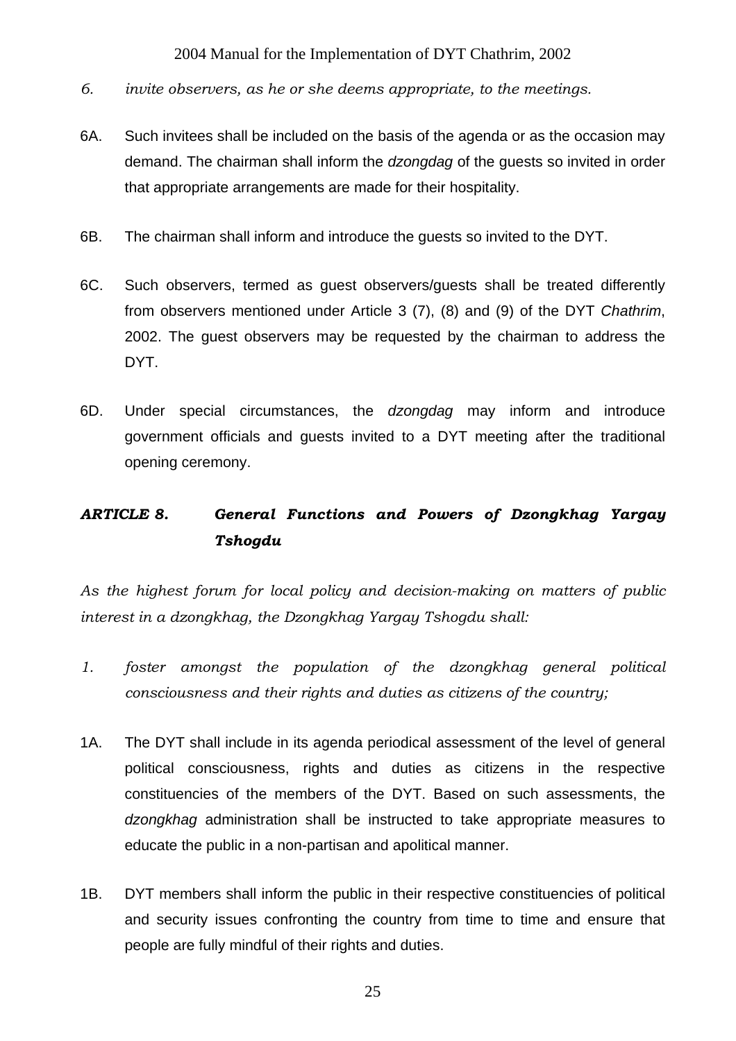*6. invite observers, as he or she deems appropriate, to the meetings.*

6A. Such invitees shall be included on the basis of the agenda or as the occasion may demand. The chairman shall inform the *dzongdag* of the guests so invited in order that appropriate arrangements are made for their hospitality.

6B. The chairman shall inform and introduce the guests so invited to the DYT.

6C. Such observers, termed as guest observers/guests shall be treated differently from observers mentioned under Article 3 (7), (8) and (9) of the DYT *Chathrim*, 2002. The guest observers may be requested by the chairman to address the DYT.

6D. Under special circumstances, the *dzongdag* may inform and introduce government officials and guests invited to a DYT meeting after the traditional opening ceremony.

## *ARTICLE 8. General Functions and Powers of Dzongkhag Yargay Tshogdu*

*As the highest forum for local policy and decision-making on matters of public interest in a dzongkhag, the Dzongkhag Yargay Tshogdu shall:*

*1. foster amongst the population of the dzongkhag general political consciousness and their rights and duties as citizens of the country;*

1A. The DYT shall include in its agenda periodical assessment of the level of general political consciousness, rights and duties as citizens in the respective constituencies of the members of the DYT. Based on such assessments, the *dzongkhag* administration shall be instructed to take appropriate measures to educate the public in a non-partisan and apolitical manner.

1B. DYT members shall inform the public in their respective constituencies of political and security issues confronting the country from time to time and ensure that people are fully mindful of their rights and duties.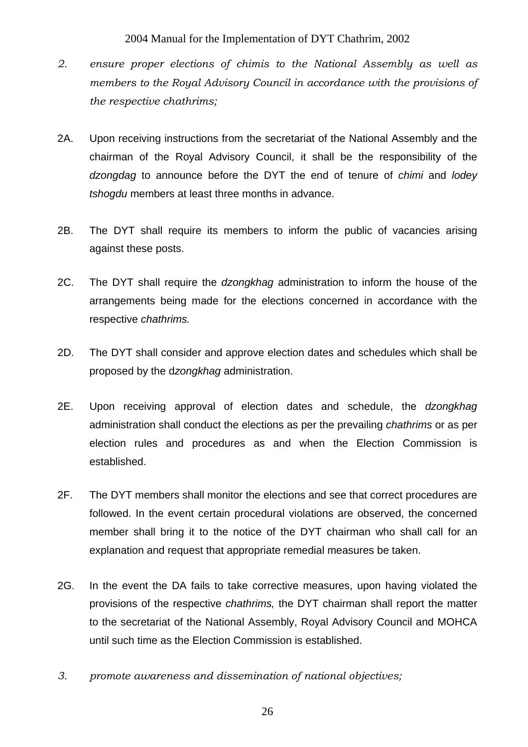*2. ensure proper elections of chimis to the National Assembly as well as members to the Royal Advisory Council in accordance with the provisions of the respective chathrims;*

2A. Upon receiving instructions from the secretariat of the National Assembly and the chairman of the Royal Advisory Council, it shall be the responsibility of the *dzongdag* to announce before the DYT the end of tenure of *chimi* and *lodey tshogdu* members at least three months in advance.

2B. The DYT shall require its members to inform the public of vacancies arising against these posts.

2C. The DYT shall require the *dzongkhag* administration to inform the house of the arrangements being made for the elections concerned in accordance with the respective *chathrims.*

2D. The DYT shall consider and approve election dates and schedules which shall be proposed by the d*zongkhag* administration.

2E. Upon receiving approval of election dates and schedule, the *dzongkhag* administration shall conduct the elections as per the prevailing *chathrims* or as per election rules and procedures as and when the Election Commission is established.

2F. The DYT members shall monitor the elections and see that correct procedures are followed. In the event certain procedural violations are observed, the concerned member shall bring it to the notice of the DYT chairman who shall call for an explanation and request that appropriate remedial measures be taken.

2G. In the event the DA fails to take corrective measures, upon having violated the provisions of the respective *chathrims,* the DYT chairman shall report the matter to the secretariat of the National Assembly, Royal Advisory Council and MOHCA until such time as the Election Commission is established.

*3. promote awareness and dissemination of national objectives;*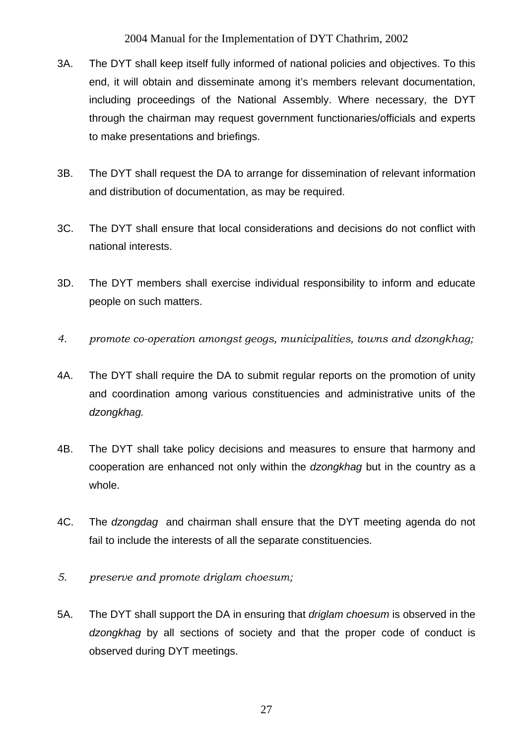3A. The DYT shall keep itself fully informed of national policies and objectives. To this end, it will obtain and disseminate among it's members relevant documentation, including proceedings of the National Assembly. Where necessary, the DYT through the chairman may request government functionaries/officials and experts to make presentations and briefings.

3B. The DYT shall request the DA to arrange for dissemination of relevant information and distribution of documentation, as may be required.

3C. The DYT shall ensure that local considerations and decisions do not conflict with national interests.

3D. The DYT members shall exercise individual responsibility to inform and educate people on such matters.

*4. promote co-operation amongst geogs, municipalities, towns and dzongkhag;*

4A. The DYT shall require the DA to submit regular reports on the promotion of unity and coordination among various constituencies and administrative units of the *dzongkhag.*

4B. The DYT shall take policy decisions and measures to ensure that harmony and cooperation are enhanced not only within the *dzongkhag* but in the country as a whole.

4C. The *dzongdag* and chairman shall ensure that the DYT meeting agenda do not fail to include the interests of all the separate constituencies.

*5. preserve and promote driglam choesum;*

5A. The DYT shall support the DA in ensuring that *driglam choesum* is observed in the *dzongkhag* by all sections of society and that the proper code of conduct is observed during DYT meetings.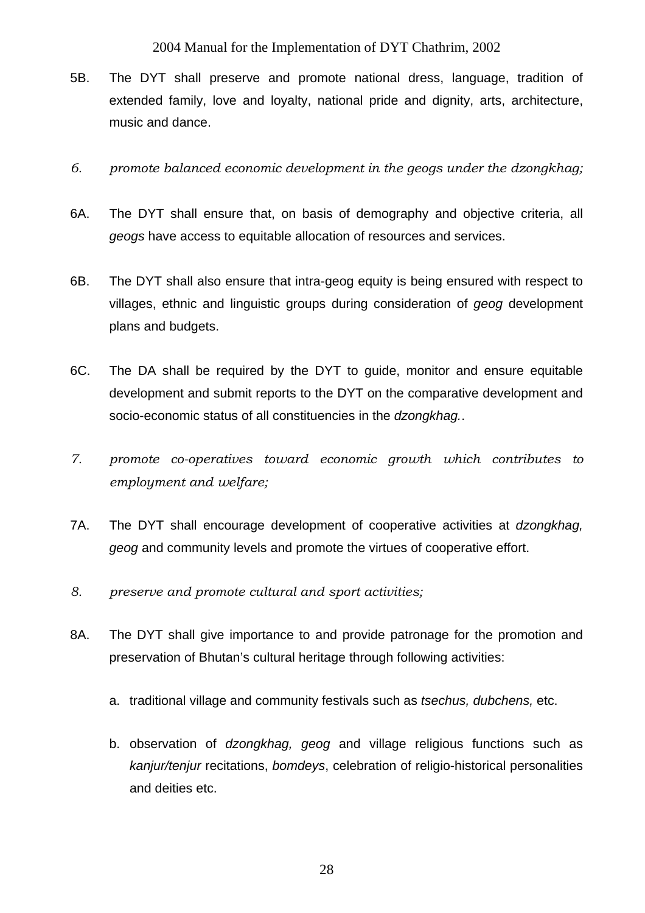5B. The DYT shall preserve and promote national dress, language, tradition of extended family, love and loyalty, national pride and dignity, arts, architecture, music and dance.

*6. promote balanced economic development in the geogs under the dzongkhag;*

6A. The DYT shall ensure that, on basis of demography and objective criteria, all *geogs* have access to equitable allocation of resources and services.

6B. The DYT shall also ensure that intra-geog equity is being ensured with respect to villages, ethnic and linguistic groups during consideration of *geog* development plans and budgets.

6C. The DA shall be required by the DYT to guide, monitor and ensure equitable development and submit reports to the DYT on the comparative development and socio-economic status of all constituencies in the *dzongkhag.*.

*7. promote co-operatives toward economic growth which contributes to employment and welfare;*

7A. The DYT shall encourage development of cooperative activities at *dzongkhag, geog* and community levels and promote the virtues of cooperative effort.

*8. preserve and promote cultural and sport activities;*

8A. The DYT shall give importance to and provide patronage for the promotion and preservation of Bhutan's cultural heritage through following activities:

a. traditional village and community festivals such as *tsechus, dubchens,* etc.

b. observation of *dzongkhag, geog* and village religious functions such as *kanjur/tenjur* recitations, *bomdeys*, celebration of religio-historical personalities and deities etc.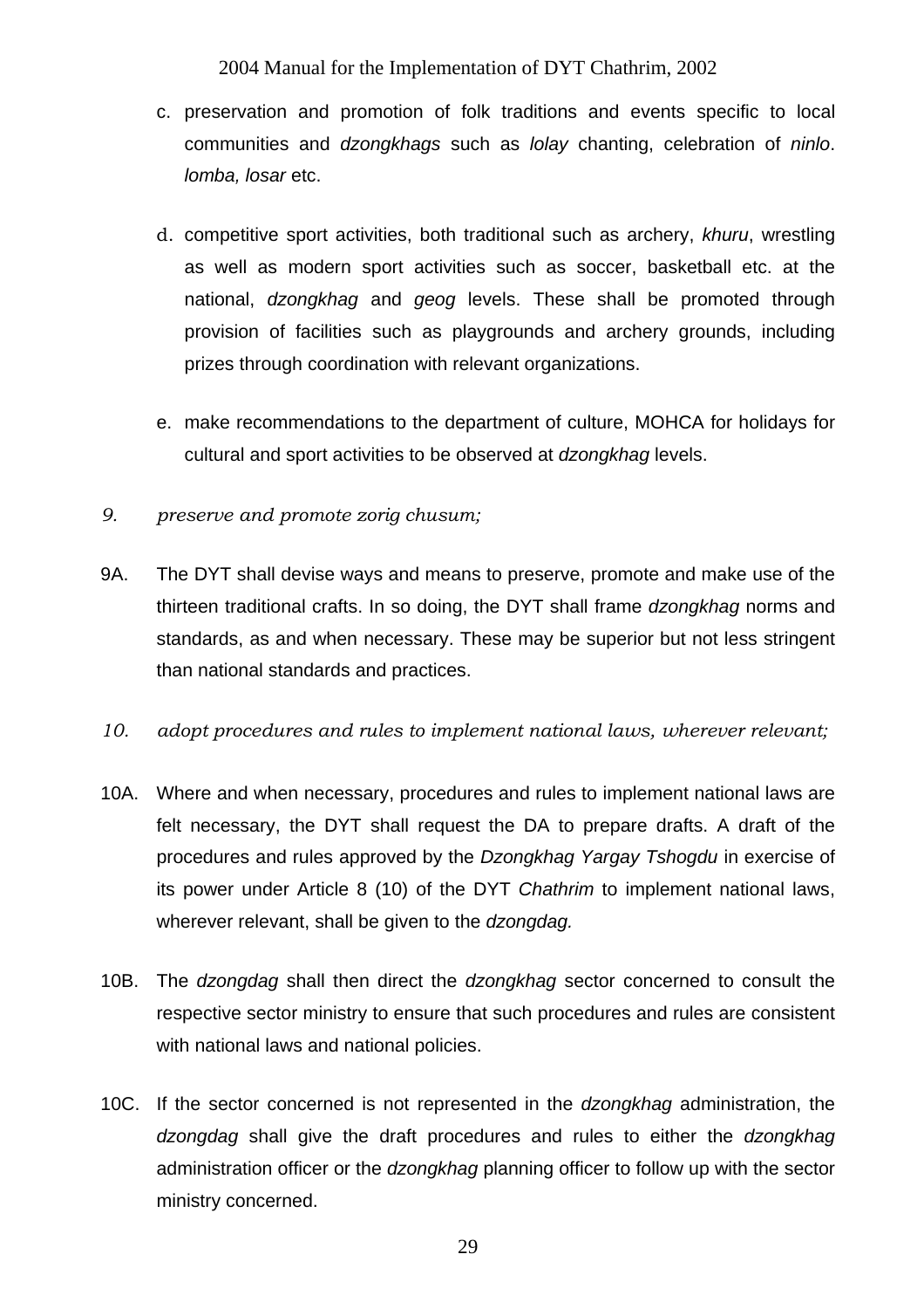c. preservation and promotion of folk traditions and events specific to local communities and *dzongkhags* such as *lolay* chanting, celebration of *ninlo*. *lomba, losar* etc.

d. competitive sport activities, both traditional such as archery, *khuru*, wrestling as well as modern sport activities such as soccer, basketball etc. at the national, *dzongkhag* and *geog* levels. These shall be promoted through provision of facilities such as playgrounds and archery grounds, including prizes through coordination with relevant organizations.

e. make recommendations to the department of culture, MOHCA for holidays for cultural and sport activities to be observed at *dzongkhag* levels.

*9. preserve and promote zorig chusum;*

9A. The DYT shall devise ways and means to preserve, promote and make use of the thirteen traditional crafts. In so doing, the DYT shall frame *dzongkhag* norms and standards, as and when necessary. These may be superior but not less stringent than national standards and practices.

*10. adopt procedures and rules to implement national laws, wherever relevant;*

10A. Where and when necessary, procedures and rules to implement national laws are felt necessary, the DYT shall request the DA to prepare drafts. A draft of the procedures and rules approved by the *Dzongkhag Yargay Tshogdu* in exercise of its power under Article 8 (10) of the DYT *Chathrim* to implement national laws, wherever relevant, shall be given to the *dzongdag.*

10B. The *dzongdag* shall then direct the *dzongkhag* sector concerned to consult the respective sector ministry to ensure that such procedures and rules are consistent with national laws and national policies.

10C. If the sector concerned is not represented in the *dzongkhag* administration, the *dzongdag* shall give the draft procedures and rules to either the *dzongkhag* administration officer or the *dzongkhag* planning officer to follow up with the sector ministry concerned.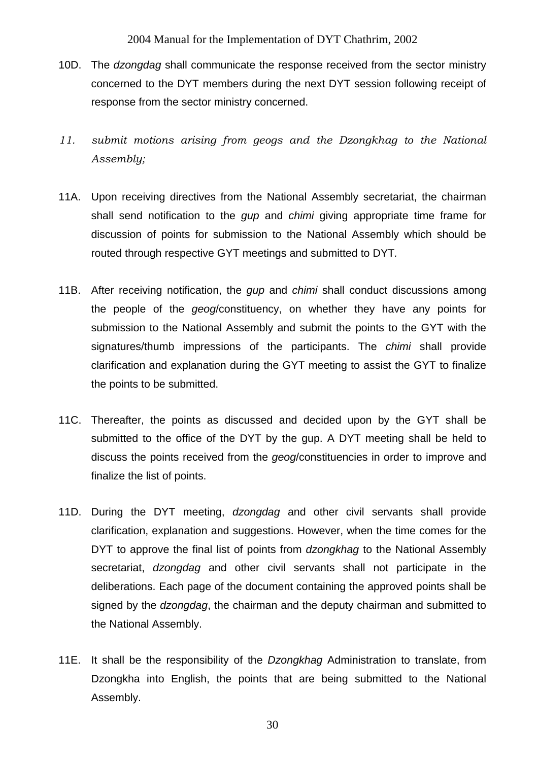10D. The *dzongdag* shall communicate the response received from the sector ministry concerned to the DYT members during the next DYT session following receipt of response from the sector ministry concerned.

*11. submit motions arising from geogs and the Dzongkhag to the National Assembly;*

11A. Upon receiving directives from the National Assembly secretariat, the chairman shall send notification to the *gup* and *chimi* giving appropriate time frame for discussion of points for submission to the National Assembly which should be routed through respective GYT meetings and submitted to DYT.

11B. After receiving notification, the *gup* and *chimi* shall conduct discussions among the people of the *geog*/constituency, on whether they have any points for submission to the National Assembly and submit the points to the GYT with the signatures/thumb impressions of the participants. The *chimi* shall provide clarification and explanation during the GYT meeting to assist the GYT to finalize the points to be submitted.

11C. Thereafter, the points as discussed and decided upon by the GYT shall be submitted to the office of the DYT by the gup. A DYT meeting shall be held to discuss the points received from the *geog*/constituencies in order to improve and finalize the list of points.

11D. During the DYT meeting, *dzongdag* and other civil servants shall provide clarification, explanation and suggestions. However, when the time comes for the DYT to approve the final list of points from *dzongkhag* to the National Assembly secretariat, *dzongdag* and other civil servants shall not participate in the deliberations. Each page of the document containing the approved points shall be signed by the *dzongdag*, the chairman and the deputy chairman and submitted to the National Assembly.

11E. It shall be the responsibility of the *Dzongkhag* Administration to translate, from Dzongkha into English, the points that are being submitted to the National Assembly.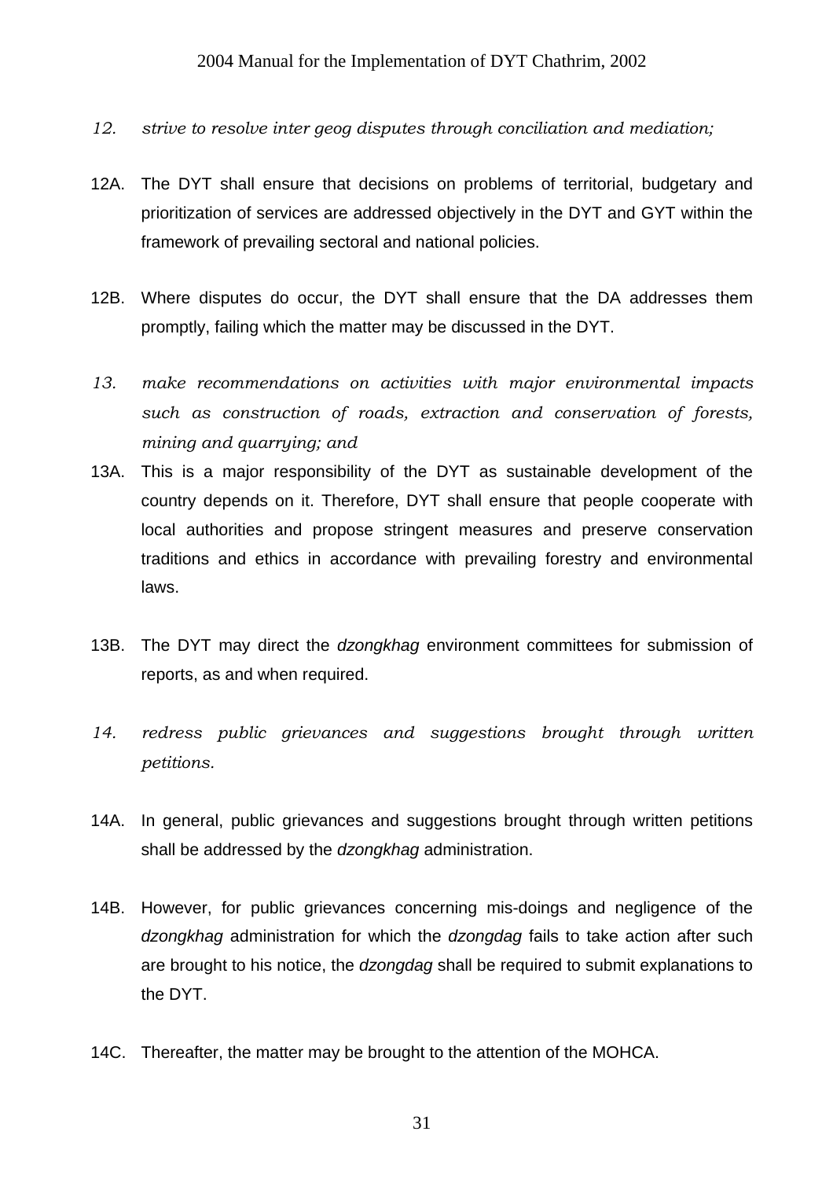12. *strive to resolve inter geog disputes through conciliation and mediation;*

12A. The DYT shall ensure that decisions on problems of territorial, budgetary and prioritization of services are addressed objectively in the DYT and GYT within the framework of prevailing sectoral and national policies.

12B. Where disputes do occur, the DYT shall ensure that the DA addresses them promptly, failing which the matter may be discussed in the DYT.

13. *make recommendations on activities with major environmental impacts such as construction of roads, extraction and conservation of forests, mining and quarrying; and*

13A. This is a major responsibility of the DYT as sustainable development of the country depends on it. Therefore, DYT shall ensure that people cooperate with local authorities and propose stringent measures and preserve conservation traditions and ethics in accordance with prevailing forestry and environmental laws.

13B. The DYT may direct the *dzongkhag* environment committees for submission of reports, as and when required.

14. *redress public grievances and suggestions brought through written petitions.*

14A. In general, public grievances and suggestions brought through written petitions shall be addressed by the *dzongkhag* administration.

14B. However, for public grievances concerning mis-doings and negligence of the *dzongkhag* administration for which the *dzongdag* fails to take action after such are brought to his notice, the *dzongdag* shall be required to submit explanations to the DYT.

14C. Thereafter, the matter may be brought to the attention of the MOHCA.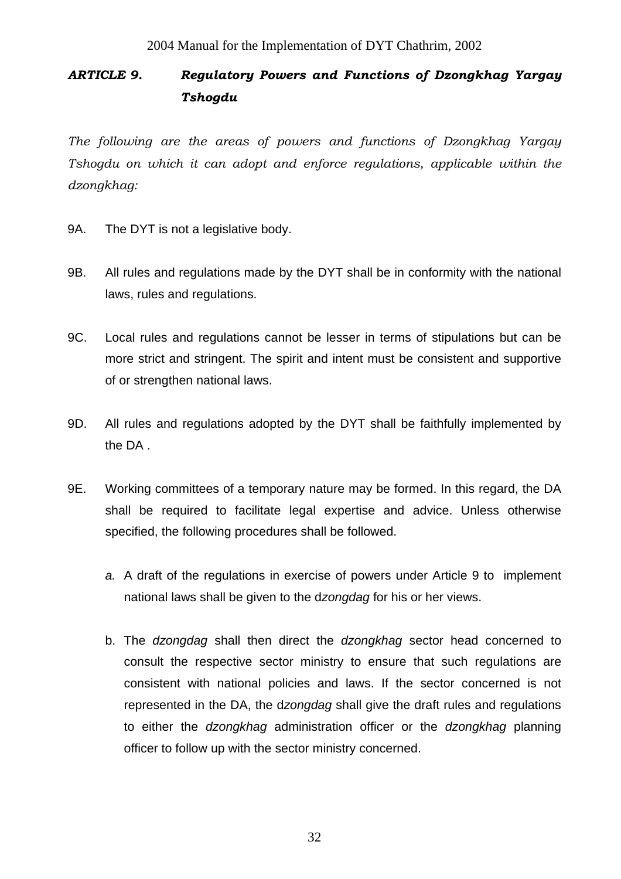### *ARTICLE 9. Regulatory Powers and Functions of Dzongkhag Yargay Tshogdu*

*The following are the areas of powers and functions of Dzongkhag Yargay Tshogdu on which it can adopt and enforce regulations, applicable within the dzongkhag:*

9A. The DYT is not a legislative body.

9B. All rules and regulations made by the DYT shall be in conformity with the national laws, rules and regulations.

9C. Local rules and regulations cannot be lesser in terms of stipulations but can be more strict and stringent. The spirit and intent must be consistent and supportive of or strengthen national laws.

9D. All rules and regulations adopted by the DYT shall be faithfully implemented by the DA .

9E. Working committees of a temporary nature may be formed. In this regard, the DA shall be required to facilitate legal expertise and advice. Unless otherwise specified, the following procedures shall be followed.

   *a.* A draft of the regulations in exercise of powers under Article 9 to implement national laws shall be given to the d*zongdag* for his or her views.

   b. The *dzongdag* shall then direct the *dzongkhag* sector head concerned to consult the respective sector ministry to ensure that such regulations are consistent with national policies and laws. If the sector concerned is not represented in the DA, the d*zongdag* shall give the draft rules and regulations to either the *dzongkhag* administration officer or the *dzongkhag* planning officer to follow up with the sector ministry concerned.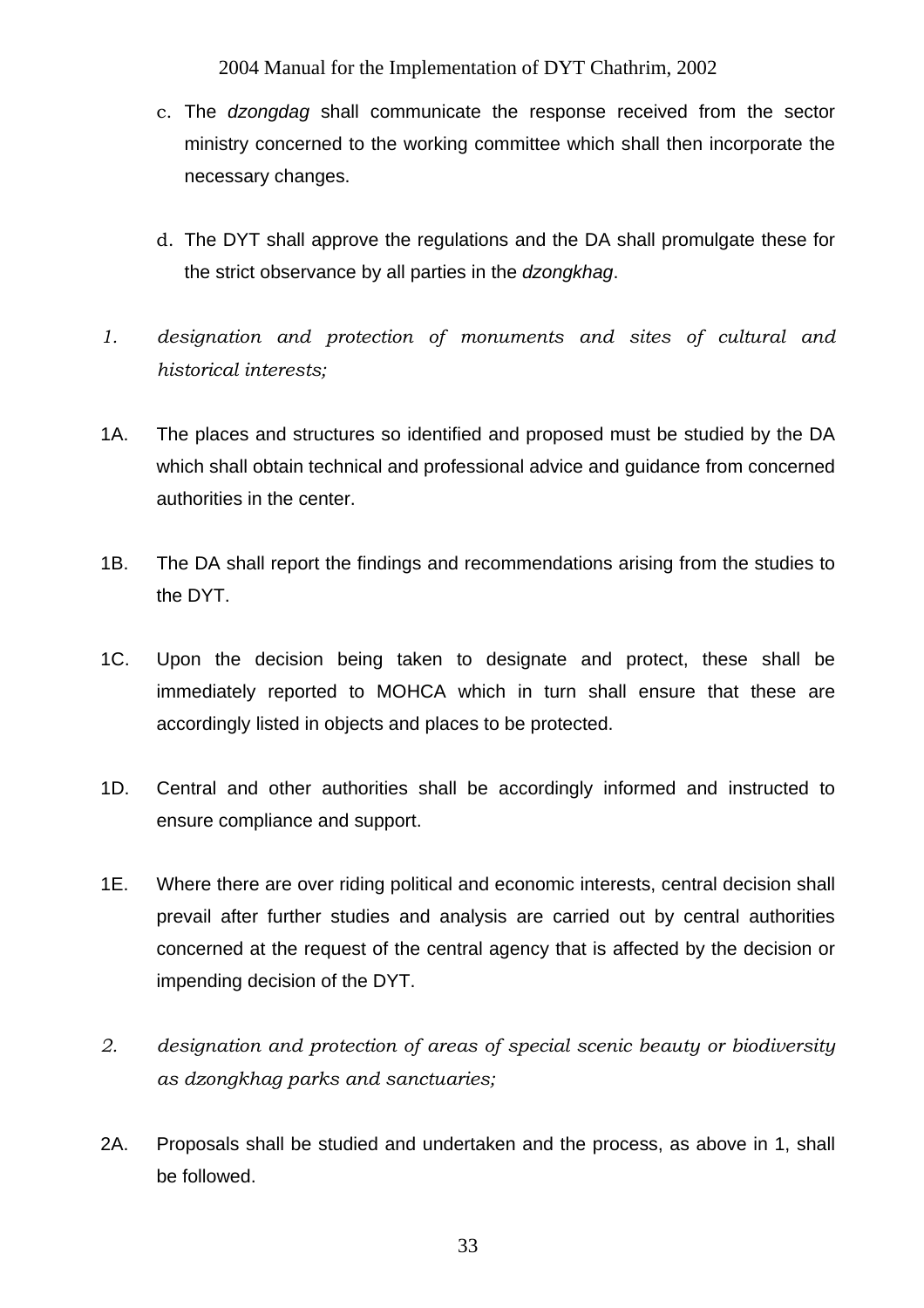c. The *dzongdag* shall communicate the response received from the sector ministry concerned to the working committee which shall then incorporate the necessary changes.

d. The DYT shall approve the regulations and the DA shall promulgate these for the strict observance by all parties in the *dzongkhag*.

*1. designation and protection of monuments and sites of cultural and historical interests;*

1A. The places and structures so identified and proposed must be studied by the DA which shall obtain technical and professional advice and guidance from concerned authorities in the center.

1B. The DA shall report the findings and recommendations arising from the studies to the DYT.

1C. Upon the decision being taken to designate and protect, these shall be immediately reported to MOHCA which in turn shall ensure that these are accordingly listed in objects and places to be protected.

1D. Central and other authorities shall be accordingly informed and instructed to ensure compliance and support.

1E. Where there are over riding political and economic interests, central decision shall prevail after further studies and analysis are carried out by central authorities concerned at the request of the central agency that is affected by the decision or impending decision of the DYT.

*2. designation and protection of areas of special scenic beauty or biodiversity as dzongkhag parks and sanctuaries;*

2A. Proposals shall be studied and undertaken and the process, as above in 1, shall be followed.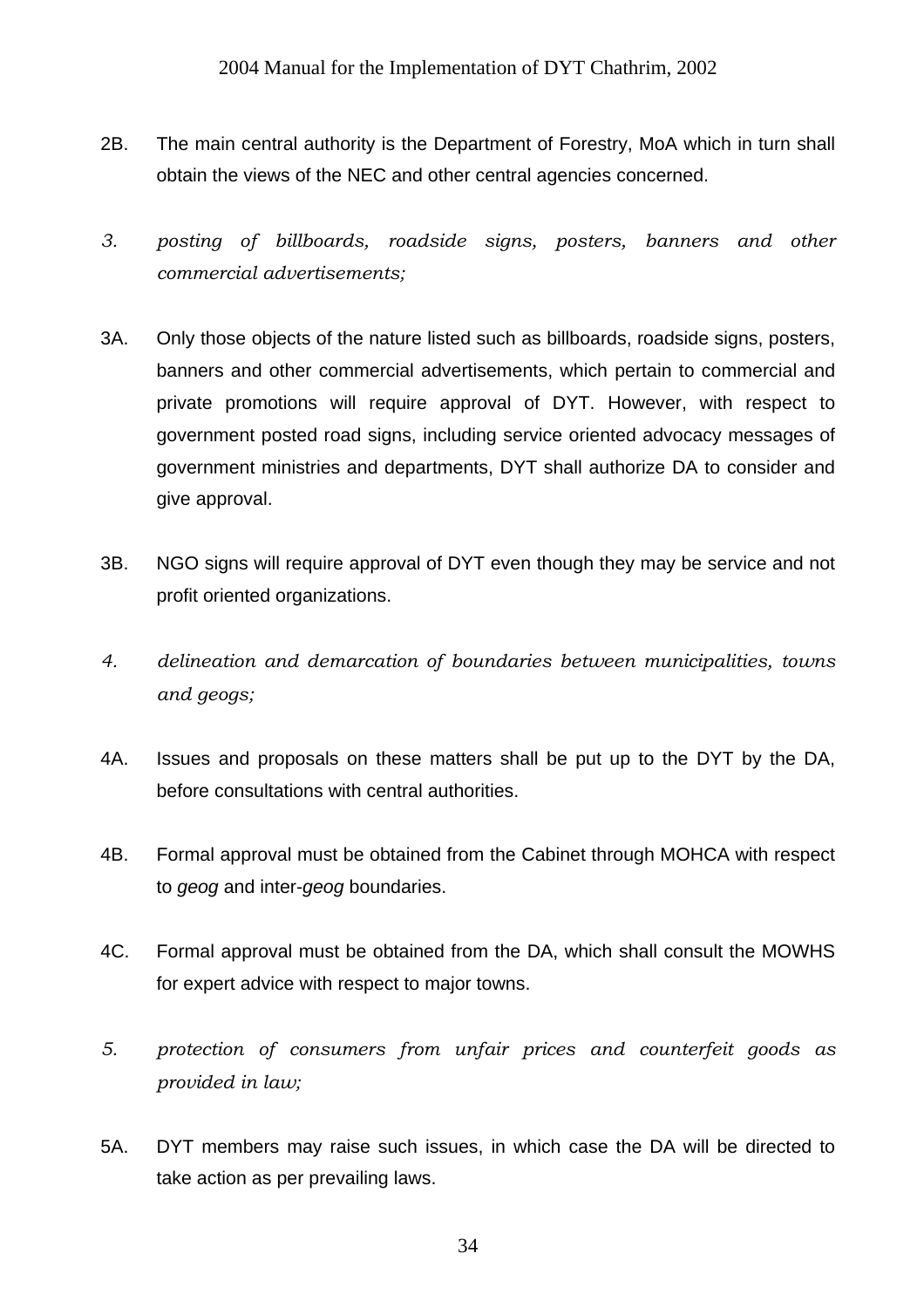2B. The main central authority is the Department of Forestry, MoA which in turn shall obtain the views of the NEC and other central agencies concerned.

*3. posting of billboards, roadside signs, posters, banners and other commercial advertisements;*

3A. Only those objects of the nature listed such as billboards, roadside signs, posters, banners and other commercial advertisements, which pertain to commercial and private promotions will require approval of DYT. However, with respect to government posted road signs, including service oriented advocacy messages of government ministries and departments, DYT shall authorize DA to consider and give approval.

3B. NGO signs will require approval of DYT even though they may be service and not profit oriented organizations.

*4. delineation and demarcation of boundaries between municipalities, towns and geogs;*

4A. Issues and proposals on these matters shall be put up to the DYT by the DA, before consultations with central authorities.

4B. Formal approval must be obtained from the Cabinet through MOHCA with respect to *geog* and inter-*geog* boundaries.

4C. Formal approval must be obtained from the DA, which shall consult the MOWHS for expert advice with respect to major towns.

*5. protection of consumers from unfair prices and counterfeit goods as provided in law;*

5A. DYT members may raise such issues, in which case the DA will be directed to take action as per prevailing laws.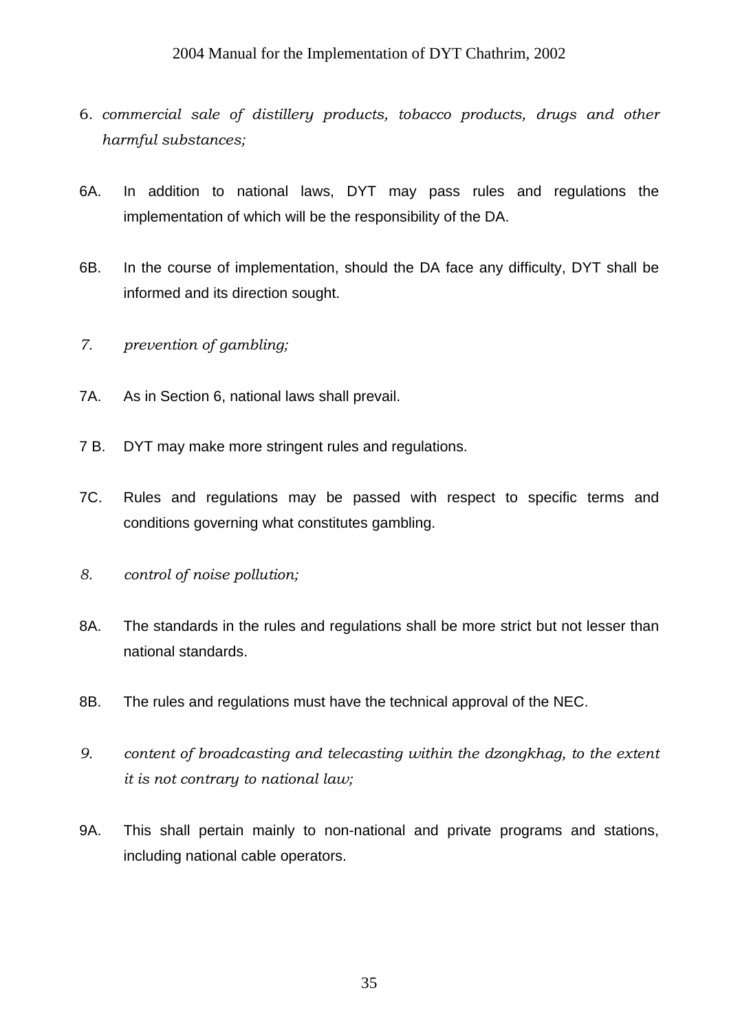6. *commercial sale of distillery products, tobacco products, drugs and other harmful substances;*

6A. In addition to national laws, DYT may pass rules and regulations the implementation of which will be the responsibility of the DA.

6B. In the course of implementation, should the DA face any difficulty, DYT shall be informed and its direction sought.

7. *prevention of gambling;*

7A. As in Section 6, national laws shall prevail.

7 B. DYT may make more stringent rules and regulations.

7C. Rules and regulations may be passed with respect to specific terms and conditions governing what constitutes gambling.

8. *control of noise pollution;*

8A. The standards in the rules and regulations shall be more strict but not lesser than national standards.

8B. The rules and regulations must have the technical approval of the NEC.

9. *content of broadcasting and telecasting within the dzongkhag, to the extent it is not contrary to national law;*

9A. This shall pertain mainly to non-national and private programs and stations, including national cable operators.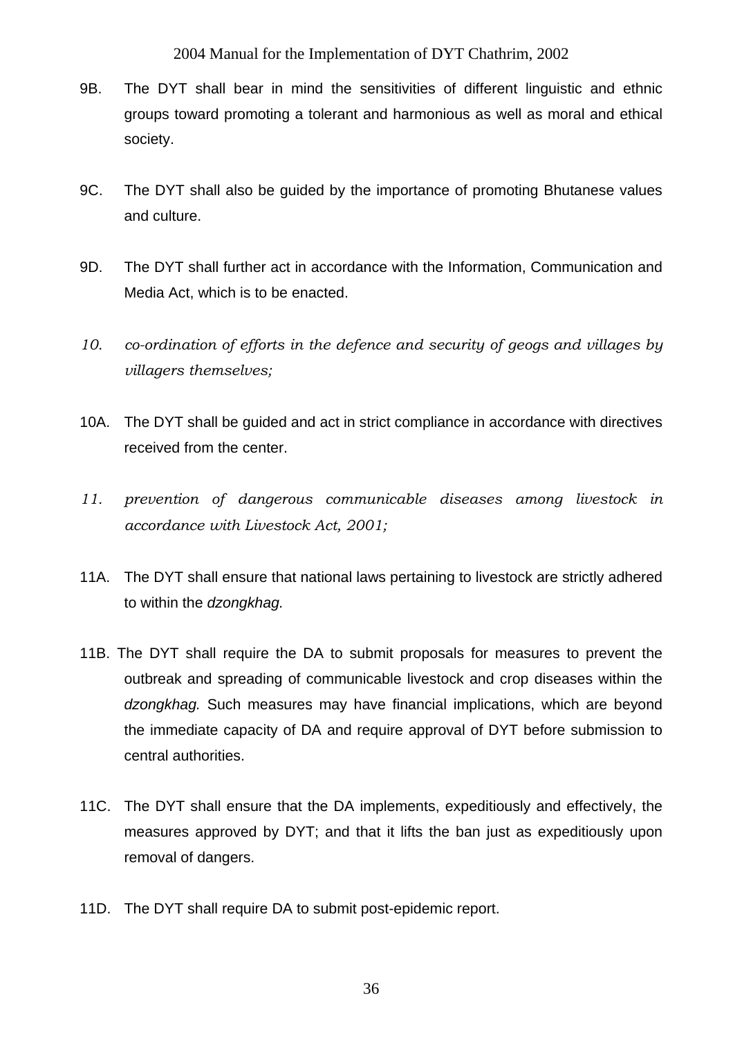9B. The DYT shall bear in mind the sensitivities of different linguistic and ethnic groups toward promoting a tolerant and harmonious as well as moral and ethical society.

9C. The DYT shall also be guided by the importance of promoting Bhutanese values and culture.

9D. The DYT shall further act in accordance with the Information, Communication and Media Act, which is to be enacted.

*10. co-ordination of efforts in the defence and security of geogs and villages by villagers themselves;*

10A. The DYT shall be guided and act in strict compliance in accordance with directives received from the center.

*11. prevention of dangerous communicable diseases among livestock in accordance with Livestock Act, 2001;*

11A. The DYT shall ensure that national laws pertaining to livestock are strictly adhered to within the *dzongkhag.*

11B. The DYT shall require the DA to submit proposals for measures to prevent the outbreak and spreading of communicable livestock and crop diseases within the *dzongkhag.* Such measures may have financial implications, which are beyond the immediate capacity of DA and require approval of DYT before submission to central authorities.

11C. The DYT shall ensure that the DA implements, expeditiously and effectively, the measures approved by DYT; and that it lifts the ban just as expeditiously upon removal of dangers.

11D. The DYT shall require DA to submit post-epidemic report.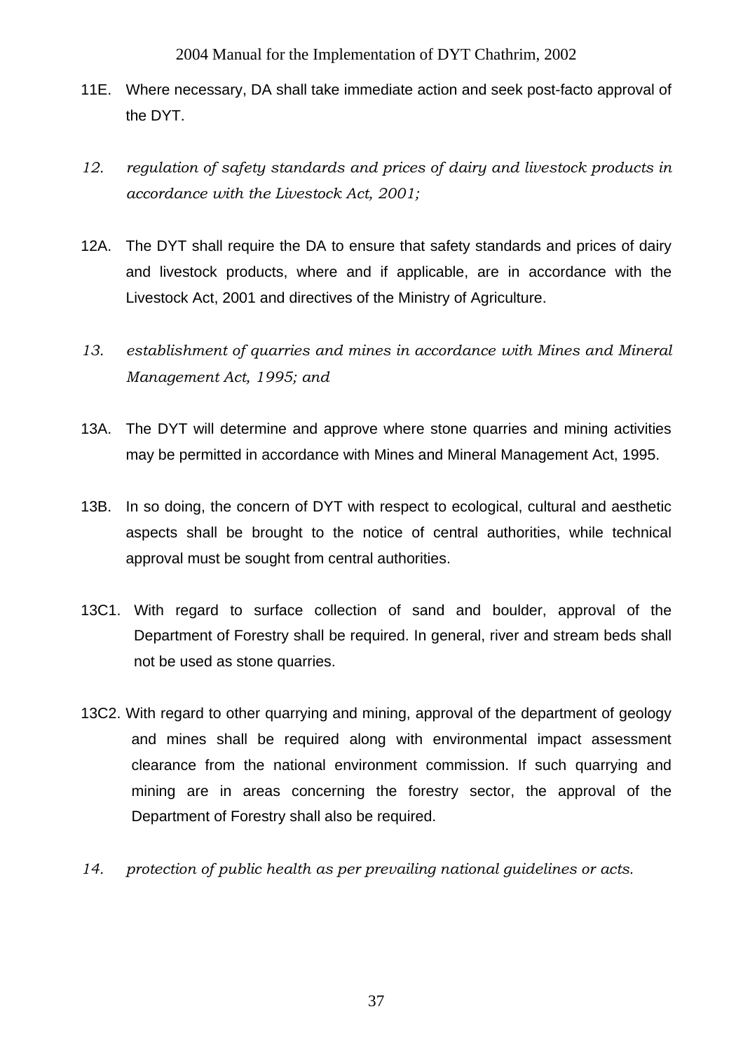11E. Where necessary, DA shall take immediate action and seek post-facto approval of the DYT.

*12. regulation of safety standards and prices of dairy and livestock products in accordance with the Livestock Act, 2001;*

12A. The DYT shall require the DA to ensure that safety standards and prices of dairy and livestock products, where and if applicable, are in accordance with the Livestock Act, 2001 and directives of the Ministry of Agriculture.

*13. establishment of quarries and mines in accordance with Mines and Mineral Management Act, 1995; and*

13A. The DYT will determine and approve where stone quarries and mining activities may be permitted in accordance with Mines and Mineral Management Act, 1995.

13B. In so doing, the concern of DYT with respect to ecological, cultural and aesthetic aspects shall be brought to the notice of central authorities, while technical approval must be sought from central authorities.

13C1. With regard to surface collection of sand and boulder, approval of the Department of Forestry shall be required. In general, river and stream beds shall not be used as stone quarries.

13C2. With regard to other quarrying and mining, approval of the department of geology and mines shall be required along with environmental impact assessment clearance from the national environment commission. If such quarrying and mining are in areas concerning the forestry sector, the approval of the Department of Forestry shall also be required.

*14. protection of public health as per prevailing national guidelines or acts.*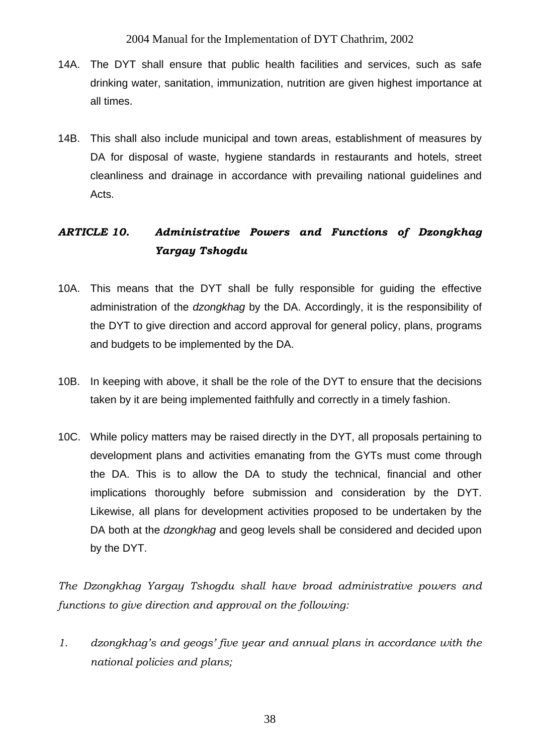14A. The DYT shall ensure that public health facilities and services, such as safe drinking water, sanitation, immunization, nutrition are given highest importance at all times.

14B. This shall also include municipal and town areas, establishment of measures by DA for disposal of waste, hygiene standards in restaurants and hotels, street cleanliness and drainage in accordance with prevailing national guidelines and Acts.

### *ARTICLE 10. Administrative Powers and Functions of Dzongkhag Yargay Tshogdu*

10A. This means that the DYT shall be fully responsible for guiding the effective administration of the *dzongkhag* by the DA. Accordingly, it is the responsibility of the DYT to give direction and accord approval for general policy, plans, programs and budgets to be implemented by the DA.

10B. In keeping with above, it shall be the role of the DYT to ensure that the decisions taken by it are being implemented faithfully and correctly in a timely fashion.

10C. While policy matters may be raised directly in the DYT, all proposals pertaining to development plans and activities emanating from the GYTs must come through the DA. This is to allow the DA to study the technical, financial and other implications thoroughly before submission and consideration by the DYT. Likewise, all plans for development activities proposed to be undertaken by the DA both at the *dzongkhag* and geog levels shall be considered and decided upon by the DYT.

*The Dzongkhag Yargay Tshogdu shall have broad administrative powers and functions to give direction and approval on the following:*

1. *dzongkhag's and geogs' five year and annual plans in accordance with the national policies and plans;*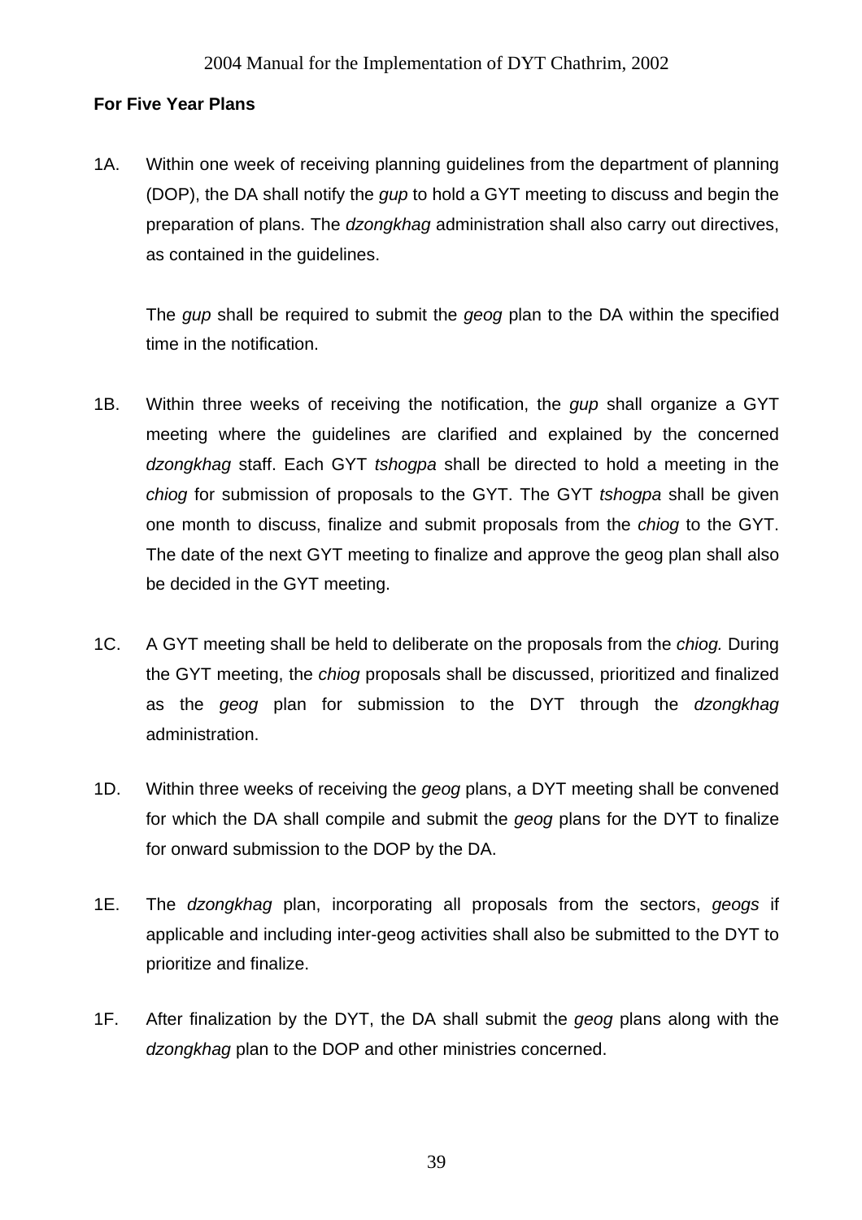**For Five Year Plans**

1A. Within one week of receiving planning guidelines from the department of planning (DOP), the DA shall notify the *gup* to hold a GYT meeting to discuss and begin the preparation of plans. The *dzongkhag* administration shall also carry out directives, as contained in the guidelines.

    The *gup* shall be required to submit the *geog* plan to the DA within the specified time in the notification.

1B. Within three weeks of receiving the notification, the *gup* shall organize a GYT meeting where the guidelines are clarified and explained by the concerned *dzongkhag* staff. Each GYT *tshogpa* shall be directed to hold a meeting in the *chiog* for submission of proposals to the GYT. The GYT *tshogpa* shall be given one month to discuss, finalize and submit proposals from the *chiog* to the GYT. The date of the next GYT meeting to finalize and approve the geog plan shall also be decided in the GYT meeting.

1C. A GYT meeting shall be held to deliberate on the proposals from the *chiog.* During the GYT meeting, the *chiog* proposals shall be discussed, prioritized and finalized as the *geog* plan for submission to the DYT through the *dzongkhag* administration.

1D. Within three weeks of receiving the *geog* plans, a DYT meeting shall be convened for which the DA shall compile and submit the *geog* plans for the DYT to finalize for onward submission to the DOP by the DA.

1E. The *dzongkhag* plan, incorporating all proposals from the sectors, *geogs* if applicable and including inter-geog activities shall also be submitted to the DYT to prioritize and finalize.

1F. After finalization by the DYT, the DA shall submit the *geog* plans along with the *dzongkhag* plan to the DOP and other ministries concerned.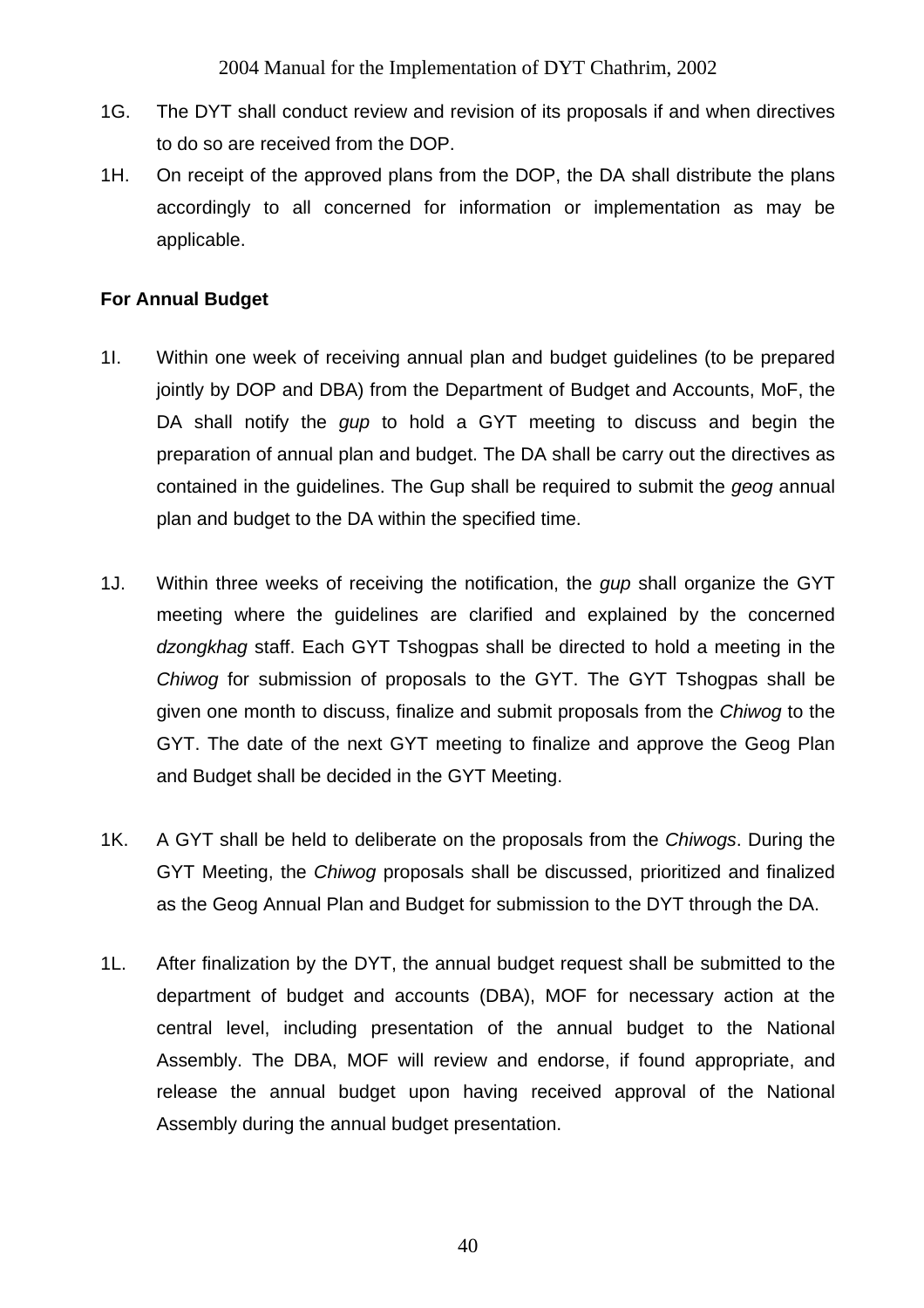1G. The DYT shall conduct review and revision of its proposals if and when directives to do so are received from the DOP.

1H. On receipt of the approved plans from the DOP, the DA shall distribute the plans accordingly to all concerned for information or implementation as may be applicable.

**For Annual Budget**

1I. Within one week of receiving annual plan and budget guidelines (to be prepared jointly by DOP and DBA) from the Department of Budget and Accounts, MoF, the DA shall notify the *gup* to hold a GYT meeting to discuss and begin the preparation of annual plan and budget. The DA shall be carry out the directives as contained in the guidelines. The Gup shall be required to submit the *geog* annual plan and budget to the DA within the specified time.

1J. Within three weeks of receiving the notification, the *gup* shall organize the GYT meeting where the guidelines are clarified and explained by the concerned *dzongkhag* staff. Each GYT Tshogpas shall be directed to hold a meeting in the *Chiwog* for submission of proposals to the GYT. The GYT Tshogpas shall be given one month to discuss, finalize and submit proposals from the *Chiwog* to the GYT. The date of the next GYT meeting to finalize and approve the Geog Plan and Budget shall be decided in the GYT Meeting.

1K. A GYT shall be held to deliberate on the proposals from the *Chiwogs*. During the GYT Meeting, the *Chiwog* proposals shall be discussed, prioritized and finalized as the Geog Annual Plan and Budget for submission to the DYT through the DA.

1L. After finalization by the DYT, the annual budget request shall be submitted to the department of budget and accounts (DBA), MOF for necessary action at the central level, including presentation of the annual budget to the National Assembly. The DBA, MOF will review and endorse, if found appropriate, and release the annual budget upon having received approval of the National Assembly during the annual budget presentation.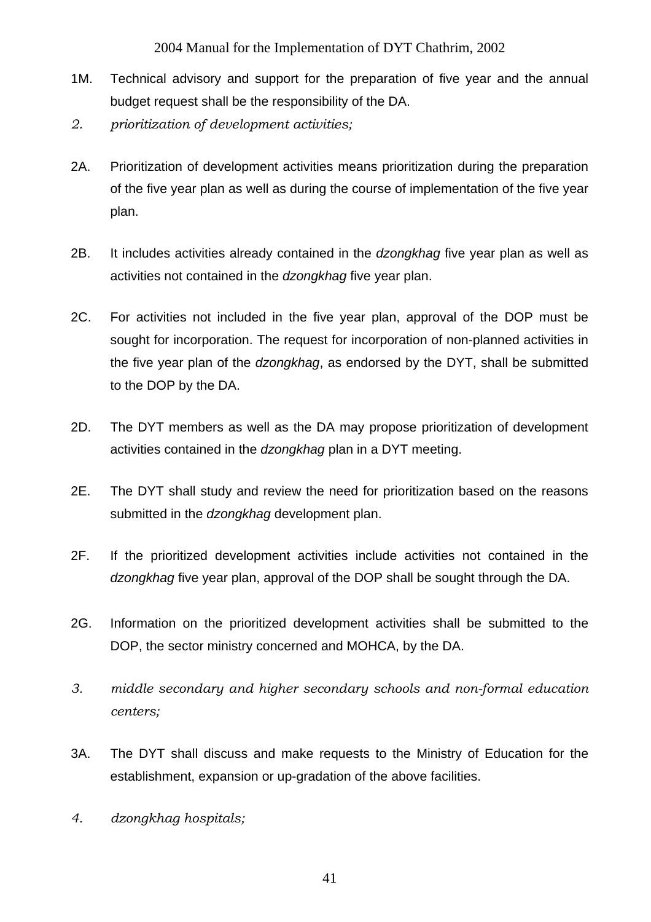1M. Technical advisory and support for the preparation of five year and the annual budget request shall be the responsibility of the DA.

*2. prioritization of development activities;*

2A. Prioritization of development activities means prioritization during the preparation of the five year plan as well as during the course of implementation of the five year plan.

2B. It includes activities already contained in the *dzongkhag* five year plan as well as activities not contained in the *dzongkhag* five year plan.

2C. For activities not included in the five year plan, approval of the DOP must be sought for incorporation. The request for incorporation of non-planned activities in the five year plan of the *dzongkhag*, as endorsed by the DYT, shall be submitted to the DOP by the DA.

2D. The DYT members as well as the DA may propose prioritization of development activities contained in the *dzongkhag* plan in a DYT meeting.

2E. The DYT shall study and review the need for prioritization based on the reasons submitted in the *dzongkhag* development plan.

2F. If the prioritized development activities include activities not contained in the *dzongkhag* five year plan, approval of the DOP shall be sought through the DA.

2G. Information on the prioritized development activities shall be submitted to the DOP, the sector ministry concerned and MOHCA, by the DA.

*3. middle secondary and higher secondary schools and non-formal education centers;*

3A. The DYT shall discuss and make requests to the Ministry of Education for the establishment, expansion or up-gradation of the above facilities.

*4. dzongkhag hospitals;*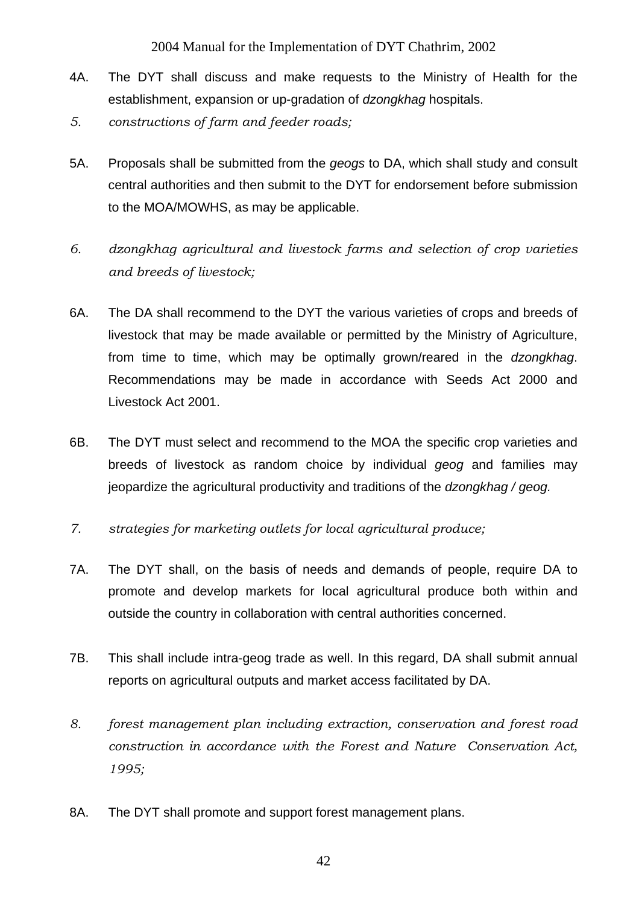4A. The DYT shall discuss and make requests to the Ministry of Health for the establishment, expansion or up-gradation of *dzongkhag* hospitals.

*5. constructions of farm and feeder roads;*

5A. Proposals shall be submitted from the *geogs* to DA, which shall study and consult central authorities and then submit to the DYT for endorsement before submission to the MOA/MOWHS, as may be applicable.

*6. dzongkhag agricultural and livestock farms and selection of crop varieties and breeds of livestock;*

6A. The DA shall recommend to the DYT the various varieties of crops and breeds of livestock that may be made available or permitted by the Ministry of Agriculture, from time to time, which may be optimally grown/reared in the *dzongkhag*. Recommendations may be made in accordance with Seeds Act 2000 and Livestock Act 2001.

6B. The DYT must select and recommend to the MOA the specific crop varieties and breeds of livestock as random choice by individual *geog* and families may jeopardize the agricultural productivity and traditions of the *dzongkhag / geog.*

*7. strategies for marketing outlets for local agricultural produce;*

7A. The DYT shall, on the basis of needs and demands of people, require DA to promote and develop markets for local agricultural produce both within and outside the country in collaboration with central authorities concerned.

7B. This shall include intra-geog trade as well. In this regard, DA shall submit annual reports on agricultural outputs and market access facilitated by DA.

*8. forest management plan including extraction, conservation and forest road construction in accordance with the Forest and Nature Conservation Act, 1995;*

8A. The DYT shall promote and support forest management plans.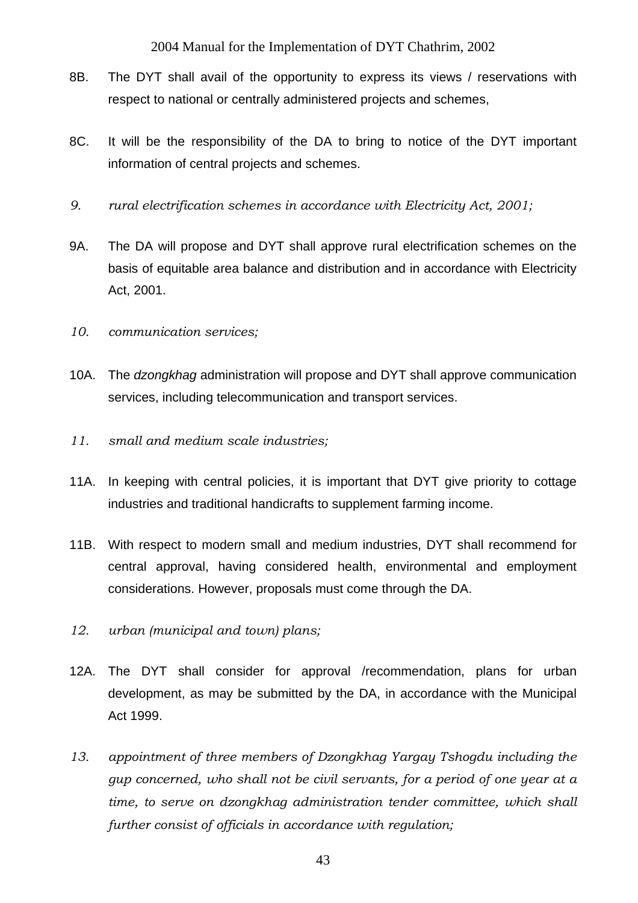8B. The DYT shall avail of the opportunity to express its views / reservations with respect to national or centrally administered projects and schemes,

8C. It will be the responsibility of the DA to bring to notice of the DYT important information of central projects and schemes.

*9. rural electrification schemes in accordance with Electricity Act, 2001;*

9A. The DA will propose and DYT shall approve rural electrification schemes on the basis of equitable area balance and distribution and in accordance with Electricity Act, 2001.

*10. communication services;*

10A. The *dzongkhag* administration will propose and DYT shall approve communication services, including telecommunication and transport services.

*11. small and medium scale industries;*

11A. In keeping with central policies, it is important that DYT give priority to cottage industries and traditional handicrafts to supplement farming income.

11B. With respect to modern small and medium industries, DYT shall recommend for central approval, having considered health, environmental and employment considerations. However, proposals must come through the DA.

*12. urban (municipal and town) plans;*

12A. The DYT shall consider for approval /recommendation, plans for urban development, as may be submitted by the DA, in accordance with the Municipal Act 1999.

*13. appointment of three members of Dzongkhag Yargay Tshogdu including the gup concerned, who shall not be civil servants, for a period of one year at a time, to serve on dzongkhag administration tender committee, which shall further consist of officials in accordance with regulation;*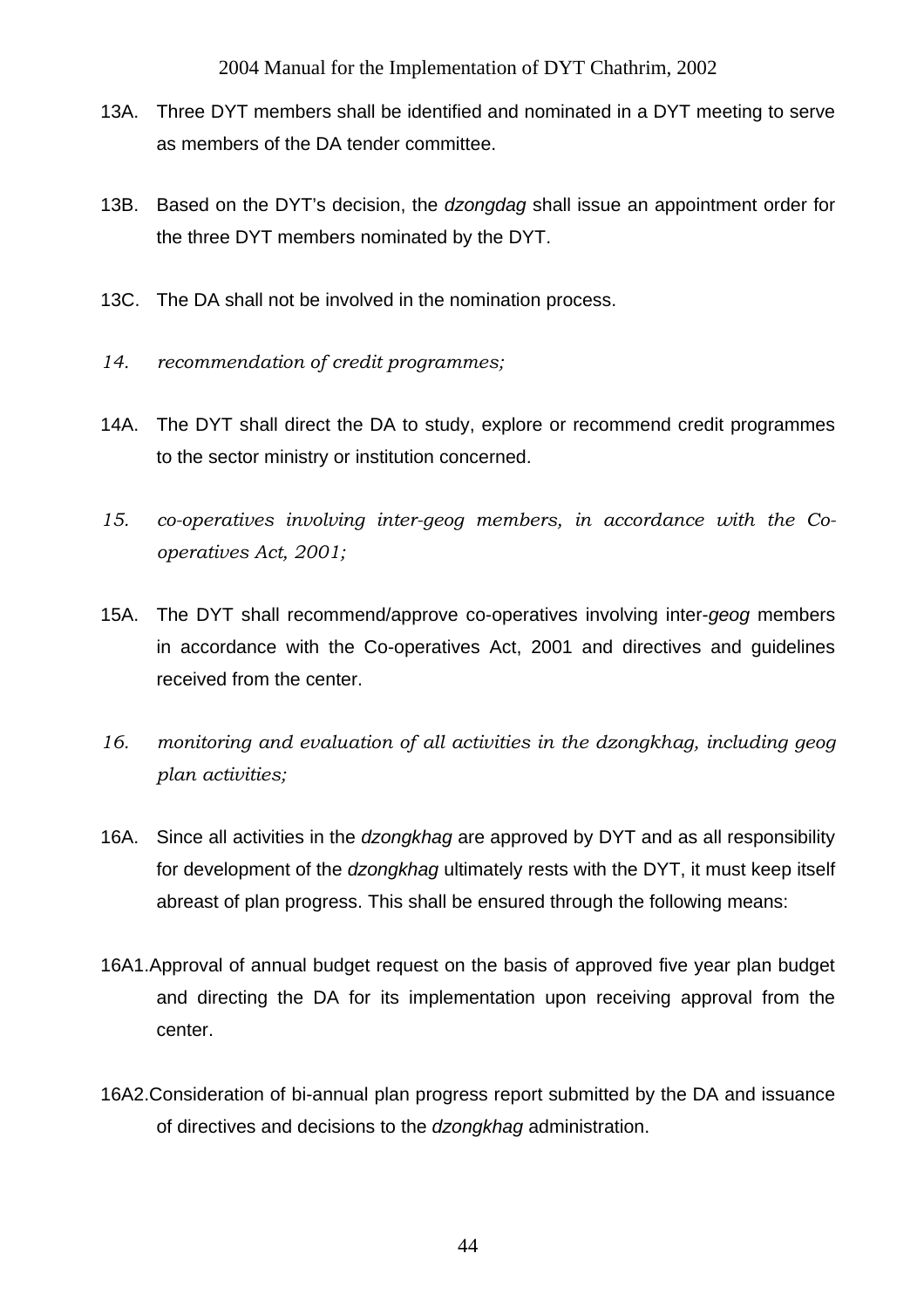13A. Three DYT members shall be identified and nominated in a DYT meeting to serve as members of the DA tender committee.

13B. Based on the DYT's decision, the *dzongdag* shall issue an appointment order for the three DYT members nominated by the DYT.

13C. The DA shall not be involved in the nomination process.

*14. recommendation of credit programmes;*

14A. The DYT shall direct the DA to study, explore or recommend credit programmes to the sector ministry or institution concerned.

*15. co-operatives involving inter-geog members, in accordance with the Co-operatives Act, 2001;*

15A. The DYT shall recommend/approve co-operatives involving inter-*geog* members in accordance with the Co-operatives Act, 2001 and directives and guidelines received from the center.

*16. monitoring and evaluation of all activities in the dzongkhag, including geog plan activities;*

16A. Since all activities in the *dzongkhag* are approved by DYT and as all responsibility for development of the *dzongkhag* ultimately rests with the DYT, it must keep itself abreast of plan progress. This shall be ensured through the following means:

16A1. Approval of annual budget request on the basis of approved five year plan budget and directing the DA for its implementation upon receiving approval from the center.

16A2. Consideration of bi-annual plan progress report submitted by the DA and issuance of directives and decisions to the *dzongkhag* administration.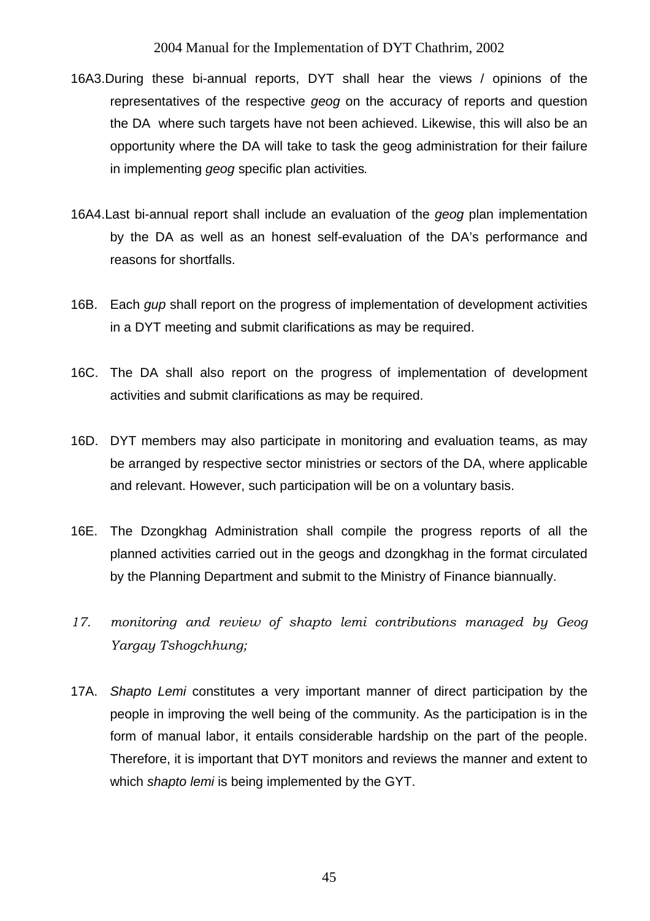16A3. During these bi-annual reports, DYT shall hear the views / opinions of the representatives of the respective *geog* on the accuracy of reports and question the DA where such targets have not been achieved. Likewise, this will also be an opportunity where the DA will take to task the geog administration for their failure in implementing *geog* specific plan activities.

16A4. Last bi-annual report shall include an evaluation of the *geog* plan implementation by the DA as well as an honest self-evaluation of the DA's performance and reasons for shortfalls.

16B. Each *gup* shall report on the progress of implementation of development activities in a DYT meeting and submit clarifications as may be required.

16C. The DA shall also report on the progress of implementation of development activities and submit clarifications as may be required.

16D. DYT members may also participate in monitoring and evaluation teams, as may be arranged by respective sector ministries or sectors of the DA, where applicable and relevant. However, such participation will be on a voluntary basis.

16E. The Dzongkhag Administration shall compile the progress reports of all the planned activities carried out in the geogs and dzongkhag in the format circulated by the Planning Department and submit to the Ministry of Finance biannually.

*17. monitoring and review of shapto lemi contributions managed by Geog Yargay Tshogchhung;*

17A. *Shapto Lemi* constitutes a very important manner of direct participation by the people in improving the well being of the community. As the participation is in the form of manual labor, it entails considerable hardship on the part of the people. Therefore, it is important that DYT monitors and reviews the manner and extent to which *shapto lemi* is being implemented by the GYT.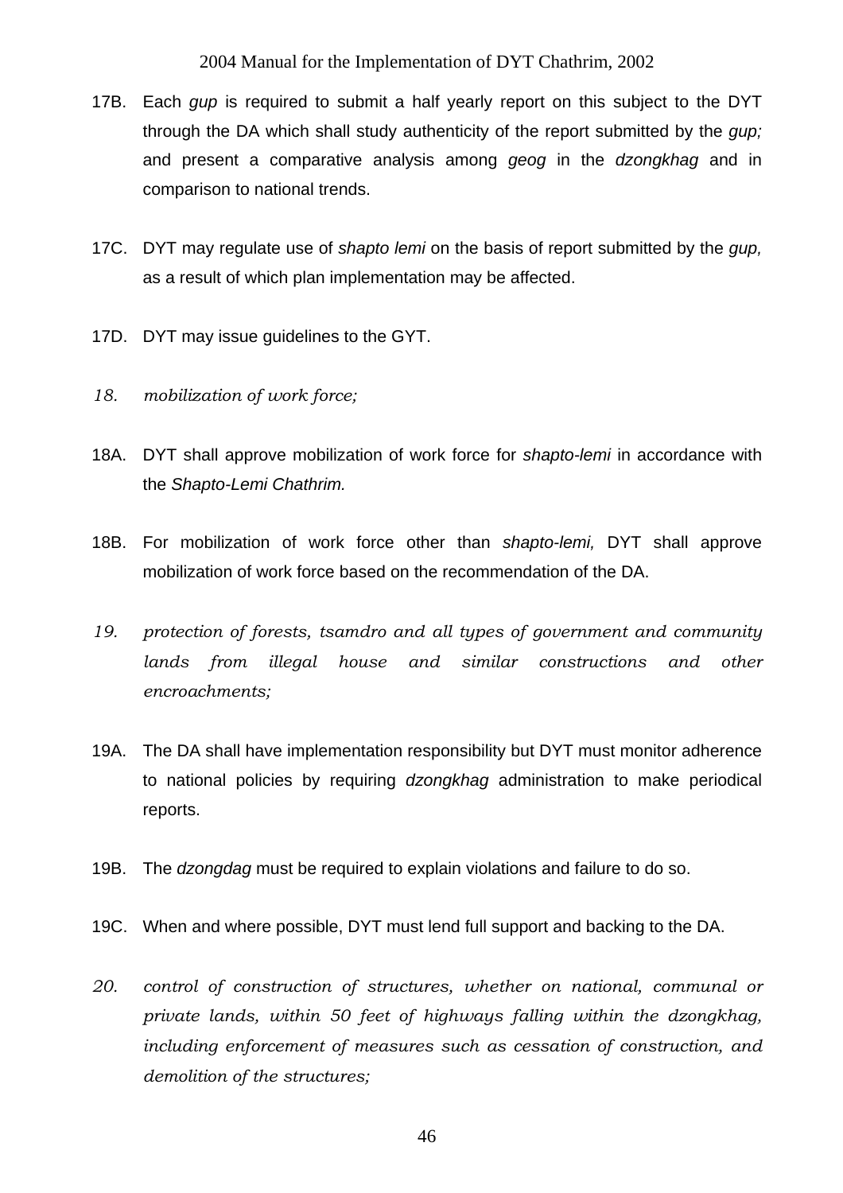17B. Each *gup* is required to submit a half yearly report on this subject to the DYT through the DA which shall study authenticity of the report submitted by the *gup;* and present a comparative analysis among *geog* in the *dzongkhag* and in comparison to national trends.

17C. DYT may regulate use of *shapto lemi* on the basis of report submitted by the *gup,* as a result of which plan implementation may be affected.

17D. DYT may issue guidelines to the GYT.

*18. mobilization of work force;*

18A. DYT shall approve mobilization of work force for *shapto-lemi* in accordance with the *Shapto-Lemi Chathrim.*

18B. For mobilization of work force other than *shapto-lemi,* DYT shall approve mobilization of work force based on the recommendation of the DA.

*19. protection of forests, tsamdro and all types of government and community lands from illegal house and similar constructions and other encroachments;*

19A. The DA shall have implementation responsibility but DYT must monitor adherence to national policies by requiring *dzongkhag* administration to make periodical reports.

19B. The *dzongdag* must be required to explain violations and failure to do so.

19C. When and where possible, DYT must lend full support and backing to the DA.

*20. control of construction of structures, whether on national, communal or private lands, within 50 feet of highways falling within the dzongkhag, including enforcement of measures such as cessation of construction, and demolition of the structures;*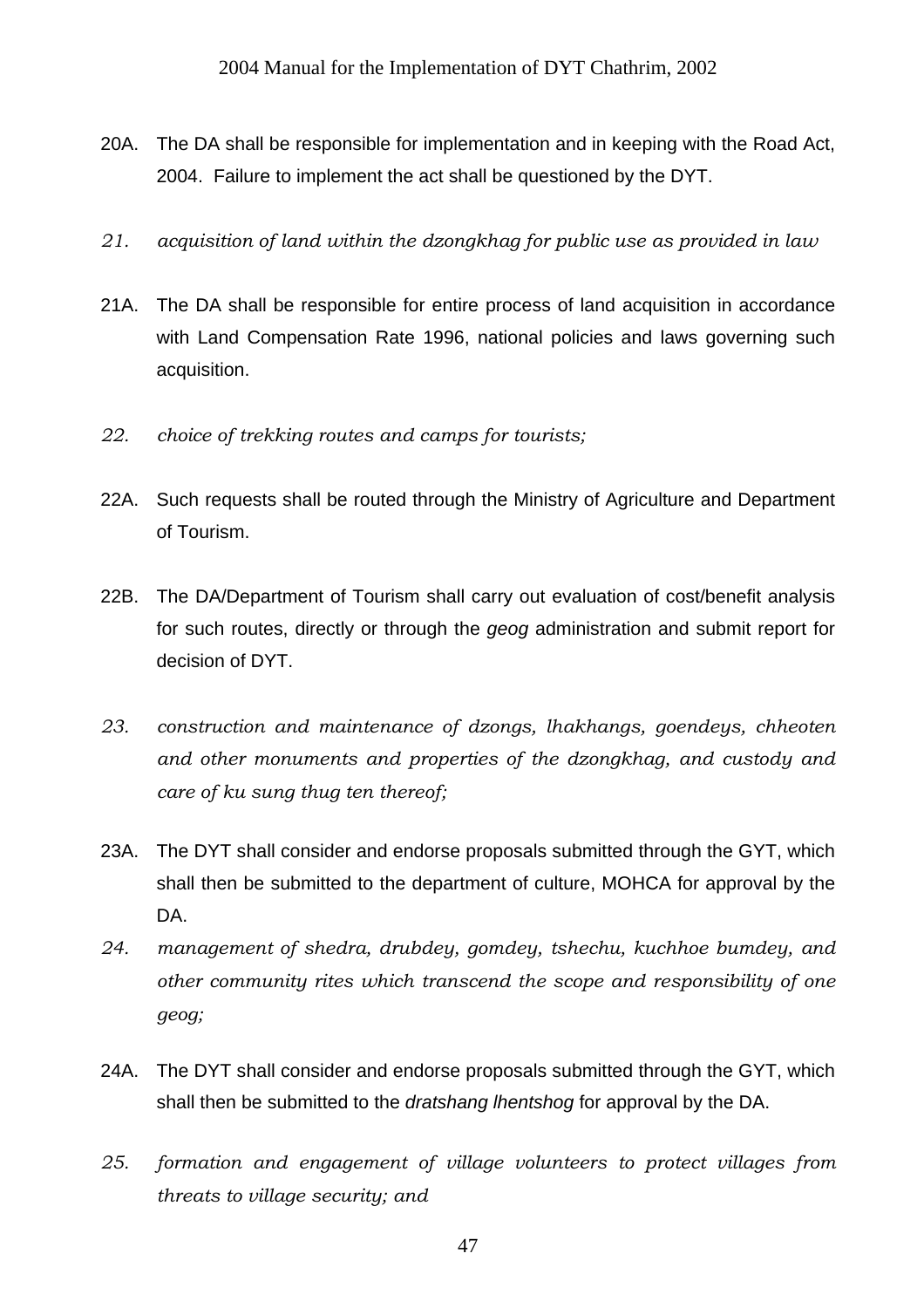20A. The DA shall be responsible for implementation and in keeping with the Road Act, 2004. Failure to implement the act shall be questioned by the DYT.

*21. acquisition of land within the dzongkhag for public use as provided in law*

21A. The DA shall be responsible for entire process of land acquisition in accordance with Land Compensation Rate 1996, national policies and laws governing such acquisition.

*22. choice of trekking routes and camps for tourists;*

22A. Such requests shall be routed through the Ministry of Agriculture and Department of Tourism.

22B. The DA/Department of Tourism shall carry out evaluation of cost/benefit analysis for such routes, directly or through the *geog* administration and submit report for decision of DYT.

*23. construction and maintenance of dzongs, lhakhangs, goendeys, chheoten and other monuments and properties of the dzongkhag, and custody and care of ku sung thug ten thereof;*

23A. The DYT shall consider and endorse proposals submitted through the GYT, which shall then be submitted to the department of culture, MOHCA for approval by the DA.

*24. management of shedra, drubdey, gomdey, tshechu, kuchhoe bumdey, and other community rites which transcend the scope and responsibility of one geog;*

24A. The DYT shall consider and endorse proposals submitted through the GYT, which shall then be submitted to the *dratshang lhentshog* for approval by the DA.

*25. formation and engagement of village volunteers to protect villages from threats to village security; and*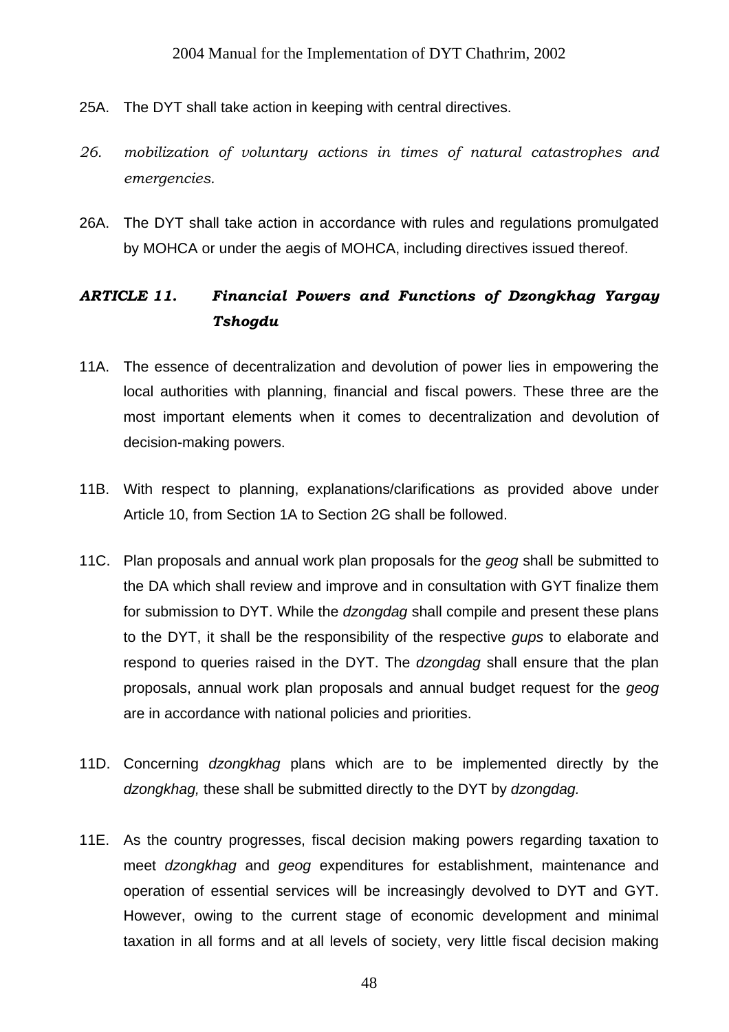25A. The DYT shall take action in keeping with central directives.

*26. mobilization of voluntary actions in times of natural catastrophes and emergencies.*

26A. The DYT shall take action in accordance with rules and regulations promulgated by MOHCA or under the aegis of MOHCA, including directives issued thereof.

## *ARTICLE 11. Financial Powers and Functions of Dzongkhag Yargay Tshogdu*

11A. The essence of decentralization and devolution of power lies in empowering the local authorities with planning, financial and fiscal powers. These three are the most important elements when it comes to decentralization and devolution of decision-making powers.

11B. With respect to planning, explanations/clarifications as provided above under Article 10, from Section 1A to Section 2G shall be followed.

11C. Plan proposals and annual work plan proposals for the *geog* shall be submitted to the DA which shall review and improve and in consultation with GYT finalize them for submission to DYT. While the *dzongdag* shall compile and present these plans to the DYT, it shall be the responsibility of the respective *gups* to elaborate and respond to queries raised in the DYT. The *dzongdag* shall ensure that the plan proposals, annual work plan proposals and annual budget request for the *geog* are in accordance with national policies and priorities.

11D. Concerning *dzongkhag* plans which are to be implemented directly by the *dzongkhag,* these shall be submitted directly to the DYT by *dzongdag.*

11E. As the country progresses, fiscal decision making powers regarding taxation to meet *dzongkhag* and *geog* expenditures for establishment, maintenance and operation of essential services will be increasingly devolved to DYT and GYT. However, owing to the current stage of economic development and minimal taxation in all forms and at all levels of society, very little fiscal decision making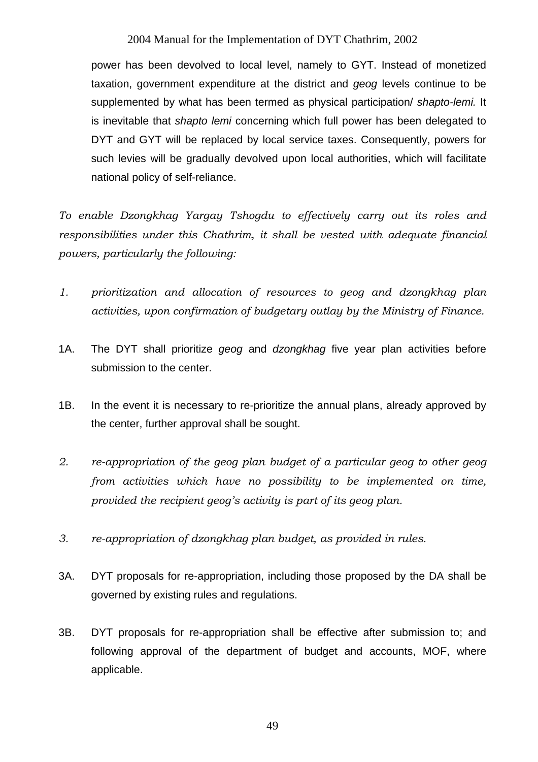power has been devolved to local level, namely to GYT. Instead of monetized taxation, government expenditure at the district and *geog* levels continue to be supplemented by what has been termed as physical participation/ *shapto-lemi.* It is inevitable that *shapto lemi* concerning which full power has been delegated to DYT and GYT will be replaced by local service taxes. Consequently, powers for such levies will be gradually devolved upon local authorities, which will facilitate national policy of self-reliance.

*To enable Dzongkhag Yargay Tshogdu to effectively carry out its roles and responsibilities under this Chathrim, it shall be vested with adequate financial powers, particularly the following:*

*1. prioritization and allocation of resources to geog and dzongkhag plan activities, upon confirmation of budgetary outlay by the Ministry of Finance.*

1A. The DYT shall prioritize *geog* and *dzongkhag* five year plan activities before submission to the center.

1B. In the event it is necessary to re-prioritize the annual plans, already approved by the center, further approval shall be sought.

*2. re-appropriation of the geog plan budget of a particular geog to other geog from activities which have no possibility to be implemented on time, provided the recipient geog's activity is part of its geog plan.*

*3. re-appropriation of dzongkhag plan budget, as provided in rules.*

3A. DYT proposals for re-appropriation, including those proposed by the DA shall be governed by existing rules and regulations.

3B. DYT proposals for re-appropriation shall be effective after submission to; and following approval of the department of budget and accounts, MOF, where applicable.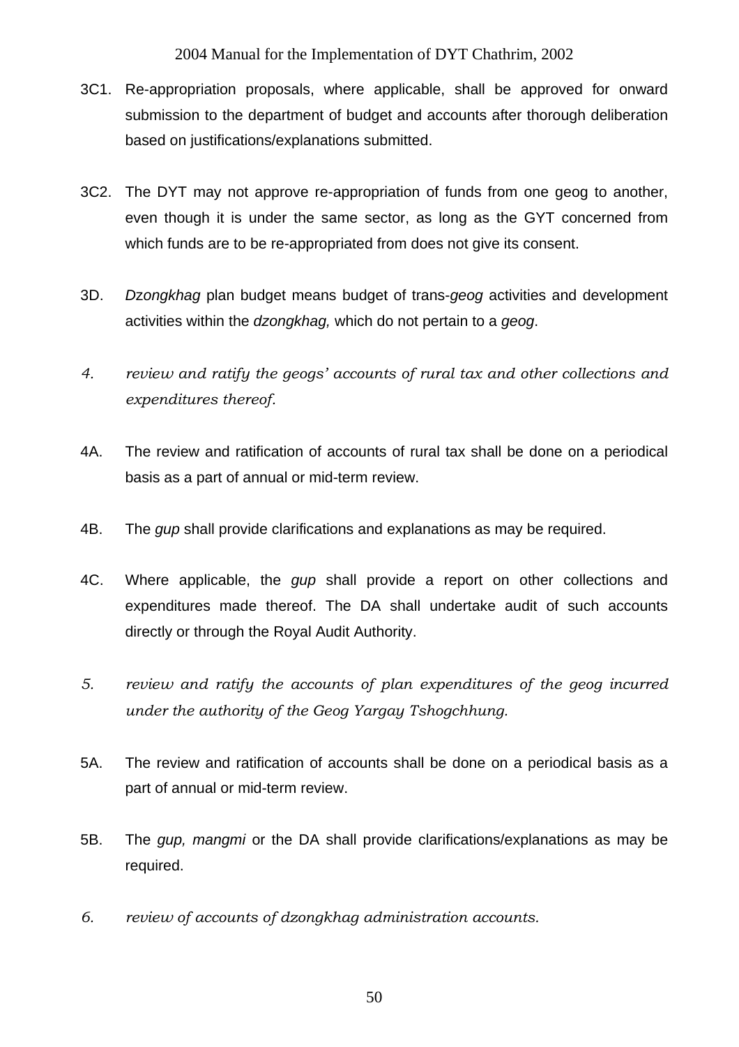3C1. Re-appropriation proposals, where applicable, shall be approved for onward submission to the department of budget and accounts after thorough deliberation based on justifications/explanations submitted.

3C2. The DYT may not approve re-appropriation of funds from one geog to another, even though it is under the same sector, as long as the GYT concerned from which funds are to be re-appropriated from does not give its consent.

3D. *Dzongkhag* plan budget means budget of trans-*geog* activities and development activities within the *dzongkhag,* which do not pertain to a *geog*.

*4. review and ratify the geogs' accounts of rural tax and other collections and expenditures thereof.*

4A. The review and ratification of accounts of rural tax shall be done on a periodical basis as a part of annual or mid-term review.

4B. The *gup* shall provide clarifications and explanations as may be required.

4C. Where applicable, the *gup* shall provide a report on other collections and expenditures made thereof. The DA shall undertake audit of such accounts directly or through the Royal Audit Authority.

*5. review and ratify the accounts of plan expenditures of the geog incurred under the authority of the Geog Yargay Tshogchhung.*

5A. The review and ratification of accounts shall be done on a periodical basis as a part of annual or mid-term review.

5B. The *gup, mangmi* or the DA shall provide clarifications/explanations as may be required.

*6. review of accounts of dzongkhag administration accounts.*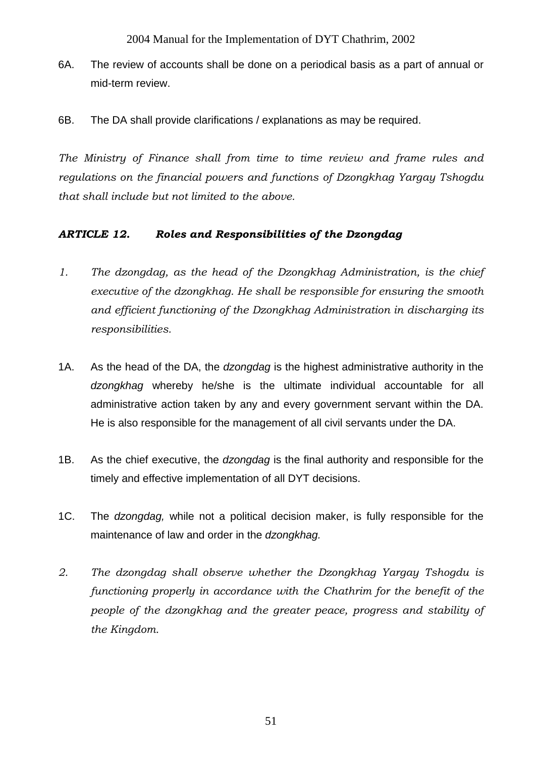6A. The review of accounts shall be done on a periodical basis as a part of annual or mid-term review.

6B. The DA shall provide clarifications / explanations as may be required.

*The Ministry of Finance shall from time to time review and frame rules and regulations on the financial powers and functions of Dzongkhag Yargay Tshogdu that shall include but not limited to the above.*

### *ARTICLE 12. Roles and Responsibilities of the Dzongdag*

*1. The dzongdag, as the head of the Dzongkhag Administration, is the chief executive of the dzongkhag. He shall be responsible for ensuring the smooth and efficient functioning of the Dzongkhag Administration in discharging its responsibilities.*

1A. As the head of the DA, the *dzongdag* is the highest administrative authority in the *dzongkhag* whereby he/she is the ultimate individual accountable for all administrative action taken by any and every government servant within the DA. He is also responsible for the management of all civil servants under the DA.

1B. As the chief executive, the *dzongdag* is the final authority and responsible for the timely and effective implementation of all DYT decisions.

1C. The *dzongdag,* while not a political decision maker, is fully responsible for the maintenance of law and order in the *dzongkhag.*

*2. The dzongdag shall observe whether the Dzongkhag Yargay Tshogdu is functioning properly in accordance with the Chathrim for the benefit of the people of the dzongkhag and the greater peace, progress and stability of the Kingdom.*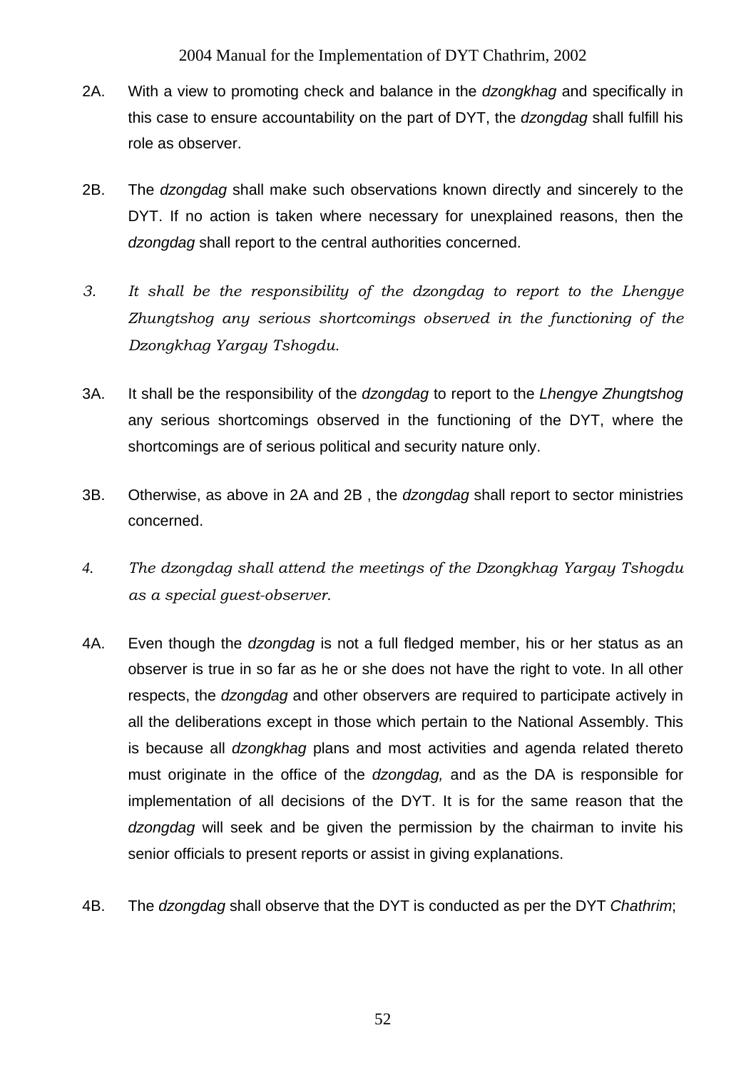2A. With a view to promoting check and balance in the *dzongkhag* and specifically in this case to ensure accountability on the part of DYT, the *dzongdag* shall fulfill his role as observer.

2B. The *dzongdag* shall make such observations known directly and sincerely to the DYT. If no action is taken where necessary for unexplained reasons, then the *dzongdag* shall report to the central authorities concerned.

*3. It shall be the responsibility of the dzongdag to report to the Lhengye Zhungtshog any serious shortcomings observed in the functioning of the Dzongkhag Yargay Tshogdu.*

3A. It shall be the responsibility of the *dzongdag* to report to the *Lhengye Zhungtshog* any serious shortcomings observed in the functioning of the DYT, where the shortcomings are of serious political and security nature only.

3B. Otherwise, as above in 2A and 2B , the *dzongdag* shall report to sector ministries concerned.

*4. The dzongdag shall attend the meetings of the Dzongkhag Yargay Tshogdu as a special guest-observer.*

4A. Even though the *dzongdag* is not a full fledged member, his or her status as an observer is true in so far as he or she does not have the right to vote. In all other respects, the *dzongdag* and other observers are required to participate actively in all the deliberations except in those which pertain to the National Assembly. This is because all *dzongkhag* plans and most activities and agenda related thereto must originate in the office of the *dzongdag,* and as the DA is responsible for implementation of all decisions of the DYT. It is for the same reason that the *dzongdag* will seek and be given the permission by the chairman to invite his senior officials to present reports or assist in giving explanations.

4B. The *dzongdag* shall observe that the DYT is conducted as per the DYT *Chathrim*;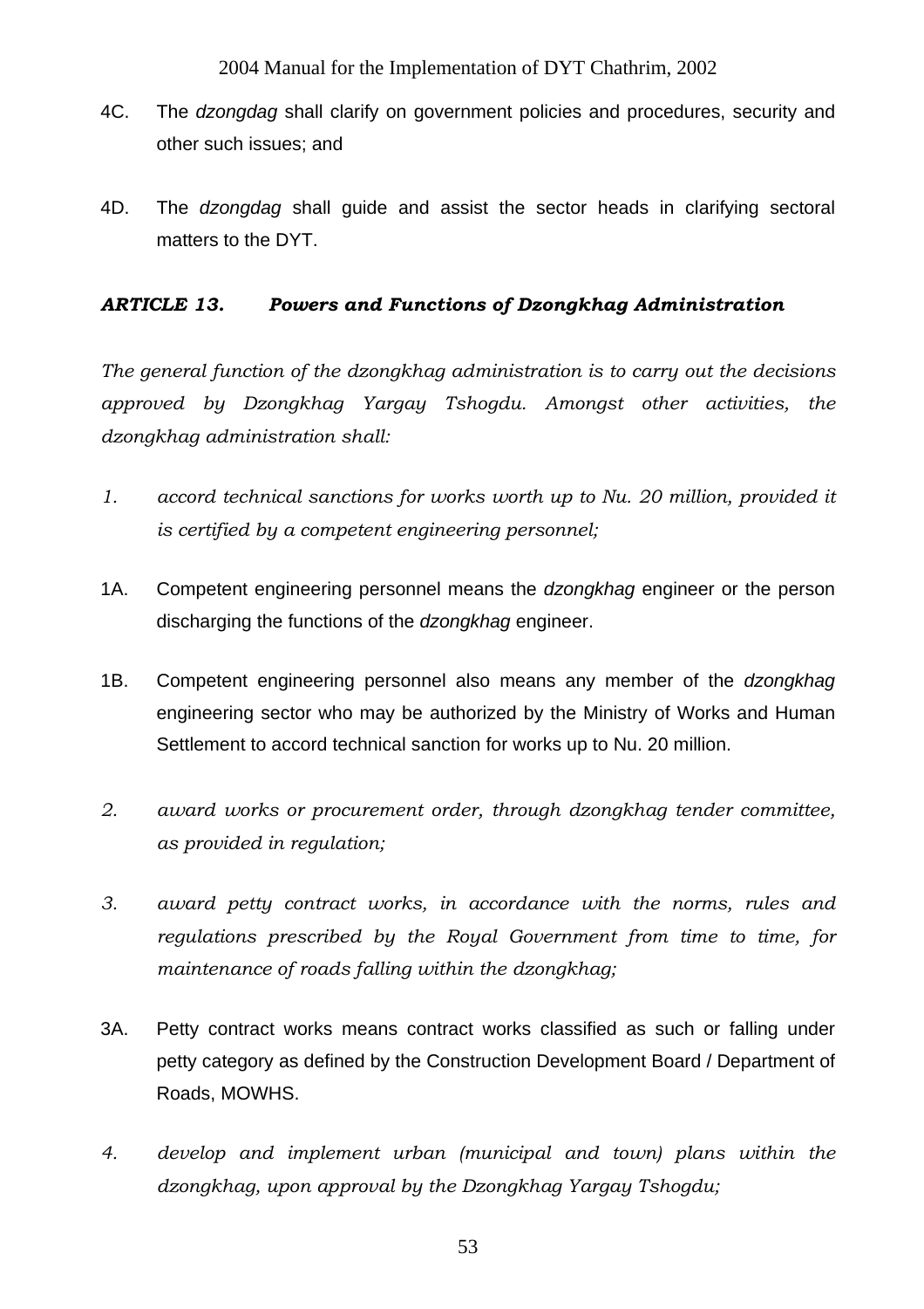4C. The *dzongdag* shall clarify on government policies and procedures, security and other such issues; and

4D. The *dzongdag* shall guide and assist the sector heads in clarifying sectoral matters to the DYT.

### *ARTICLE 13. Powers and Functions of Dzongkhag Administration*

*The general function of the dzongkhag administration is to carry out the decisions approved by Dzongkhag Yargay Tshogdu. Amongst other activities, the dzongkhag administration shall:*

*1. accord technical sanctions for works worth up to Nu. 20 million, provided it is certified by a competent engineering personnel;*

1A. Competent engineering personnel means the *dzongkhag* engineer or the person discharging the functions of the *dzongkhag* engineer.

1B. Competent engineering personnel also means any member of the *dzongkhag* engineering sector who may be authorized by the Ministry of Works and Human Settlement to accord technical sanction for works up to Nu. 20 million.

*2. award works or procurement order, through dzongkhag tender committee, as provided in regulation;*

*3. award petty contract works, in accordance with the norms, rules and regulations prescribed by the Royal Government from time to time, for maintenance of roads falling within the dzongkhag;*

3A. Petty contract works means contract works classified as such or falling under petty category as defined by the Construction Development Board / Department of Roads, MOWHS.

*4. develop and implement urban (municipal and town) plans within the dzongkhag, upon approval by the Dzongkhag Yargay Tshogdu;*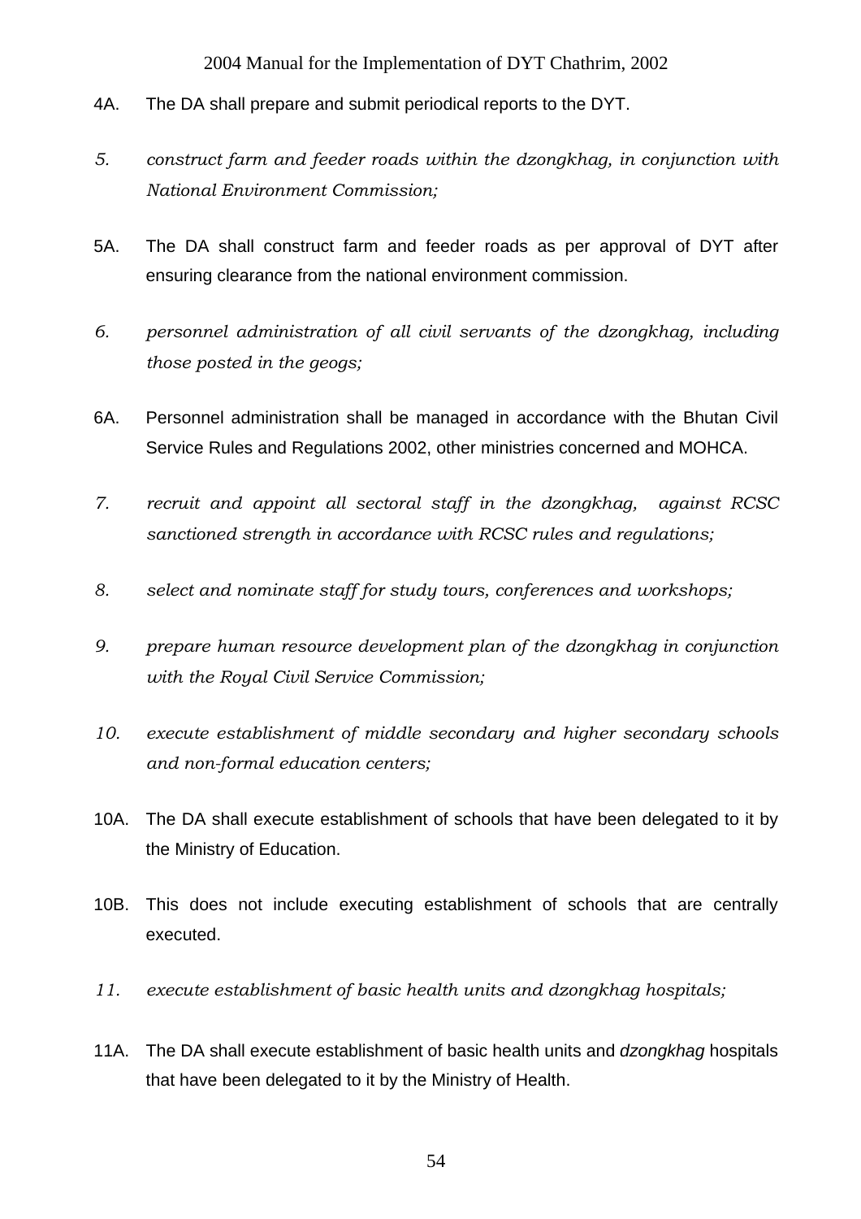4A. The DA shall prepare and submit periodical reports to the DYT.

5. *construct farm and feeder roads within the dzongkhag, in conjunction with National Environment Commission;*

5A. The DA shall construct farm and feeder roads as per approval of DYT after ensuring clearance from the national environment commission.

6. *personnel administration of all civil servants of the dzongkhag, including those posted in the geogs;*

6A. Personnel administration shall be managed in accordance with the Bhutan Civil Service Rules and Regulations 2002, other ministries concerned and MOHCA.

7. *recruit and appoint all sectoral staff in the dzongkhag, against RCSC sanctioned strength in accordance with RCSC rules and regulations;*

8. *select and nominate staff for study tours, conferences and workshops;*

9. *prepare human resource development plan of the dzongkhag in conjunction with the Royal Civil Service Commission;*

10. *execute establishment of middle secondary and higher secondary schools and non-formal education centers;*

10A. The DA shall execute establishment of schools that have been delegated to it by the Ministry of Education.

10B. This does not include executing establishment of schools that are centrally executed.

11. *execute establishment of basic health units and dzongkhag hospitals;*

11A. The DA shall execute establishment of basic health units and *dzongkhag* hospitals that have been delegated to it by the Ministry of Health.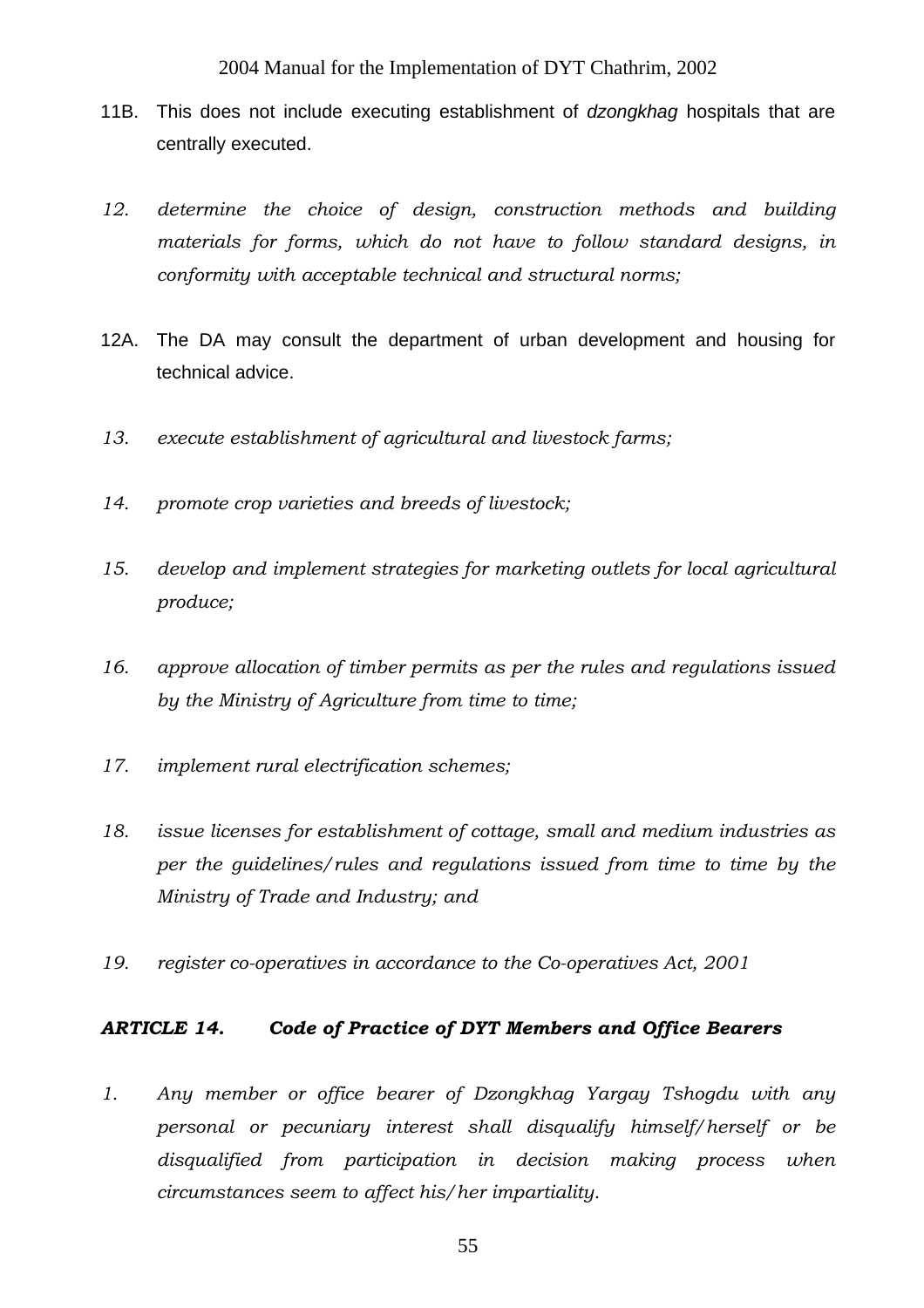11B. This does not include executing establishment of *dzongkhag* hospitals that are centrally executed.

*12. determine the choice of design, construction methods and building materials for forms, which do not have to follow standard designs, in conformity with acceptable technical and structural norms;*

12A. The DA may consult the department of urban development and housing for technical advice.

*13. execute establishment of agricultural and livestock farms;*

*14. promote crop varieties and breeds of livestock;*

*15. develop and implement strategies for marketing outlets for local agricultural produce;*

*16. approve allocation of timber permits as per the rules and regulations issued by the Ministry of Agriculture from time to time;*

*17. implement rural electrification schemes;*

*18. issue licenses for establishment of cottage, small and medium industries as per the guidelines/rules and regulations issued from time to time by the Ministry of Trade and Industry; and*

*19. register co-operatives in accordance to the Co-operatives Act, 2001*

### ***ARTICLE 14. Code of Practice of DYT Members and Office Bearers***

*1. Any member or office bearer of Dzongkhag Yargay Tshogdu with any personal or pecuniary interest shall disqualify himself/herself or be disqualified from participation in decision making process when circumstances seem to affect his/her impartiality.*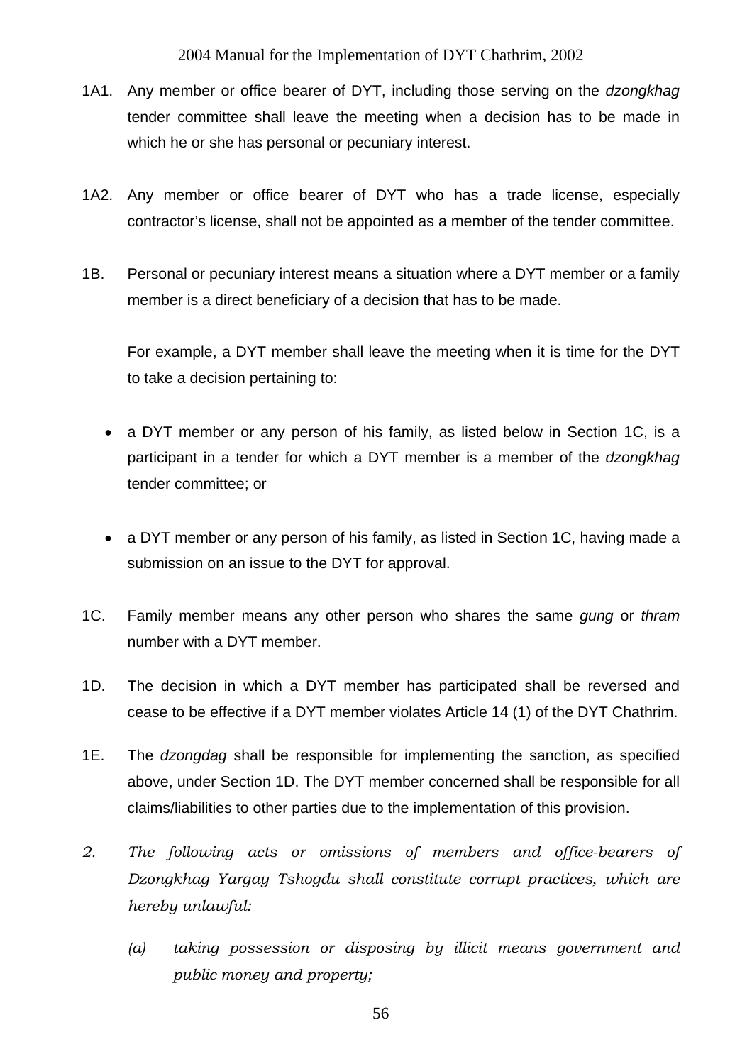1A1. Any member or office bearer of DYT, including those serving on the *dzongkhag* tender committee shall leave the meeting when a decision has to be made in which he or she has personal or pecuniary interest.

1A2. Any member or office bearer of DYT who has a trade license, especially contractor's license, shall not be appointed as a member of the tender committee.

1B. Personal or pecuniary interest means a situation where a DYT member or a family member is a direct beneficiary of a decision that has to be made.

For example, a DYT member shall leave the meeting when it is time for the DYT to take a decision pertaining to:

- a DYT member or any person of his family, as listed below in Section 1C, is a participant in a tender for which a DYT member is a member of the *dzongkhag* tender committee; or
- a DYT member or any person of his family, as listed in Section 1C, having made a submission on an issue to the DYT for approval.

1C. Family member means any other person who shares the same *gung* or *thram* number with a DYT member.

1D. The decision in which a DYT member has participated shall be reversed and cease to be effective if a DYT member violates Article 14 (1) of the DYT Chathrim.

1E. The *dzongdag* shall be responsible for implementing the sanction, as specified above, under Section 1D. The DYT member concerned shall be responsible for all claims/liabilities to other parties due to the implementation of this provision.

*2. The following acts or omissions of members and office-bearers of Dzongkhag Yargay Tshogdu shall constitute corrupt practices, which are hereby unlawful:*

*(a) taking possession or disposing by illicit means government and public money and property;*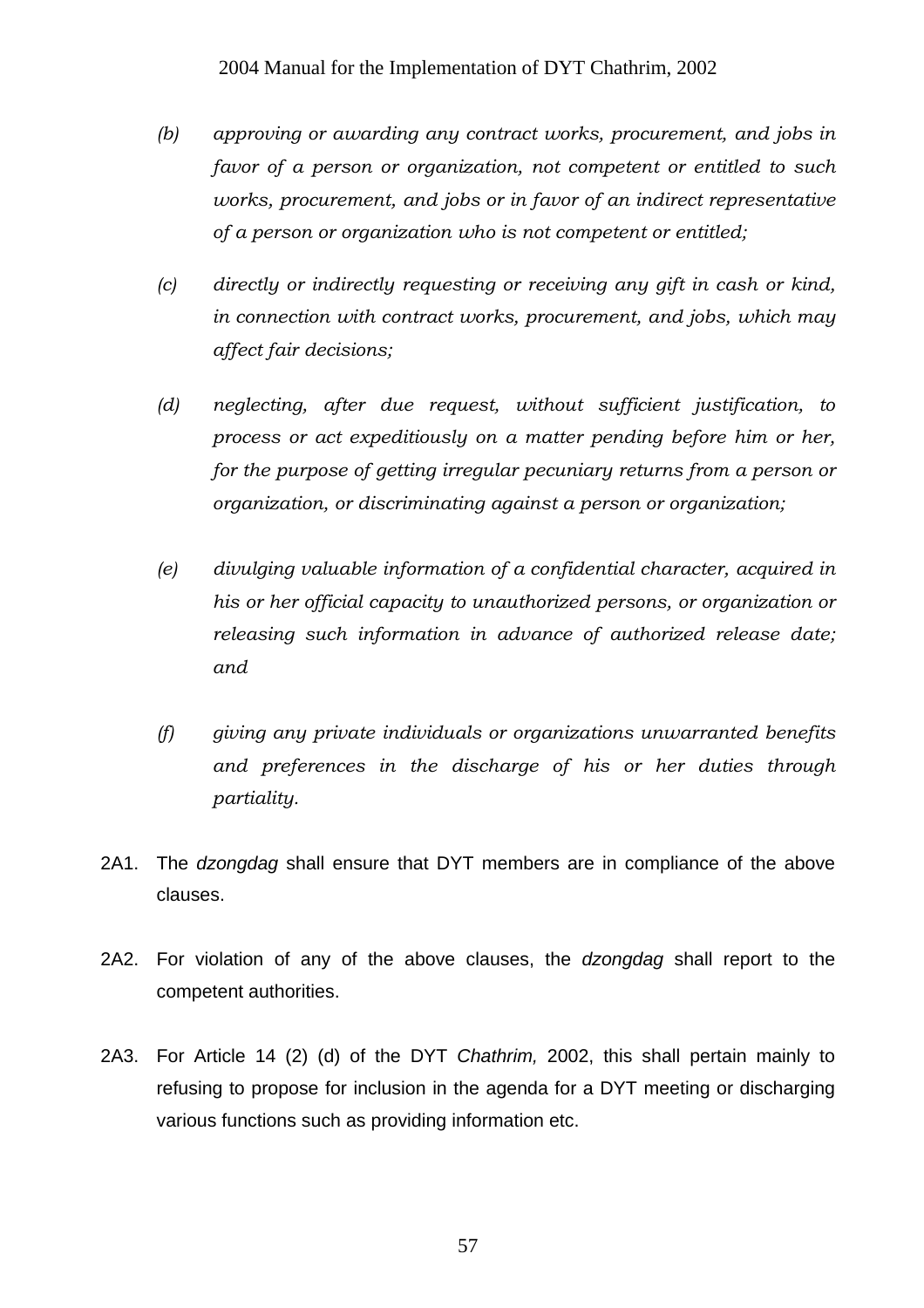*(b)* *approving or awarding any contract works, procurement, and jobs in favor of a person or organization, not competent or entitled to such works, procurement, and jobs or in favor of an indirect representative of a person or organization who is not competent or entitled;*

*(c)* *directly or indirectly requesting or receiving any gift in cash or kind, in connection with contract works, procurement, and jobs, which may affect fair decisions;*

*(d)* *neglecting, after due request, without sufficient justification, to process or act expeditiously on a matter pending before him or her, for the purpose of getting irregular pecuniary returns from a person or organization, or discriminating against a person or organization;*

*(e)* *divulging valuable information of a confidential character, acquired in his or her official capacity to unauthorized persons, or organization or releasing such information in advance of authorized release date; and*

*(f)* *giving any private individuals or organizations unwarranted benefits and preferences in the discharge of his or her duties through partiality.*

2A1. The *dzongdag* shall ensure that DYT members are in compliance of the above clauses.

2A2. For violation of any of the above clauses, the *dzongdag* shall report to the competent authorities.

2A3. For Article 14 (2) (d) of the DYT *Chathrim,* 2002, this shall pertain mainly to refusing to propose for inclusion in the agenda for a DYT meeting or discharging various functions such as providing information etc.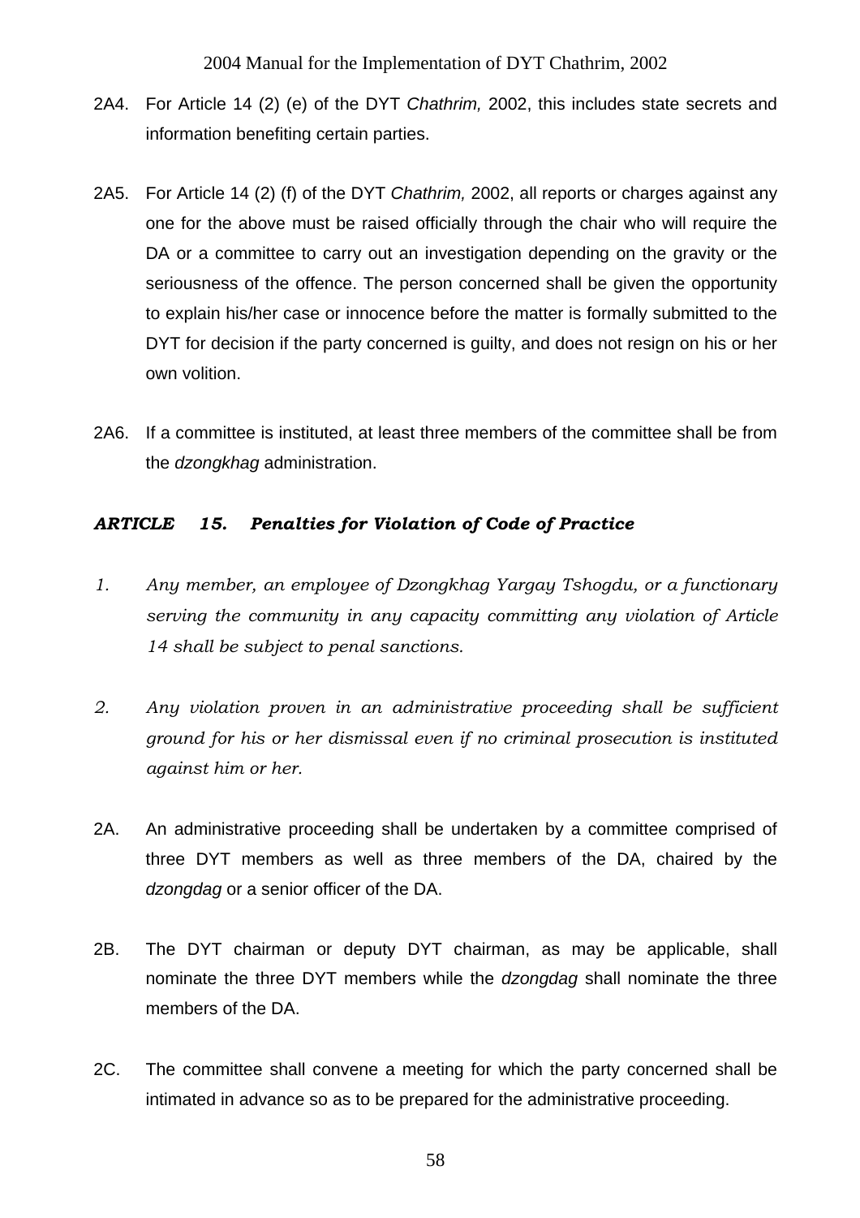2A4. For Article 14 (2) (e) of the DYT *Chathrim,* 2002, this includes state secrets and information benefiting certain parties.

2A5. For Article 14 (2) (f) of the DYT *Chathrim,* 2002, all reports or charges against any one for the above must be raised officially through the chair who will require the DA or a committee to carry out an investigation depending on the gravity or the seriousness of the offence. The person concerned shall be given the opportunity to explain his/her case or innocence before the matter is formally submitted to the DYT for decision if the party concerned is guilty, and does not resign on his or her own volition.

2A6. If a committee is instituted, at least three members of the committee shall be from the *dzongkhag* administration.

### *ARTICLE 15. Penalties for Violation of Code of Practice*

*1. Any member, an employee of Dzongkhag Yargay Tshogdu, or a functionary serving the community in any capacity committing any violation of Article 14 shall be subject to penal sanctions.*

*2. Any violation proven in an administrative proceeding shall be sufficient ground for his or her dismissal even if no criminal prosecution is instituted against him or her.*

2A. An administrative proceeding shall be undertaken by a committee comprised of three DYT members as well as three members of the DA, chaired by the *dzongdag* or a senior officer of the DA.

2B. The DYT chairman or deputy DYT chairman, as may be applicable, shall nominate the three DYT members while the *dzongdag* shall nominate the three members of the DA.

2C. The committee shall convene a meeting for which the party concerned shall be intimated in advance so as to be prepared for the administrative proceeding.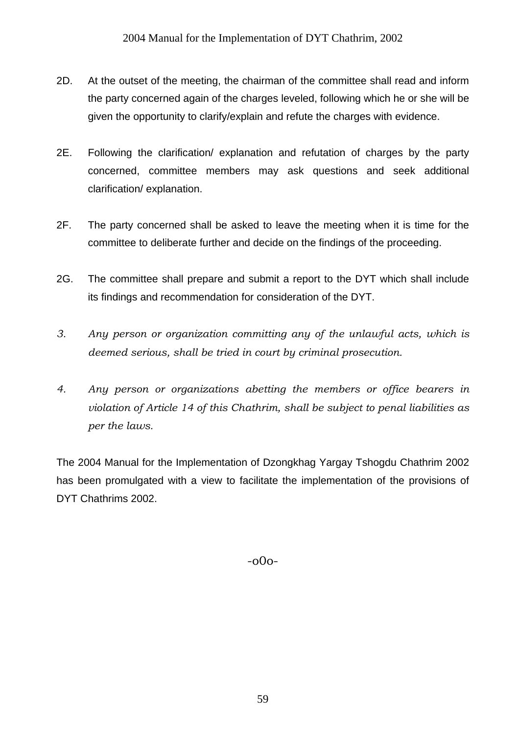2D. At the outset of the meeting, the chairman of the committee shall read and inform the party concerned again of the charges leveled, following which he or she will be given the opportunity to clarify/explain and refute the charges with evidence.

2E. Following the clarification/ explanation and refutation of charges by the party concerned, committee members may ask questions and seek additional clarification/ explanation.

2F. The party concerned shall be asked to leave the meeting when it is time for the committee to deliberate further and decide on the findings of the proceeding.

2G. The committee shall prepare and submit a report to the DYT which shall include its findings and recommendation for consideration of the DYT.

*3. Any person or organization committing any of the unlawful acts, which is deemed serious, shall be tried in court by criminal prosecution.*

*4. Any person or organizations abetting the members or office bearers in violation of Article 14 of this Chathrim, shall be subject to penal liabilities as per the laws.*

The 2004 Manual for the Implementation of Dzongkhag Yargay Tshogdu Chathrim 2002 has been promulgated with a view to facilitate the implementation of the provisions of DYT Chathrims 2002.

-o0o-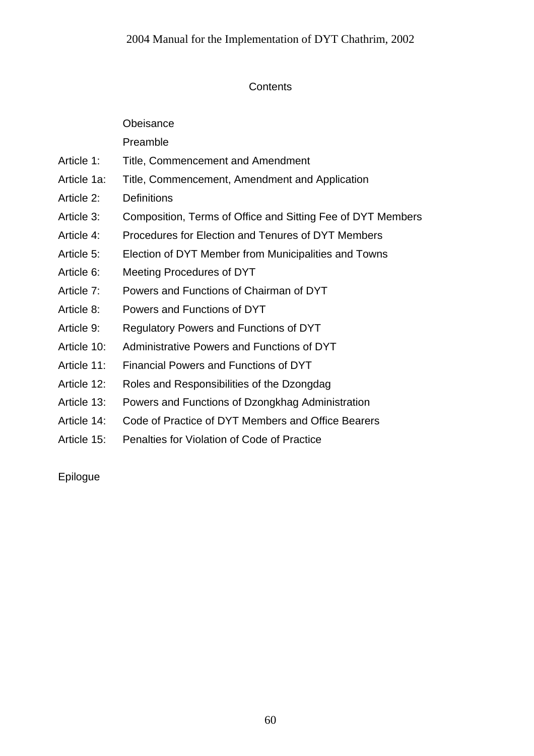## Contents

Obeisance

Preamble

Article 1: Title, Commencement and Amendment

Article 1a: Title, Commencement, Amendment and Application

Article 2: Definitions

Article 3: Composition, Terms of Office and Sitting Fee of DYT Members

Article 4: Procedures for Election and Tenures of DYT Members

Article 5: Election of DYT Member from Municipalities and Towns

Article 6: Meeting Procedures of DYT

Article 7: Powers and Functions of Chairman of DYT

Article 8: Powers and Functions of DYT

Article 9: Regulatory Powers and Functions of DYT

Article 10: Administrative Powers and Functions of DYT

Article 11: Financial Powers and Functions of DYT

Article 12: Roles and Responsibilities of the Dzongdag

Article 13: Powers and Functions of Dzongkhag Administration

Article 14: Code of Practice of DYT Members and Office Bearers

Article 15: Penalties for Violation of Code of Practice

Epilogue